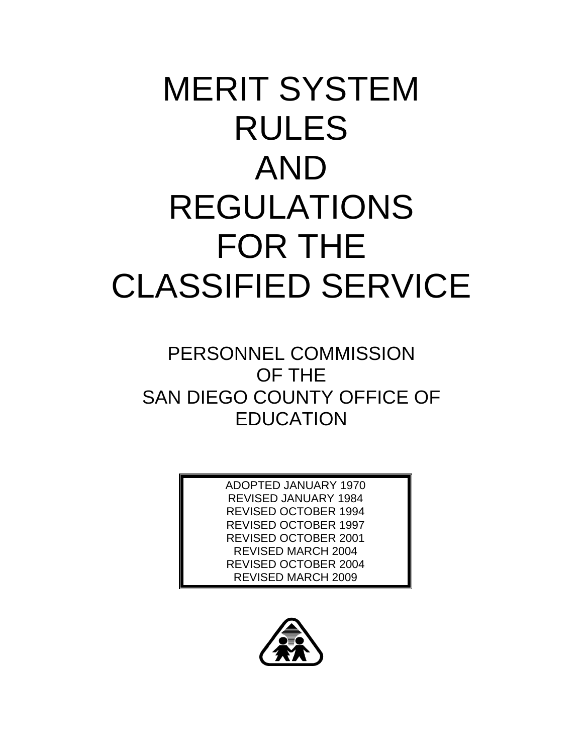# MERIT SYSTEM RULES AND REGULATIONS FOR THE CLASSIFIED SERVICE

## PERSONNEL COMMISSION OF THE SAN DIEGO COUNTY OFFICE OF EDUCATION

ADOPTED JANUARY 1970
REVISED JANUARY 1984
REVISED OCTOBER 1994
REVISED OCTOBER 1997
REVISED OCTOBER 2001
REVISED MARCH 2004
REVISED OCTOBER 2004
REVISED MARCH 2009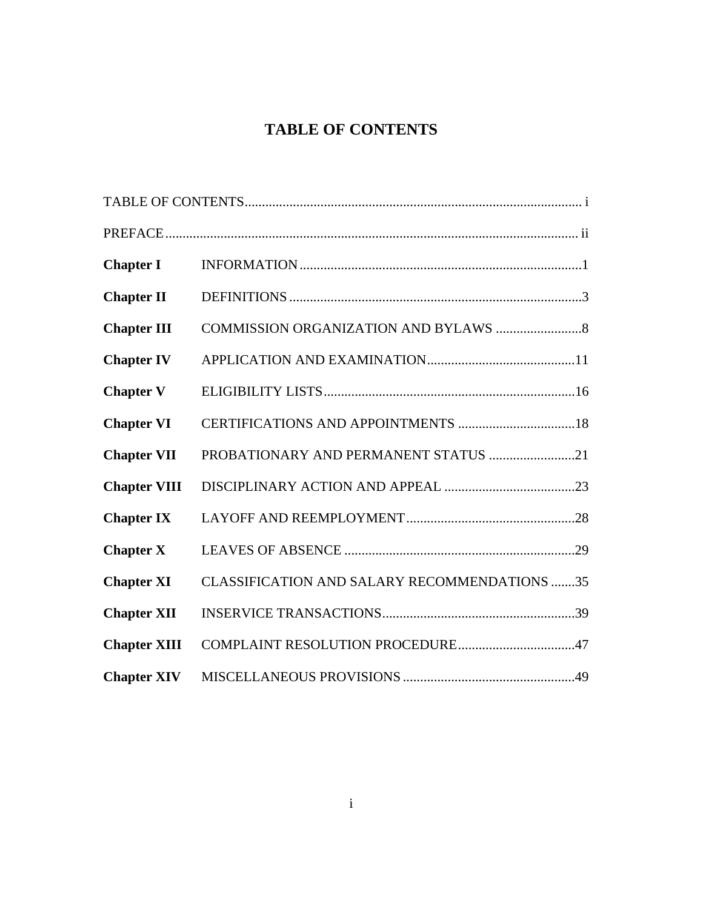# TABLE OF CONTENTS

| | | |
|---|---|---|
| TABLE OF CONTENTS | | i |
| PREFACE | | ii |
| **Chapter I** | INFORMATION | 1 |
| **Chapter II** | DEFINITIONS | 3 |
| **Chapter III** | COMMISSION ORGANIZATION AND BYLAWS | 8 |
| **Chapter IV** | APPLICATION AND EXAMINATION | 11 |
| **Chapter V** | ELIGIBILITY LISTS | 16 |
| **Chapter VI** | CERTIFICATIONS AND APPOINTMENTS | 18 |
| **Chapter VII** | PROBATIONARY AND PERMANENT STATUS | 21 |
| **Chapter VIII** | DISCIPLINARY ACTION AND APPEAL | 23 |
| **Chapter IX** | LAYOFF AND REEMPLOYMENT | 28 |
| **Chapter X** | LEAVES OF ABSENCE | 29 |
| **Chapter XI** | CLASSIFICATION AND SALARY RECOMMENDATIONS | 35 |
| **Chapter XII** | INSERVICE TRANSACTIONS | 39 |
| **Chapter XIII** | COMPLAINT RESOLUTION PROCEDURE | 47 |
| **Chapter XIV** | MISCELLANEOUS PROVISIONS | 49 |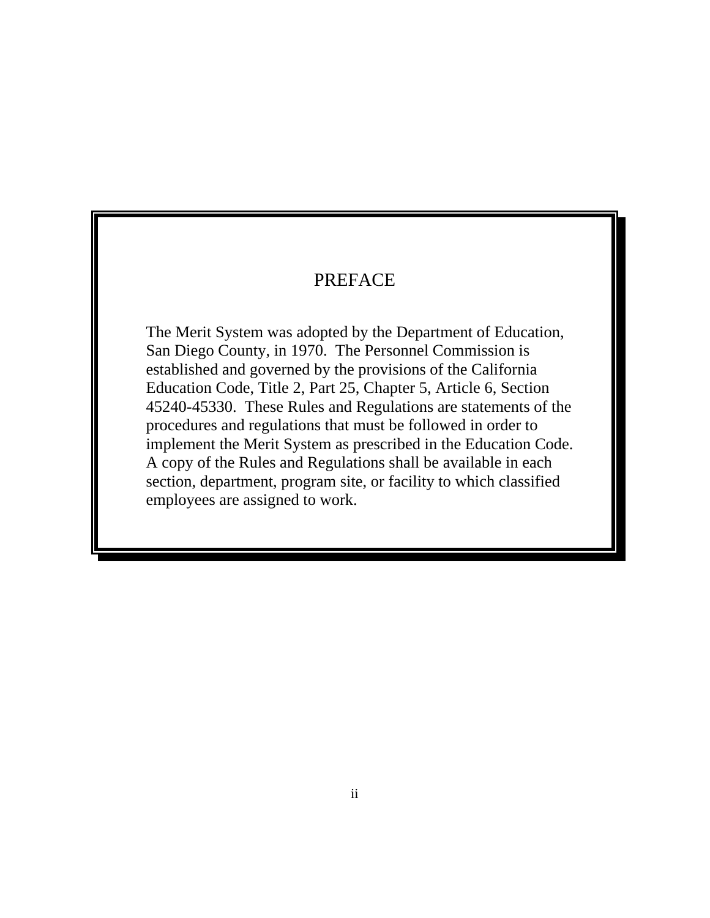# PREFACE

The Merit System was adopted by the Department of Education, San Diego County, in 1970. The Personnel Commission is established and governed by the provisions of the California Education Code, Title 2, Part 25, Chapter 5, Article 6, Section 45240-45330. These Rules and Regulations are statements of the procedures and regulations that must be followed in order to implement the Merit System as prescribed in the Education Code. A copy of the Rules and Regulations shall be available in each section, department, program site, or facility to which classified employees are assigned to work.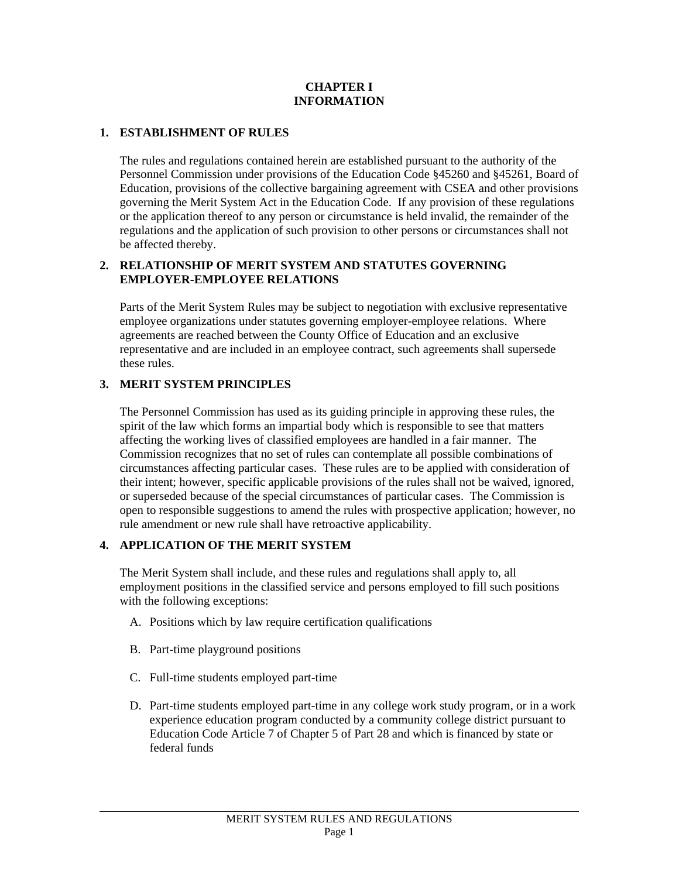# CHAPTER I
# INFORMATION

## 1. ESTABLISHMENT OF RULES

The rules and regulations contained herein are established pursuant to the authority of the Personnel Commission under provisions of the Education Code §45260 and §45261, Board of Education, provisions of the collective bargaining agreement with CSEA and other provisions governing the Merit System Act in the Education Code. If any provision of these regulations or the application thereof to any person or circumstance is held invalid, the remainder of the regulations and the application of such provision to other persons or circumstances shall not be affected thereby.

## 2. RELATIONSHIP OF MERIT SYSTEM AND STATUTES GOVERNING EMPLOYER-EMPLOYEE RELATIONS

Parts of the Merit System Rules may be subject to negotiation with exclusive representative employee organizations under statutes governing employer-employee relations. Where agreements are reached between the County Office of Education and an exclusive representative and are included in an employee contract, such agreements shall supersede these rules.

## 3. MERIT SYSTEM PRINCIPLES

The Personnel Commission has used as its guiding principle in approving these rules, the spirit of the law which forms an impartial body which is responsible to see that matters affecting the working lives of classified employees are handled in a fair manner. The Commission recognizes that no set of rules can contemplate all possible combinations of circumstances affecting particular cases. These rules are to be applied with consideration of their intent; however, specific applicable provisions of the rules shall not be waived, ignored, or superseded because of the special circumstances of particular cases. The Commission is open to responsible suggestions to amend the rules with prospective application; however, no rule amendment or new rule shall have retroactive applicability.

## 4. APPLICATION OF THE MERIT SYSTEM

The Merit System shall include, and these rules and regulations shall apply to, all employment positions in the classified service and persons employed to fill such positions with the following exceptions:

A. Positions which by law require certification qualifications

B. Part-time playground positions

C. Full-time students employed part-time

D. Part-time students employed part-time in any college work study program, or in a work experience education program conducted by a community college district pursuant to Education Code Article 7 of Chapter 5 of Part 28 and which is financed by state or federal funds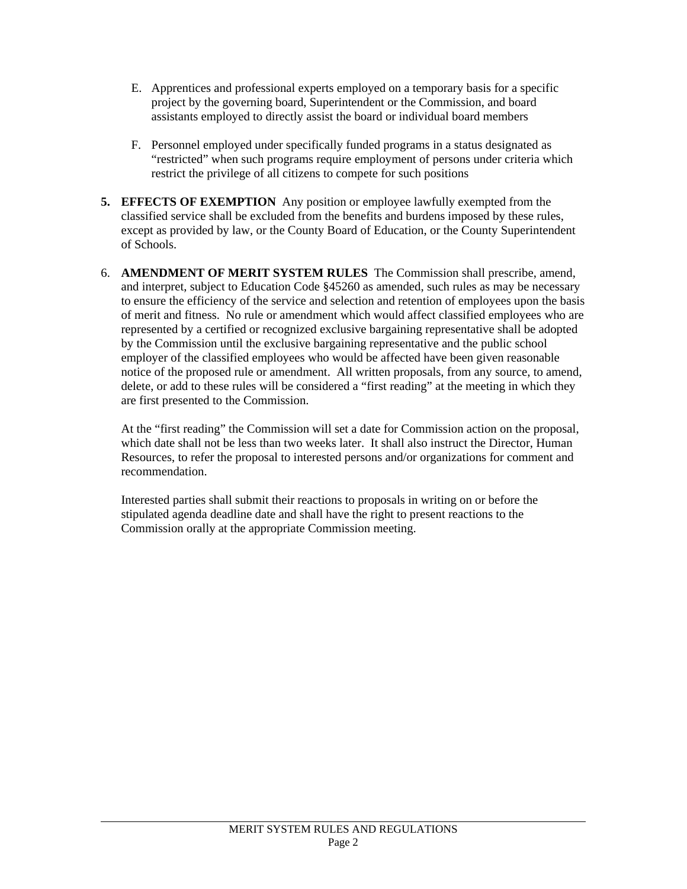E. Apprentices and professional experts employed on a temporary basis for a specific project by the governing board, Superintendent or the Commission, and board assistants employed to directly assist the board or individual board members

F. Personnel employed under specifically funded programs in a status designated as "restricted" when such programs require employment of persons under criteria which restrict the privilege of all citizens to compete for such positions

5. **EFFECTS OF EXEMPTION** Any position or employee lawfully exempted from the classified service shall be excluded from the benefits and burdens imposed by these rules, except as provided by law, or the County Board of Education, or the County Superintendent of Schools.

6. **AMENDMENT OF MERIT SYSTEM RULES** The Commission shall prescribe, amend, and interpret, subject to Education Code §45260 as amended, such rules as may be necessary to ensure the efficiency of the service and selection and retention of employees upon the basis of merit and fitness. No rule or amendment which would affect classified employees who are represented by a certified or recognized exclusive bargaining representative shall be adopted by the Commission until the exclusive bargaining representative and the public school employer of the classified employees who would be affected have been given reasonable notice of the proposed rule or amendment. All written proposals, from any source, to amend, delete, or add to these rules will be considered a "first reading" at the meeting in which they are first presented to the Commission.

   At the "first reading" the Commission will set a date for Commission action on the proposal, which date shall not be less than two weeks later. It shall also instruct the Director, Human Resources, to refer the proposal to interested persons and/or organizations for comment and recommendation.

   Interested parties shall submit their reactions to proposals in writing on or before the stipulated agenda deadline date and shall have the right to present reactions to the Commission orally at the appropriate Commission meeting.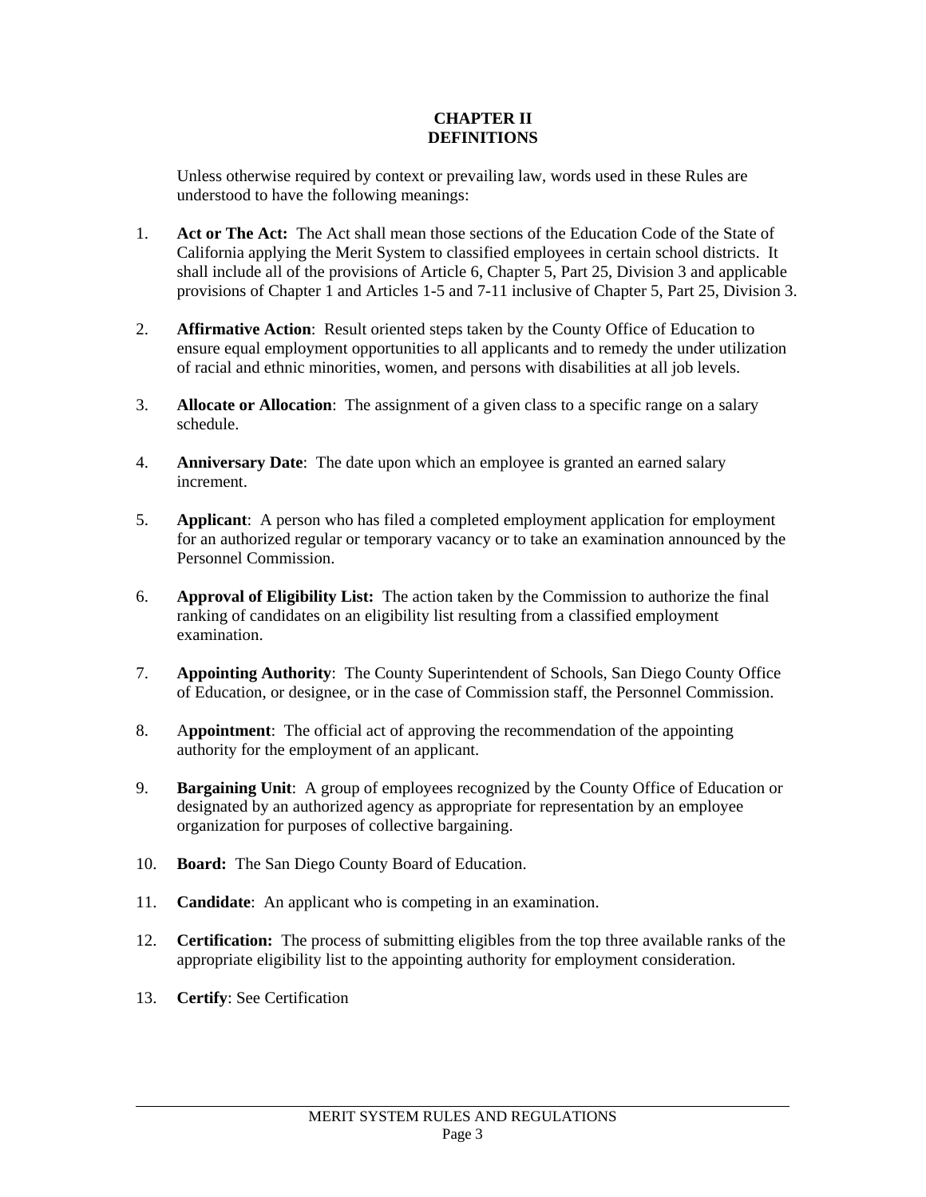# CHAPTER II
# DEFINITIONS

Unless otherwise required by context or prevailing law, words used in these Rules are understood to have the following meanings:

1. **Act or The Act:** The Act shall mean those sections of the Education Code of the State of California applying the Merit System to classified employees in certain school districts. It shall include all of the provisions of Article 6, Chapter 5, Part 25, Division 3 and applicable provisions of Chapter 1 and Articles 1-5 and 7-11 inclusive of Chapter 5, Part 25, Division 3.

2. **Affirmative Action**: Result oriented steps taken by the County Office of Education to ensure equal employment opportunities to all applicants and to remedy the under utilization of racial and ethnic minorities, women, and persons with disabilities at all job levels.

3. **Allocate or Allocation**: The assignment of a given class to a specific range on a salary schedule.

4. **Anniversary Date**: The date upon which an employee is granted an earned salary increment.

5. **Applicant**: A person who has filed a completed employment application for employment for an authorized regular or temporary vacancy or to take an examination announced by the Personnel Commission.

6. **Approval of Eligibility List:** The action taken by the Commission to authorize the final ranking of candidates on an eligibility list resulting from a classified employment examination.

7. **Appointing Authority**: The County Superintendent of Schools, San Diego County Office of Education, or designee, or in the case of Commission staff, the Personnel Commission.

8. A**ppointment**: The official act of approving the recommendation of the appointing authority for the employment of an applicant.

9. **Bargaining Unit**: A group of employees recognized by the County Office of Education or designated by an authorized agency as appropriate for representation by an employee organization for purposes of collective bargaining.

10. **Board:** The San Diego County Board of Education.

11. **Candidate**: An applicant who is competing in an examination.

12. **Certification:** The process of submitting eligibles from the top three available ranks of the appropriate eligibility list to the appointing authority for employment consideration.

13. **Certify**: See Certification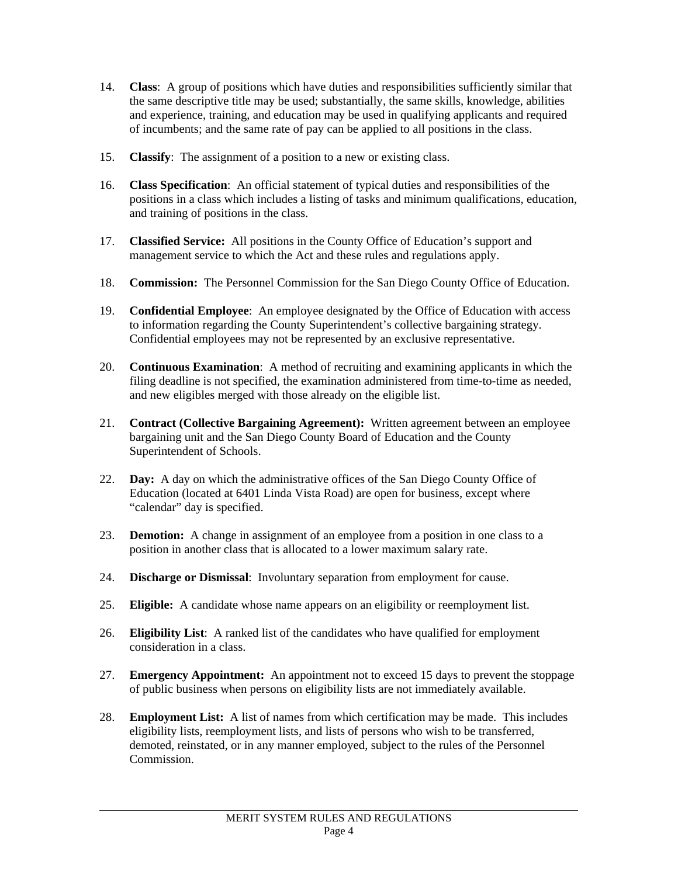14. **Class**: A group of positions which have duties and responsibilities sufficiently similar that the same descriptive title may be used; substantially, the same skills, knowledge, abilities and experience, training, and education may be used in qualifying applicants and required of incumbents; and the same rate of pay can be applied to all positions in the class.

15. **Classify**: The assignment of a position to a new or existing class.

16. **Class Specification**: An official statement of typical duties and responsibilities of the positions in a class which includes a listing of tasks and minimum qualifications, education, and training of positions in the class.

17. **Classified Service:** All positions in the County Office of Education's support and management service to which the Act and these rules and regulations apply.

18. **Commission:** The Personnel Commission for the San Diego County Office of Education.

19. **Confidential Employee**: An employee designated by the Office of Education with access to information regarding the County Superintendent's collective bargaining strategy. Confidential employees may not be represented by an exclusive representative.

20. **Continuous Examination**: A method of recruiting and examining applicants in which the filing deadline is not specified, the examination administered from time-to-time as needed, and new eligibles merged with those already on the eligible list.

21. **Contract (Collective Bargaining Agreement):** Written agreement between an employee bargaining unit and the San Diego County Board of Education and the County Superintendent of Schools.

22. **Day:** A day on which the administrative offices of the San Diego County Office of Education (located at 6401 Linda Vista Road) are open for business, except where "calendar" day is specified.

23. **Demotion:** A change in assignment of an employee from a position in one class to a position in another class that is allocated to a lower maximum salary rate.

24. **Discharge or Dismissal**: Involuntary separation from employment for cause.

25. **Eligible:** A candidate whose name appears on an eligibility or reemployment list.

26. **Eligibility List**: A ranked list of the candidates who have qualified for employment consideration in a class.

27. **Emergency Appointment:** An appointment not to exceed 15 days to prevent the stoppage of public business when persons on eligibility lists are not immediately available.

28. **Employment List:** A list of names from which certification may be made. This includes eligibility lists, reemployment lists, and lists of persons who wish to be transferred, demoted, reinstated, or in any manner employed, subject to the rules of the Personnel Commission.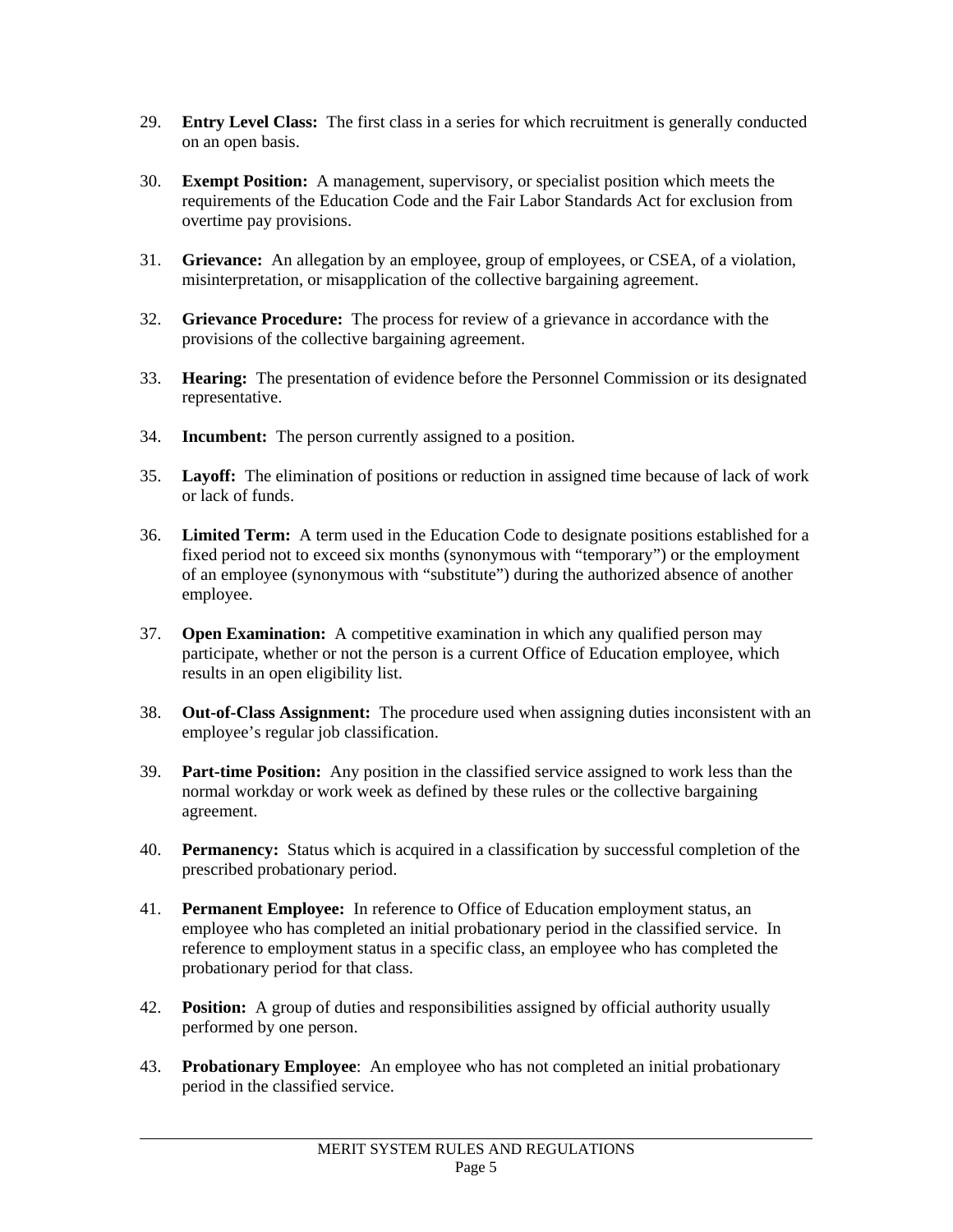29. **Entry Level Class:** The first class in a series for which recruitment is generally conducted on an open basis.

30. **Exempt Position:** A management, supervisory, or specialist position which meets the requirements of the Education Code and the Fair Labor Standards Act for exclusion from overtime pay provisions.

31. **Grievance:** An allegation by an employee, group of employees, or CSEA, of a violation, misinterpretation, or misapplication of the collective bargaining agreement.

32. **Grievance Procedure:** The process for review of a grievance in accordance with the provisions of the collective bargaining agreement.

33. **Hearing:** The presentation of evidence before the Personnel Commission or its designated representative.

34. **Incumbent:** The person currently assigned to a position.

35. **Layoff:** The elimination of positions or reduction in assigned time because of lack of work or lack of funds.

36. **Limited Term:** A term used in the Education Code to designate positions established for a fixed period not to exceed six months (synonymous with "temporary") or the employment of an employee (synonymous with "substitute") during the authorized absence of another employee.

37. **Open Examination:** A competitive examination in which any qualified person may participate, whether or not the person is a current Office of Education employee, which results in an open eligibility list.

38. **Out-of-Class Assignment:** The procedure used when assigning duties inconsistent with an employee's regular job classification.

39. **Part-time Position:** Any position in the classified service assigned to work less than the normal workday or work week as defined by these rules or the collective bargaining agreement.

40. **Permanency:** Status which is acquired in a classification by successful completion of the prescribed probationary period.

41. **Permanent Employee:** In reference to Office of Education employment status, an employee who has completed an initial probationary period in the classified service. In reference to employment status in a specific class, an employee who has completed the probationary period for that class.

42. **Position:** A group of duties and responsibilities assigned by official authority usually performed by one person.

43. **Probationary Employee**: An employee who has not completed an initial probationary period in the classified service.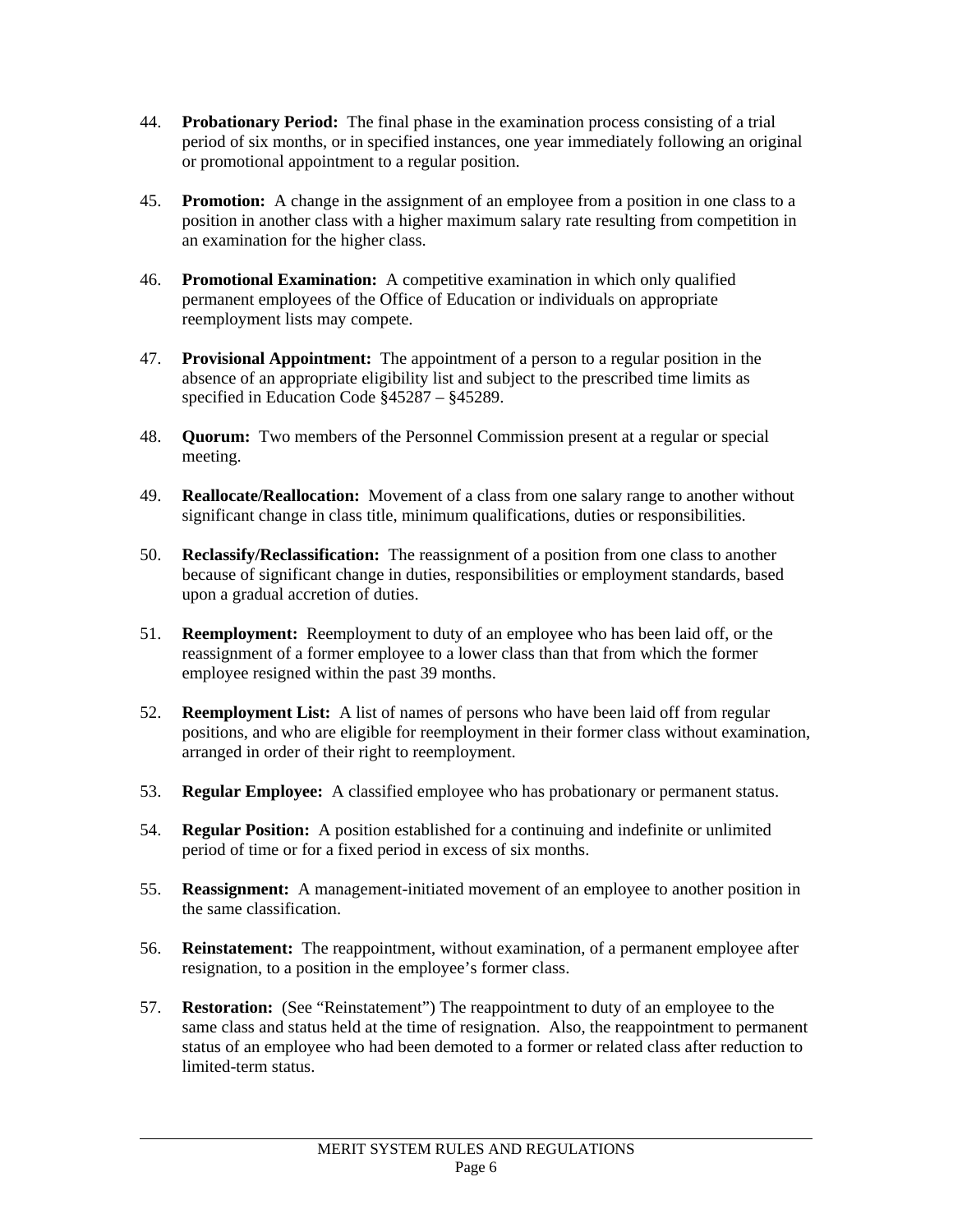44. **Probationary Period:** The final phase in the examination process consisting of a trial period of six months, or in specified instances, one year immediately following an original or promotional appointment to a regular position.

45. **Promotion:** A change in the assignment of an employee from a position in one class to a position in another class with a higher maximum salary rate resulting from competition in an examination for the higher class.

46. **Promotional Examination:** A competitive examination in which only qualified permanent employees of the Office of Education or individuals on appropriate reemployment lists may compete.

47. **Provisional Appointment:** The appointment of a person to a regular position in the absence of an appropriate eligibility list and subject to the prescribed time limits as specified in Education Code §45287 – §45289.

48. **Quorum:** Two members of the Personnel Commission present at a regular or special meeting.

49. **Reallocate/Reallocation:** Movement of a class from one salary range to another without significant change in class title, minimum qualifications, duties or responsibilities.

50. **Reclassify/Reclassification:** The reassignment of a position from one class to another because of significant change in duties, responsibilities or employment standards, based upon a gradual accretion of duties.

51. **Reemployment:** Reemployment to duty of an employee who has been laid off, or the reassignment of a former employee to a lower class than that from which the former employee resigned within the past 39 months.

52. **Reemployment List:** A list of names of persons who have been laid off from regular positions, and who are eligible for reemployment in their former class without examination, arranged in order of their right to reemployment.

53. **Regular Employee:** A classified employee who has probationary or permanent status.

54. **Regular Position:** A position established for a continuing and indefinite or unlimited period of time or for a fixed period in excess of six months.

55. **Reassignment:** A management-initiated movement of an employee to another position in the same classification.

56. **Reinstatement:** The reappointment, without examination, of a permanent employee after resignation, to a position in the employee's former class.

57. **Restoration:** (See "Reinstatement") The reappointment to duty of an employee to the same class and status held at the time of resignation. Also, the reappointment to permanent status of an employee who had been demoted to a former or related class after reduction to limited-term status.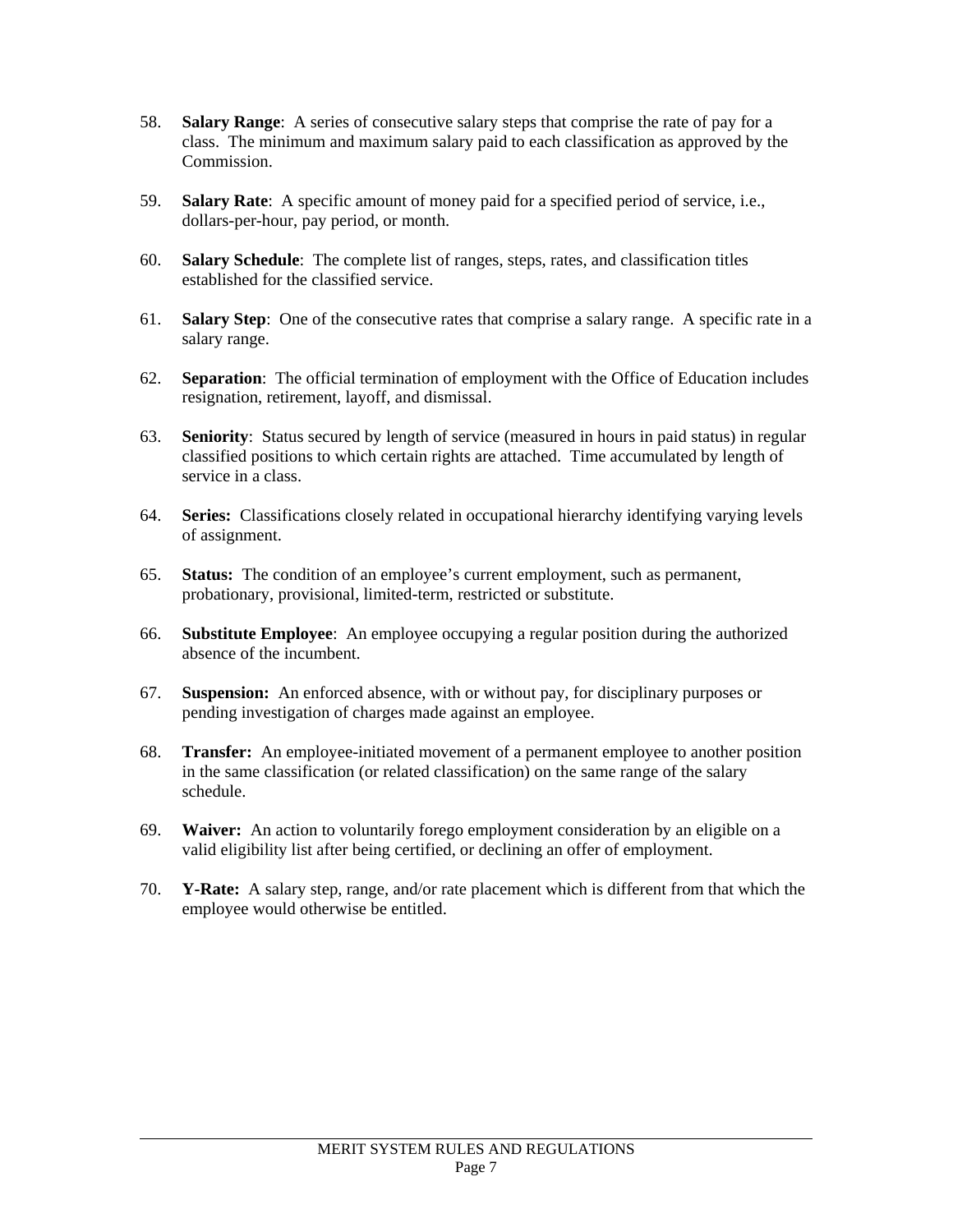58. **Salary Range**: A series of consecutive salary steps that comprise the rate of pay for a class. The minimum and maximum salary paid to each classification as approved by the Commission.

59. **Salary Rate**: A specific amount of money paid for a specified period of service, i.e., dollars-per-hour, pay period, or month.

60. **Salary Schedule**: The complete list of ranges, steps, rates, and classification titles established for the classified service.

61. **Salary Step**: One of the consecutive rates that comprise a salary range. A specific rate in a salary range.

62. **Separation**: The official termination of employment with the Office of Education includes resignation, retirement, layoff, and dismissal.

63. **Seniority**: Status secured by length of service (measured in hours in paid status) in regular classified positions to which certain rights are attached. Time accumulated by length of service in a class.

64. **Series:** Classifications closely related in occupational hierarchy identifying varying levels of assignment.

65. **Status:** The condition of an employee's current employment, such as permanent, probationary, provisional, limited-term, restricted or substitute.

66. **Substitute Employee**: An employee occupying a regular position during the authorized absence of the incumbent.

67. **Suspension:** An enforced absence, with or without pay, for disciplinary purposes or pending investigation of charges made against an employee.

68. **Transfer:** An employee-initiated movement of a permanent employee to another position in the same classification (or related classification) on the same range of the salary schedule.

69. **Waiver:** An action to voluntarily forego employment consideration by an eligible on a valid eligibility list after being certified, or declining an offer of employment.

70. **Y-Rate:** A salary step, range, and/or rate placement which is different from that which the employee would otherwise be entitled.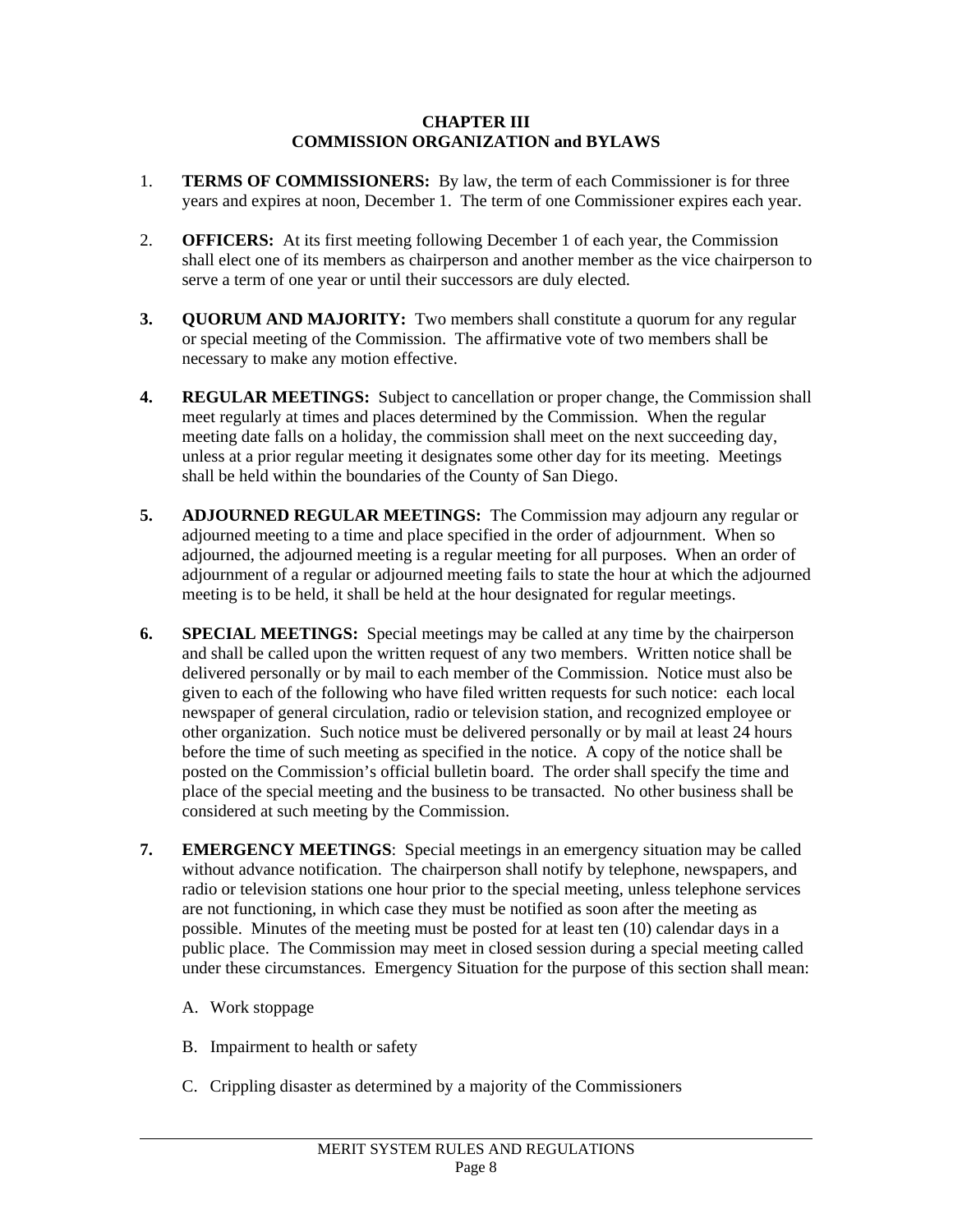# CHAPTER III
# COMMISSION ORGANIZATION and BYLAWS

1. **TERMS OF COMMISSIONERS:** By law, the term of each Commissioner is for three years and expires at noon, December 1. The term of one Commissioner expires each year.

2. **OFFICERS:** At its first meeting following December 1 of each year, the Commission shall elect one of its members as chairperson and another member as the vice chairperson to serve a term of one year or until their successors are duly elected.

3. **QUORUM AND MAJORITY:** Two members shall constitute a quorum for any regular or special meeting of the Commission. The affirmative vote of two members shall be necessary to make any motion effective.

4. **REGULAR MEETINGS:** Subject to cancellation or proper change, the Commission shall meet regularly at times and places determined by the Commission. When the regular meeting date falls on a holiday, the commission shall meet on the next succeeding day, unless at a prior regular meeting it designates some other day for its meeting. Meetings shall be held within the boundaries of the County of San Diego.

5. **ADJOURNED REGULAR MEETINGS:** The Commission may adjourn any regular or adjourned meeting to a time and place specified in the order of adjournment. When so adjourned, the adjourned meeting is a regular meeting for all purposes. When an order of adjournment of a regular or adjourned meeting fails to state the hour at which the adjourned meeting is to be held, it shall be held at the hour designated for regular meetings.

6. **SPECIAL MEETINGS:** Special meetings may be called at any time by the chairperson and shall be called upon the written request of any two members. Written notice shall be delivered personally or by mail to each member of the Commission. Notice must also be given to each of the following who have filed written requests for such notice: each local newspaper of general circulation, radio or television station, and recognized employee or other organization. Such notice must be delivered personally or by mail at least 24 hours before the time of such meeting as specified in the notice. A copy of the notice shall be posted on the Commission's official bulletin board. The order shall specify the time and place of the special meeting and the business to be transacted. No other business shall be considered at such meeting by the Commission.

7. **EMERGENCY MEETINGS**: Special meetings in an emergency situation may be called without advance notification. The chairperson shall notify by telephone, newspapers, and radio or television stations one hour prior to the special meeting, unless telephone services are not functioning, in which case they must be notified as soon after the meeting as possible. Minutes of the meeting must be posted for at least ten (10) calendar days in a public place. The Commission may meet in closed session during a special meeting called under these circumstances. Emergency Situation for the purpose of this section shall mean:

   A. Work stoppage

   B. Impairment to health or safety

   C. Crippling disaster as determined by a majority of the Commissioners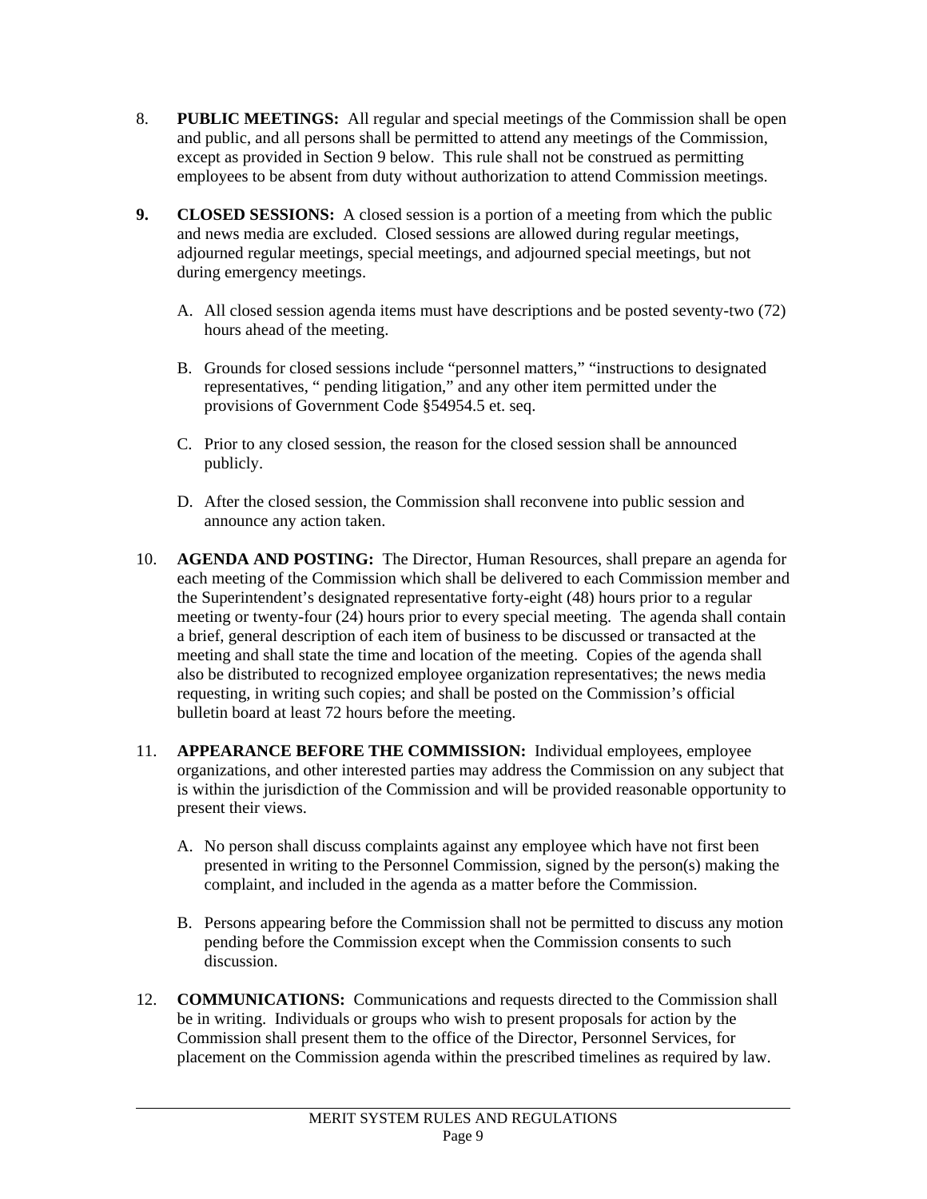8. **PUBLIC MEETINGS:** All regular and special meetings of the Commission shall be open and public, and all persons shall be permitted to attend any meetings of the Commission, except as provided in Section 9 below. This rule shall not be construed as permitting employees to be absent from duty without authorization to attend Commission meetings.

**9. CLOSED SESSIONS:** A closed session is a portion of a meeting from which the public and news media are excluded. Closed sessions are allowed during regular meetings, adjourned regular meetings, special meetings, and adjourned special meetings, but not during emergency meetings.

   A. All closed session agenda items must have descriptions and be posted seventy-two (72) hours ahead of the meeting.

   B. Grounds for closed sessions include "personnel matters," "instructions to designated representatives, " pending litigation," and any other item permitted under the provisions of Government Code §54954.5 et. seq.

   C. Prior to any closed session, the reason for the closed session shall be announced publicly.

   D. After the closed session, the Commission shall reconvene into public session and announce any action taken.

10. **AGENDA AND POSTING:** The Director, Human Resources, shall prepare an agenda for each meeting of the Commission which shall be delivered to each Commission member and the Superintendent's designated representative forty-eight (48) hours prior to a regular meeting or twenty-four (24) hours prior to every special meeting. The agenda shall contain a brief, general description of each item of business to be discussed or transacted at the meeting and shall state the time and location of the meeting. Copies of the agenda shall also be distributed to recognized employee organization representatives; the news media requesting, in writing such copies; and shall be posted on the Commission's official bulletin board at least 72 hours before the meeting.

11. **APPEARANCE BEFORE THE COMMISSION:** Individual employees, employee organizations, and other interested parties may address the Commission on any subject that is within the jurisdiction of the Commission and will be provided reasonable opportunity to present their views.

   A. No person shall discuss complaints against any employee which have not first been presented in writing to the Personnel Commission, signed by the person(s) making the complaint, and included in the agenda as a matter before the Commission.

   B. Persons appearing before the Commission shall not be permitted to discuss any motion pending before the Commission except when the Commission consents to such discussion.

12. **COMMUNICATIONS:** Communications and requests directed to the Commission shall be in writing. Individuals or groups who wish to present proposals for action by the Commission shall present them to the office of the Director, Personnel Services, for placement on the Commission agenda within the prescribed timelines as required by law.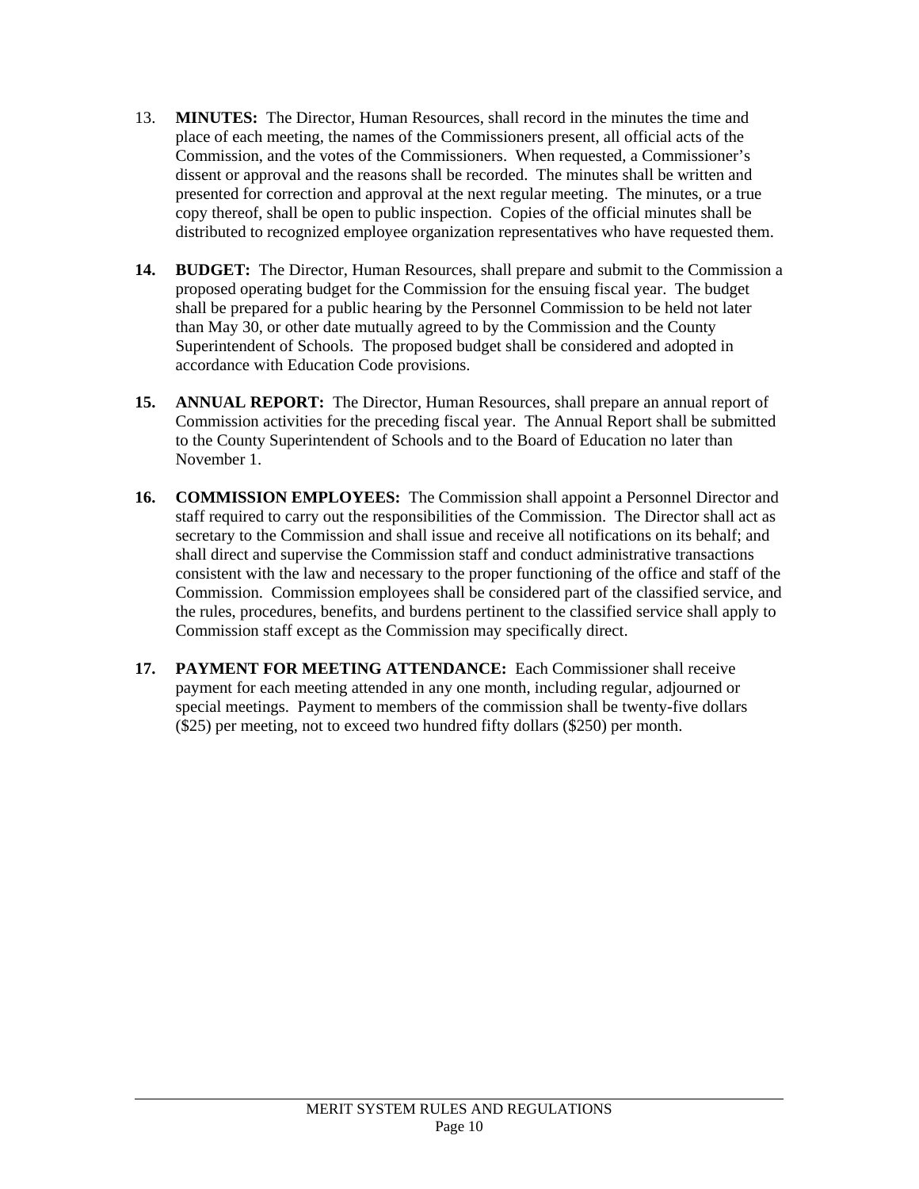13. **MINUTES:** The Director, Human Resources, shall record in the minutes the time and place of each meeting, the names of the Commissioners present, all official acts of the Commission, and the votes of the Commissioners. When requested, a Commissioner's dissent or approval and the reasons shall be recorded. The minutes shall be written and presented for correction and approval at the next regular meeting. The minutes, or a true copy thereof, shall be open to public inspection. Copies of the official minutes shall be distributed to recognized employee organization representatives who have requested them.

14. **BUDGET:** The Director, Human Resources, shall prepare and submit to the Commission a proposed operating budget for the Commission for the ensuing fiscal year. The budget shall be prepared for a public hearing by the Personnel Commission to be held not later than May 30, or other date mutually agreed to by the Commission and the County Superintendent of Schools. The proposed budget shall be considered and adopted in accordance with Education Code provisions.

15. **ANNUAL REPORT:** The Director, Human Resources, shall prepare an annual report of Commission activities for the preceding fiscal year. The Annual Report shall be submitted to the County Superintendent of Schools and to the Board of Education no later than November 1.

16. **COMMISSION EMPLOYEES:** The Commission shall appoint a Personnel Director and staff required to carry out the responsibilities of the Commission. The Director shall act as secretary to the Commission and shall issue and receive all notifications on its behalf; and shall direct and supervise the Commission staff and conduct administrative transactions consistent with the law and necessary to the proper functioning of the office and staff of the Commission. Commission employees shall be considered part of the classified service, and the rules, procedures, benefits, and burdens pertinent to the classified service shall apply to Commission staff except as the Commission may specifically direct.

17. **PAYMENT FOR MEETING ATTENDANCE:** Each Commissioner shall receive payment for each meeting attended in any one month, including regular, adjourned or special meetings. Payment to members of the commission shall be twenty-five dollars ($25) per meeting, not to exceed two hundred fifty dollars ($250) per month.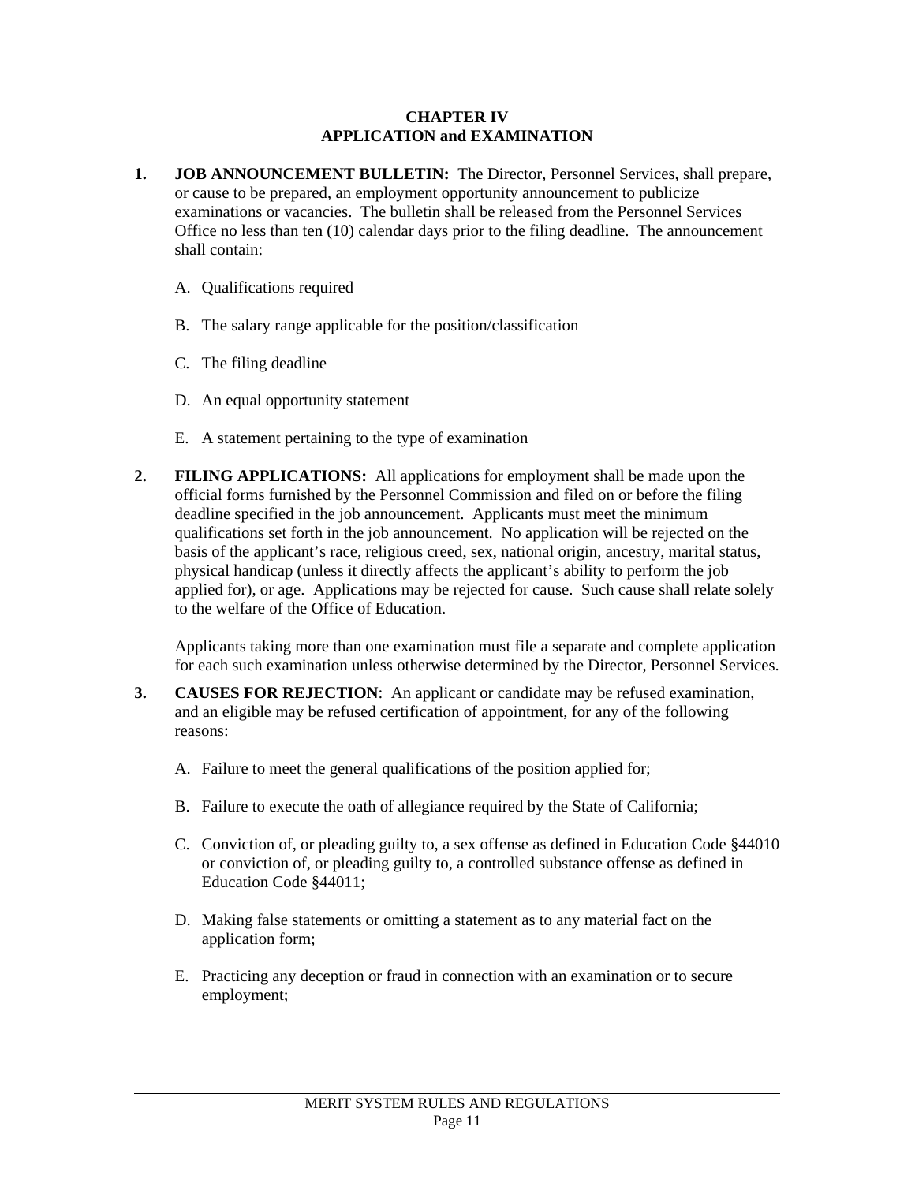# CHAPTER IV
# APPLICATION and EXAMINATION

1. **JOB ANNOUNCEMENT BULLETIN:** The Director, Personnel Services, shall prepare, or cause to be prepared, an employment opportunity announcement to publicize examinations or vacancies. The bulletin shall be released from the Personnel Services Office no less than ten (10) calendar days prior to the filing deadline. The announcement shall contain:

   A. Qualifications required

   B. The salary range applicable for the position/classification

   C. The filing deadline

   D. An equal opportunity statement

   E. A statement pertaining to the type of examination

2. **FILING APPLICATIONS:** All applications for employment shall be made upon the official forms furnished by the Personnel Commission and filed on or before the filing deadline specified in the job announcement. Applicants must meet the minimum qualifications set forth in the job announcement. No application will be rejected on the basis of the applicant's race, religious creed, sex, national origin, ancestry, marital status, physical handicap (unless it directly affects the applicant's ability to perform the job applied for), or age. Applications may be rejected for cause. Such cause shall relate solely to the welfare of the Office of Education.

   Applicants taking more than one examination must file a separate and complete application for each such examination unless otherwise determined by the Director, Personnel Services.

3. **CAUSES FOR REJECTION**: An applicant or candidate may be refused examination, and an eligible may be refused certification of appointment, for any of the following reasons:

   A. Failure to meet the general qualifications of the position applied for;

   B. Failure to execute the oath of allegiance required by the State of California;

   C. Conviction of, or pleading guilty to, a sex offense as defined in Education Code §44010 or conviction of, or pleading guilty to, a controlled substance offense as defined in Education Code §44011;

   D. Making false statements or omitting a statement as to any material fact on the application form;

   E. Practicing any deception or fraud in connection with an examination or to secure employment;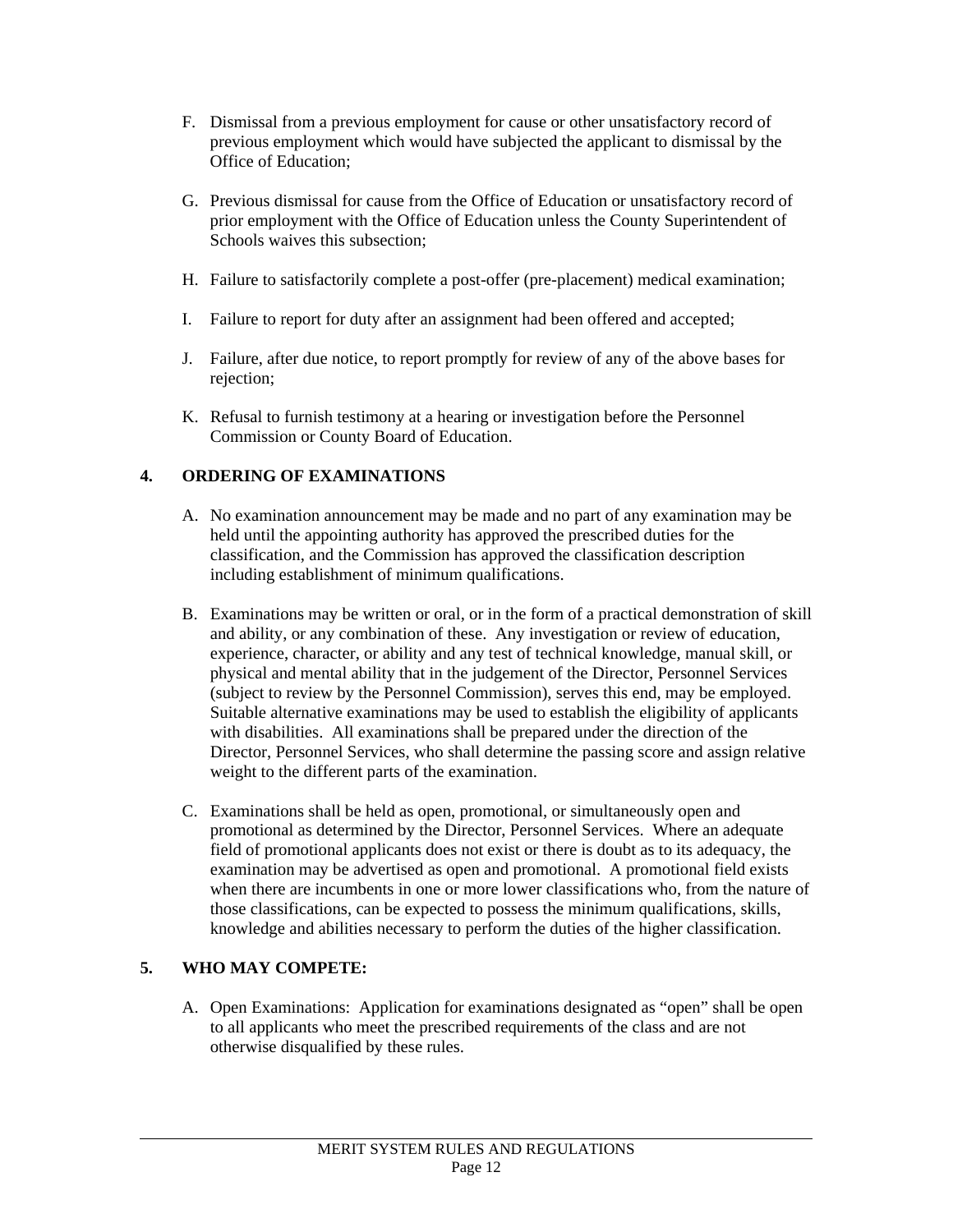F. Dismissal from a previous employment for cause or other unsatisfactory record of previous employment which would have subjected the applicant to dismissal by the Office of Education;

G. Previous dismissal for cause from the Office of Education or unsatisfactory record of prior employment with the Office of Education unless the County Superintendent of Schools waives this subsection;

H. Failure to satisfactorily complete a post-offer (pre-placement) medical examination;

I. Failure to report for duty after an assignment had been offered and accepted;

J. Failure, after due notice, to report promptly for review of any of the above bases for rejection;

K. Refusal to furnish testimony at a hearing or investigation before the Personnel Commission or County Board of Education.

## 4. ORDERING OF EXAMINATIONS

A. No examination announcement may be made and no part of any examination may be held until the appointing authority has approved the prescribed duties for the classification, and the Commission has approved the classification description including establishment of minimum qualifications.

B. Examinations may be written or oral, or in the form of a practical demonstration of skill and ability, or any combination of these. Any investigation or review of education, experience, character, or ability and any test of technical knowledge, manual skill, or physical and mental ability that in the judgement of the Director, Personnel Services (subject to review by the Personnel Commission), serves this end, may be employed. Suitable alternative examinations may be used to establish the eligibility of applicants with disabilities. All examinations shall be prepared under the direction of the Director, Personnel Services, who shall determine the passing score and assign relative weight to the different parts of the examination.

C. Examinations shall be held as open, promotional, or simultaneously open and promotional as determined by the Director, Personnel Services. Where an adequate field of promotional applicants does not exist or there is doubt as to its adequacy, the examination may be advertised as open and promotional. A promotional field exists when there are incumbents in one or more lower classifications who, from the nature of those classifications, can be expected to possess the minimum qualifications, skills, knowledge and abilities necessary to perform the duties of the higher classification.

## 5. WHO MAY COMPETE:

A. Open Examinations: Application for examinations designated as "open" shall be open to all applicants who meet the prescribed requirements of the class and are not otherwise disqualified by these rules.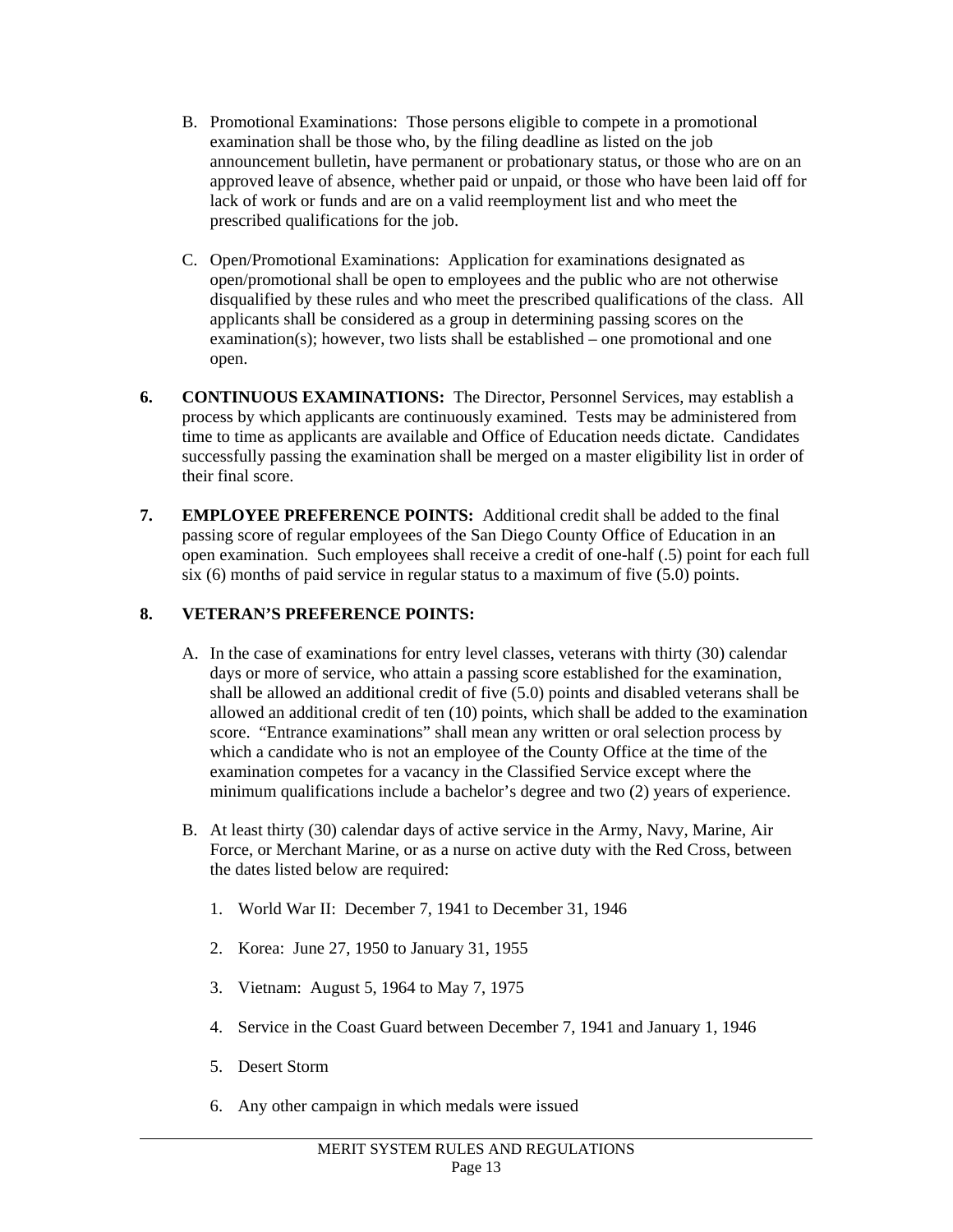B. Promotional Examinations: Those persons eligible to compete in a promotional examination shall be those who, by the filing deadline as listed on the job announcement bulletin, have permanent or probationary status, or those who are on an approved leave of absence, whether paid or unpaid, or those who have been laid off for lack of work or funds and are on a valid reemployment list and who meet the prescribed qualifications for the job.

C. Open/Promotional Examinations: Application for examinations designated as open/promotional shall be open to employees and the public who are not otherwise disqualified by these rules and who meet the prescribed qualifications of the class. All applicants shall be considered as a group in determining passing scores on the examination(s); however, two lists shall be established – one promotional and one open.

**6. CONTINUOUS EXAMINATIONS:** The Director, Personnel Services, may establish a process by which applicants are continuously examined. Tests may be administered from time to time as applicants are available and Office of Education needs dictate. Candidates successfully passing the examination shall be merged on a master eligibility list in order of their final score.

**7. EMPLOYEE PREFERENCE POINTS:** Additional credit shall be added to the final passing score of regular employees of the San Diego County Office of Education in an open examination. Such employees shall receive a credit of one-half (.5) point for each full six (6) months of paid service in regular status to a maximum of five (5.0) points.

**8. VETERAN'S PREFERENCE POINTS:**

A. In the case of examinations for entry level classes, veterans with thirty (30) calendar days or more of service, who attain a passing score established for the examination, shall be allowed an additional credit of five (5.0) points and disabled veterans shall be allowed an additional credit of ten (10) points, which shall be added to the examination score. "Entrance examinations" shall mean any written or oral selection process by which a candidate who is not an employee of the County Office at the time of the examination competes for a vacancy in the Classified Service except where the minimum qualifications include a bachelor's degree and two (2) years of experience.

B. At least thirty (30) calendar days of active service in the Army, Navy, Marine, Air Force, or Merchant Marine, or as a nurse on active duty with the Red Cross, between the dates listed below are required:

1. World War II: December 7, 1941 to December 31, 1946
2. Korea: June 27, 1950 to January 31, 1955
3. Vietnam: August 5, 1964 to May 7, 1975
4. Service in the Coast Guard between December 7, 1941 and January 1, 1946
5. Desert Storm
6. Any other campaign in which medals were issued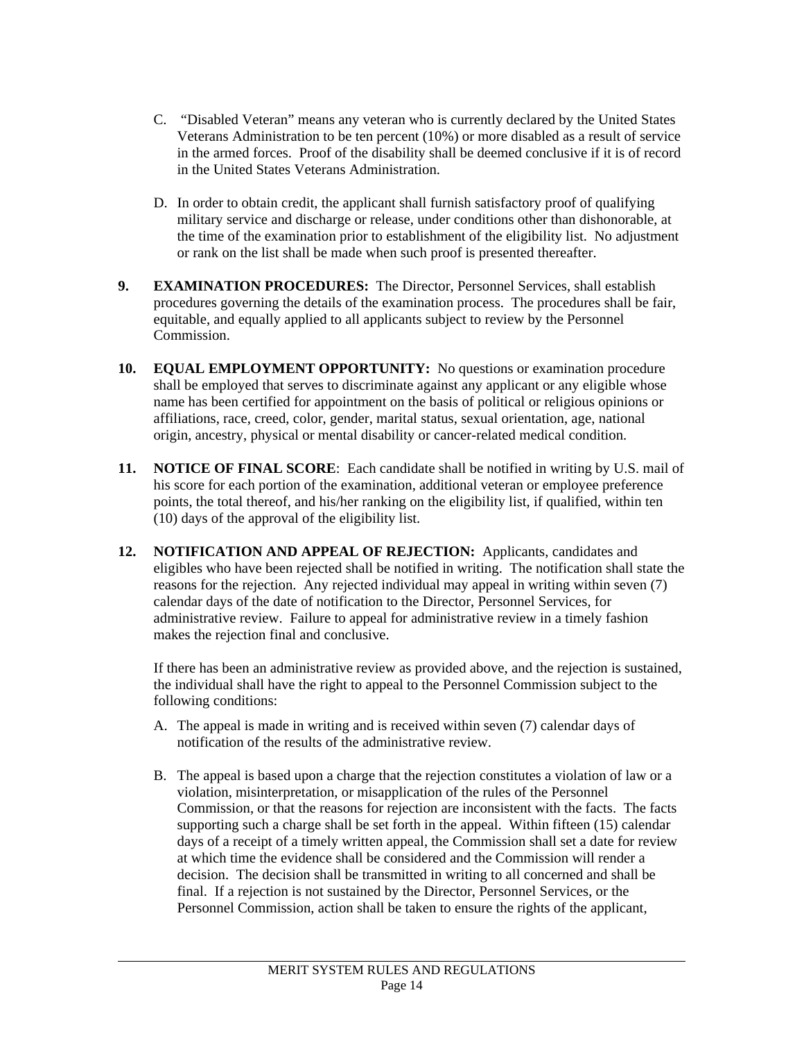C. "Disabled Veteran" means any veteran who is currently declared by the United States Veterans Administration to be ten percent (10%) or more disabled as a result of service in the armed forces. Proof of the disability shall be deemed conclusive if it is of record in the United States Veterans Administration.

D. In order to obtain credit, the applicant shall furnish satisfactory proof of qualifying military service and discharge or release, under conditions other than dishonorable, at the time of the examination prior to establishment of the eligibility list. No adjustment or rank on the list shall be made when such proof is presented thereafter.

**9. EXAMINATION PROCEDURES:** The Director, Personnel Services, shall establish procedures governing the details of the examination process. The procedures shall be fair, equitable, and equally applied to all applicants subject to review by the Personnel Commission.

**10. EQUAL EMPLOYMENT OPPORTUNITY:** No questions or examination procedure shall be employed that serves to discriminate against any applicant or any eligible whose name has been certified for appointment on the basis of political or religious opinions or affiliations, race, creed, color, gender, marital status, sexual orientation, age, national origin, ancestry, physical or mental disability or cancer-related medical condition.

**11. NOTICE OF FINAL SCORE**: Each candidate shall be notified in writing by U.S. mail of his score for each portion of the examination, additional veteran or employee preference points, the total thereof, and his/her ranking on the eligibility list, if qualified, within ten (10) days of the approval of the eligibility list.

**12. NOTIFICATION AND APPEAL OF REJECTION:** Applicants, candidates and eligibles who have been rejected shall be notified in writing. The notification shall state the reasons for the rejection. Any rejected individual may appeal in writing within seven (7) calendar days of the date of notification to the Director, Personnel Services, for administrative review. Failure to appeal for administrative review in a timely fashion makes the rejection final and conclusive.

If there has been an administrative review as provided above, and the rejection is sustained, the individual shall have the right to appeal to the Personnel Commission subject to the following conditions:

A. The appeal is made in writing and is received within seven (7) calendar days of notification of the results of the administrative review.

B. The appeal is based upon a charge that the rejection constitutes a violation of law or a violation, misinterpretation, or misapplication of the rules of the Personnel Commission, or that the reasons for rejection are inconsistent with the facts. The facts supporting such a charge shall be set forth in the appeal. Within fifteen (15) calendar days of a receipt of a timely written appeal, the Commission shall set a date for review at which time the evidence shall be considered and the Commission will render a decision. The decision shall be transmitted in writing to all concerned and shall be final. If a rejection is not sustained by the Director, Personnel Services, or the Personnel Commission, action shall be taken to ensure the rights of the applicant,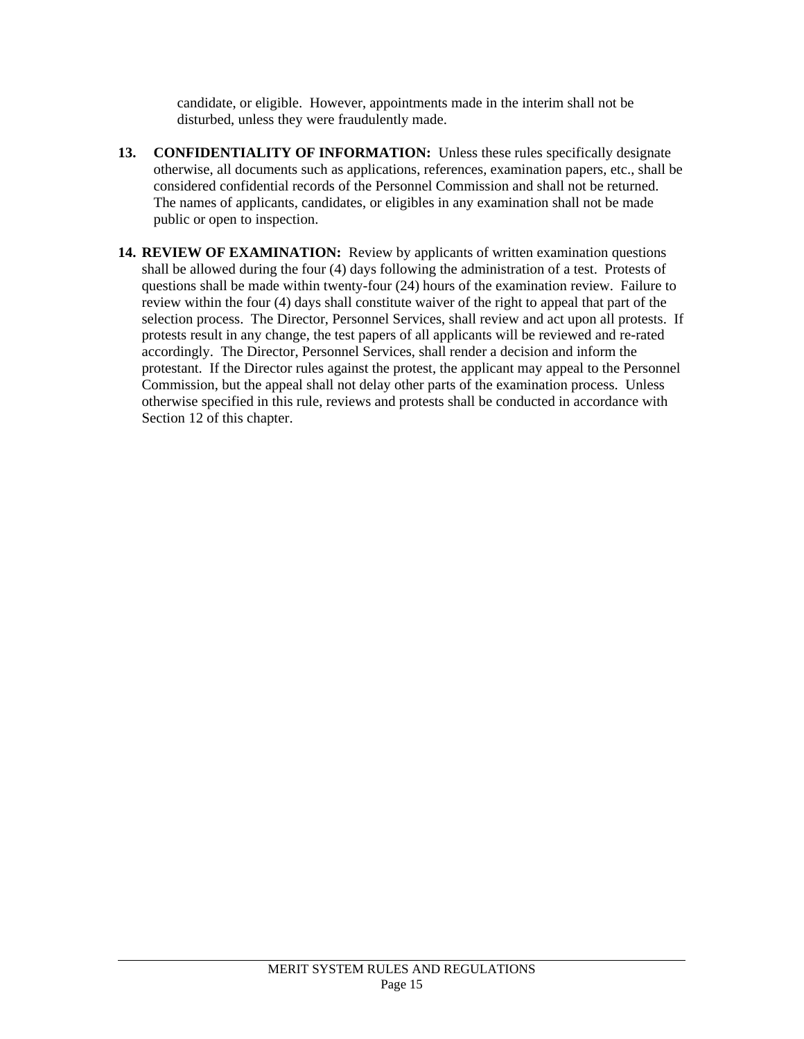candidate, or eligible. However, appointments made in the interim shall not be disturbed, unless they were fraudulently made.

**13. CONFIDENTIALITY OF INFORMATION:** Unless these rules specifically designate otherwise, all documents such as applications, references, examination papers, etc., shall be considered confidential records of the Personnel Commission and shall not be returned. The names of applicants, candidates, or eligibles in any examination shall not be made public or open to inspection.

**14. REVIEW OF EXAMINATION:** Review by applicants of written examination questions shall be allowed during the four (4) days following the administration of a test. Protests of questions shall be made within twenty-four (24) hours of the examination review. Failure to review within the four (4) days shall constitute waiver of the right to appeal that part of the selection process. The Director, Personnel Services, shall review and act upon all protests. If protests result in any change, the test papers of all applicants will be reviewed and re-rated accordingly. The Director, Personnel Services, shall render a decision and inform the protestant. If the Director rules against the protest, the applicant may appeal to the Personnel Commission, but the appeal shall not delay other parts of the examination process. Unless otherwise specified in this rule, reviews and protests shall be conducted in accordance with Section 12 of this chapter.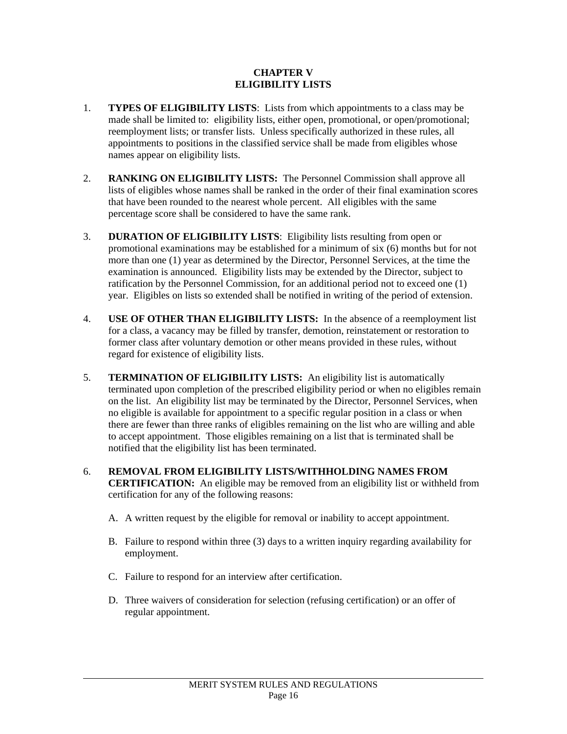# CHAPTER V
# ELIGIBILITY LISTS

1. **TYPES OF ELIGIBILITY LISTS**: Lists from which appointments to a class may be made shall be limited to: eligibility lists, either open, promotional, or open/promotional; reemployment lists; or transfer lists. Unless specifically authorized in these rules, all appointments to positions in the classified service shall be made from eligibles whose names appear on eligibility lists.

2. **RANKING ON ELIGIBILITY LISTS:** The Personnel Commission shall approve all lists of eligibles whose names shall be ranked in the order of their final examination scores that have been rounded to the nearest whole percent. All eligibles with the same percentage score shall be considered to have the same rank.

3. **DURATION OF ELIGIBILITY LISTS**: Eligibility lists resulting from open or promotional examinations may be established for a minimum of six (6) months but for not more than one (1) year as determined by the Director, Personnel Services, at the time the examination is announced. Eligibility lists may be extended by the Director, subject to ratification by the Personnel Commission, for an additional period not to exceed one (1) year. Eligibles on lists so extended shall be notified in writing of the period of extension.

4. **USE OF OTHER THAN ELIGIBILITY LISTS:** In the absence of a reemployment list for a class, a vacancy may be filled by transfer, demotion, reinstatement or restoration to former class after voluntary demotion or other means provided in these rules, without regard for existence of eligibility lists.

5. **TERMINATION OF ELIGIBILITY LISTS:** An eligibility list is automatically terminated upon completion of the prescribed eligibility period or when no eligibles remain on the list. An eligibility list may be terminated by the Director, Personnel Services, when no eligible is available for appointment to a specific regular position in a class or when there are fewer than three ranks of eligibles remaining on the list who are willing and able to accept appointment. Those eligibles remaining on a list that is terminated shall be notified that the eligibility list has been terminated.

6. **REMOVAL FROM ELIGIBILITY LISTS/WITHHOLDING NAMES FROM CERTIFICATION:** An eligible may be removed from an eligibility list or withheld from certification for any of the following reasons:

   A. A written request by the eligible for removal or inability to accept appointment.

   B. Failure to respond within three (3) days to a written inquiry regarding availability for employment.

   C. Failure to respond for an interview after certification.

   D. Three waivers of consideration for selection (refusing certification) or an offer of regular appointment.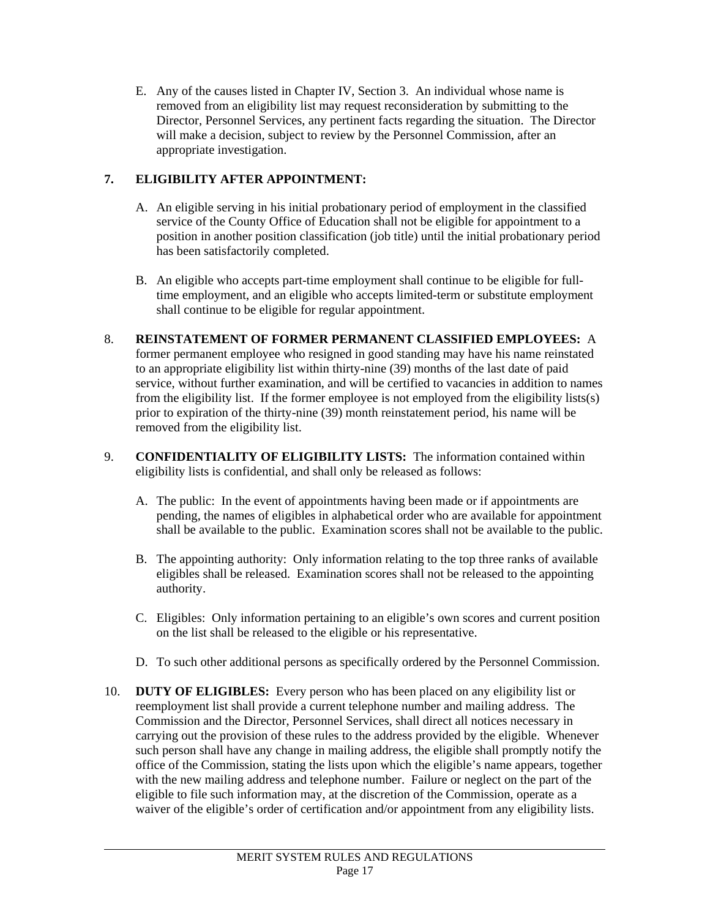E. Any of the causes listed in Chapter IV, Section 3. An individual whose name is removed from an eligibility list may request reconsideration by submitting to the Director, Personnel Services, any pertinent facts regarding the situation. The Director will make a decision, subject to review by the Personnel Commission, after an appropriate investigation.

**7. ELIGIBILITY AFTER APPOINTMENT:**

A. An eligible serving in his initial probationary period of employment in the classified service of the County Office of Education shall not be eligible for appointment to a position in another position classification (job title) until the initial probationary period has been satisfactorily completed.

B. An eligible who accepts part-time employment shall continue to be eligible for full-time employment, and an eligible who accepts limited-term or substitute employment shall continue to be eligible for regular appointment.

8. **REINSTATEMENT OF FORMER PERMANENT CLASSIFIED EMPLOYEES:** A former permanent employee who resigned in good standing may have his name reinstated to an appropriate eligibility list within thirty-nine (39) months of the last date of paid service, without further examination, and will be certified to vacancies in addition to names from the eligibility list. If the former employee is not employed from the eligibility lists(s) prior to expiration of the thirty-nine (39) month reinstatement period, his name will be removed from the eligibility list.

9. **CONFIDENTIALITY OF ELIGIBILITY LISTS:** The information contained within eligibility lists is confidential, and shall only be released as follows:

A. The public: In the event of appointments having been made or if appointments are pending, the names of eligibles in alphabetical order who are available for appointment shall be available to the public. Examination scores shall not be available to the public.

B. The appointing authority: Only information relating to the top three ranks of available eligibles shall be released. Examination scores shall not be released to the appointing authority.

C. Eligibles: Only information pertaining to an eligible's own scores and current position on the list shall be released to the eligible or his representative.

D. To such other additional persons as specifically ordered by the Personnel Commission.

10. **DUTY OF ELIGIBLES:** Every person who has been placed on any eligibility list or reemployment list shall provide a current telephone number and mailing address. The Commission and the Director, Personnel Services, shall direct all notices necessary in carrying out the provision of these rules to the address provided by the eligible. Whenever such person shall have any change in mailing address, the eligible shall promptly notify the office of the Commission, stating the lists upon which the eligible's name appears, together with the new mailing address and telephone number. Failure or neglect on the part of the eligible to file such information may, at the discretion of the Commission, operate as a waiver of the eligible's order of certification and/or appointment from any eligibility lists.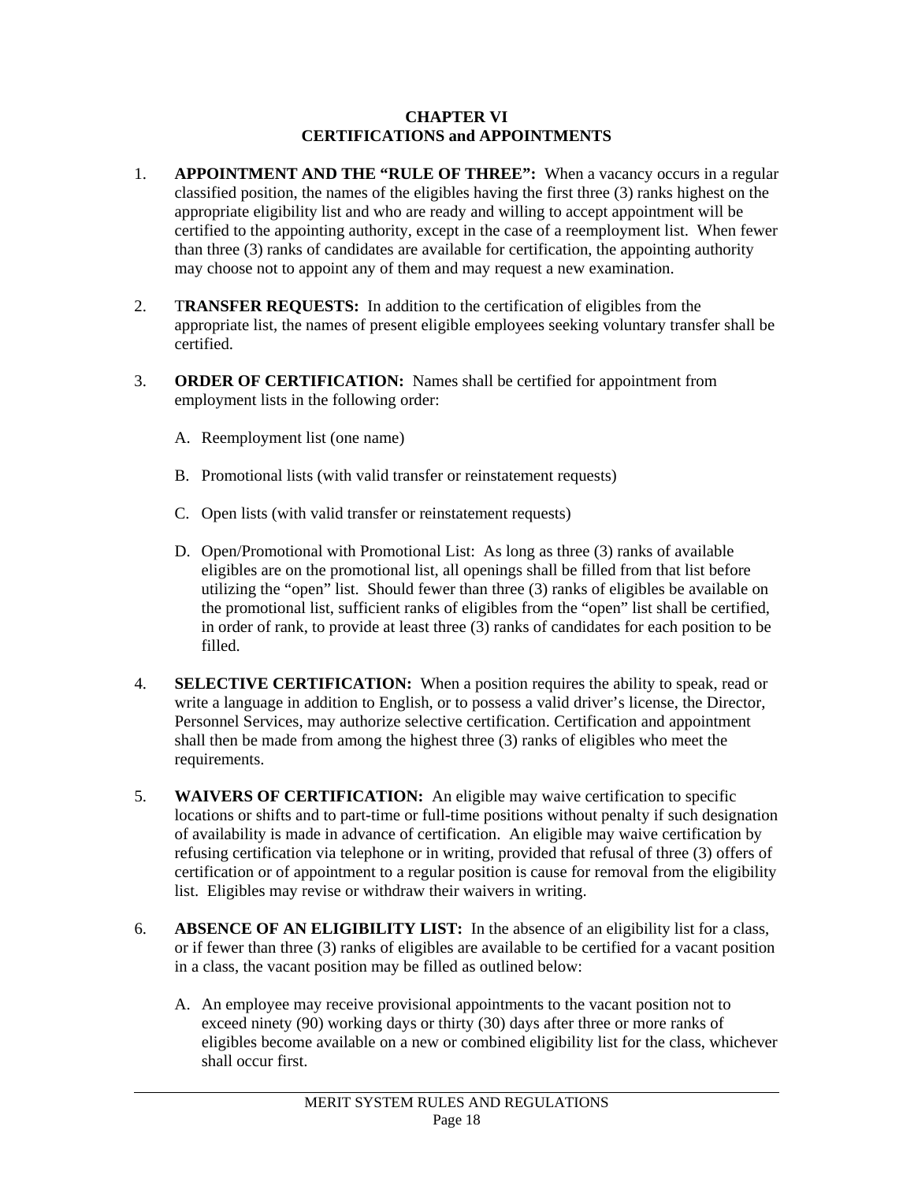# CHAPTER VI
## CERTIFICATIONS and APPOINTMENTS

1. **APPOINTMENT AND THE "RULE OF THREE":** When a vacancy occurs in a regular classified position, the names of the eligibles having the first three (3) ranks highest on the appropriate eligibility list and who are ready and willing to accept appointment will be certified to the appointing authority, except in the case of a reemployment list. When fewer than three (3) ranks of candidates are available for certification, the appointing authority may choose not to appoint any of them and may request a new examination.

2. T**RANSFER REQUESTS:** In addition to the certification of eligibles from the appropriate list, the names of present eligible employees seeking voluntary transfer shall be certified.

3. **ORDER OF CERTIFICATION:** Names shall be certified for appointment from employment lists in the following order:

   A. Reemployment list (one name)

   B. Promotional lists (with valid transfer or reinstatement requests)

   C. Open lists (with valid transfer or reinstatement requests)

   D. Open/Promotional with Promotional List: As long as three (3) ranks of available eligibles are on the promotional list, all openings shall be filled from that list before utilizing the "open" list. Should fewer than three (3) ranks of eligibles be available on the promotional list, sufficient ranks of eligibles from the "open" list shall be certified, in order of rank, to provide at least three (3) ranks of candidates for each position to be filled.

4. **SELECTIVE CERTIFICATION:** When a position requires the ability to speak, read or write a language in addition to English, or to possess a valid driver's license, the Director, Personnel Services, may authorize selective certification. Certification and appointment shall then be made from among the highest three (3) ranks of eligibles who meet the requirements.

5. **WAIVERS OF CERTIFICATION:** An eligible may waive certification to specific locations or shifts and to part-time or full-time positions without penalty if such designation of availability is made in advance of certification. An eligible may waive certification by refusing certification via telephone or in writing, provided that refusal of three (3) offers of certification or of appointment to a regular position is cause for removal from the eligibility list. Eligibles may revise or withdraw their waivers in writing.

6. **ABSENCE OF AN ELIGIBILITY LIST:** In the absence of an eligibility list for a class, or if fewer than three (3) ranks of eligibles are available to be certified for a vacant position in a class, the vacant position may be filled as outlined below:

   A. An employee may receive provisional appointments to the vacant position not to exceed ninety (90) working days or thirty (30) days after three or more ranks of eligibles become available on a new or combined eligibility list for the class, whichever shall occur first.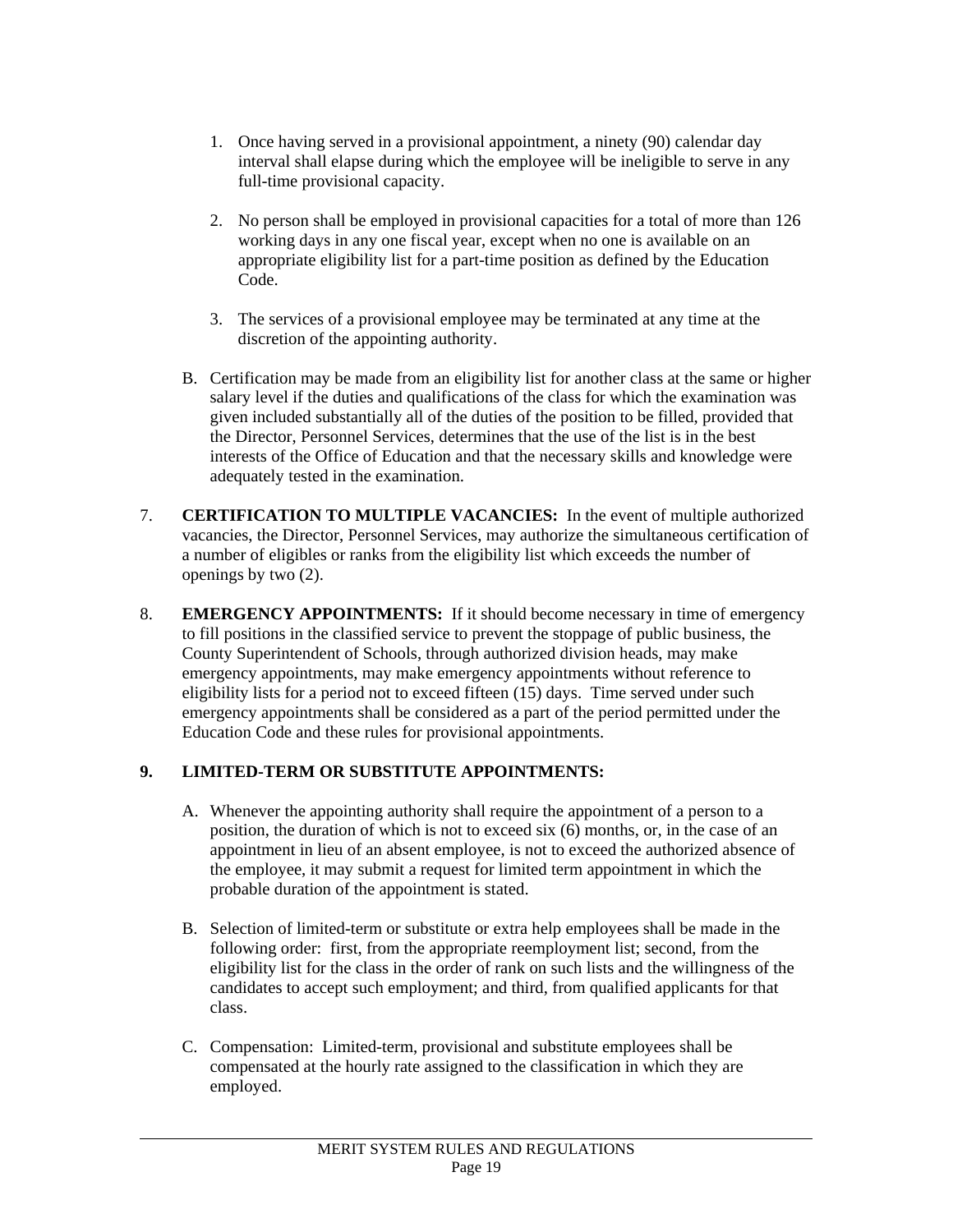1. Once having served in a provisional appointment, a ninety (90) calendar day interval shall elapse during which the employee will be ineligible to serve in any full-time provisional capacity.

2. No person shall be employed in provisional capacities for a total of more than 126 working days in any one fiscal year, except when no one is available on an appropriate eligibility list for a part-time position as defined by the Education Code.

3. The services of a provisional employee may be terminated at any time at the discretion of the appointing authority.

B. Certification may be made from an eligibility list for another class at the same or higher salary level if the duties and qualifications of the class for which the examination was given included substantially all of the duties of the position to be filled, provided that the Director, Personnel Services, determines that the use of the list is in the best interests of the Office of Education and that the necessary skills and knowledge were adequately tested in the examination.

7. **CERTIFICATION TO MULTIPLE VACANCIES:** In the event of multiple authorized vacancies, the Director, Personnel Services, may authorize the simultaneous certification of a number of eligibles or ranks from the eligibility list which exceeds the number of openings by two (2).

8. **EMERGENCY APPOINTMENTS:** If it should become necessary in time of emergency to fill positions in the classified service to prevent the stoppage of public business, the County Superintendent of Schools, through authorized division heads, may make emergency appointments, may make emergency appointments without reference to eligibility lists for a period not to exceed fifteen (15) days. Time served under such emergency appointments shall be considered as a part of the period permitted under the Education Code and these rules for provisional appointments.

**9. LIMITED-TERM OR SUBSTITUTE APPOINTMENTS:**

A. Whenever the appointing authority shall require the appointment of a person to a position, the duration of which is not to exceed six (6) months, or, in the case of an appointment in lieu of an absent employee, is not to exceed the authorized absence of the employee, it may submit a request for limited term appointment in which the probable duration of the appointment is stated.

B. Selection of limited-term or substitute or extra help employees shall be made in the following order: first, from the appropriate reemployment list; second, from the eligibility list for the class in the order of rank on such lists and the willingness of the candidates to accept such employment; and third, from qualified applicants for that class.

C. Compensation: Limited-term, provisional and substitute employees shall be compensated at the hourly rate assigned to the classification in which they are employed.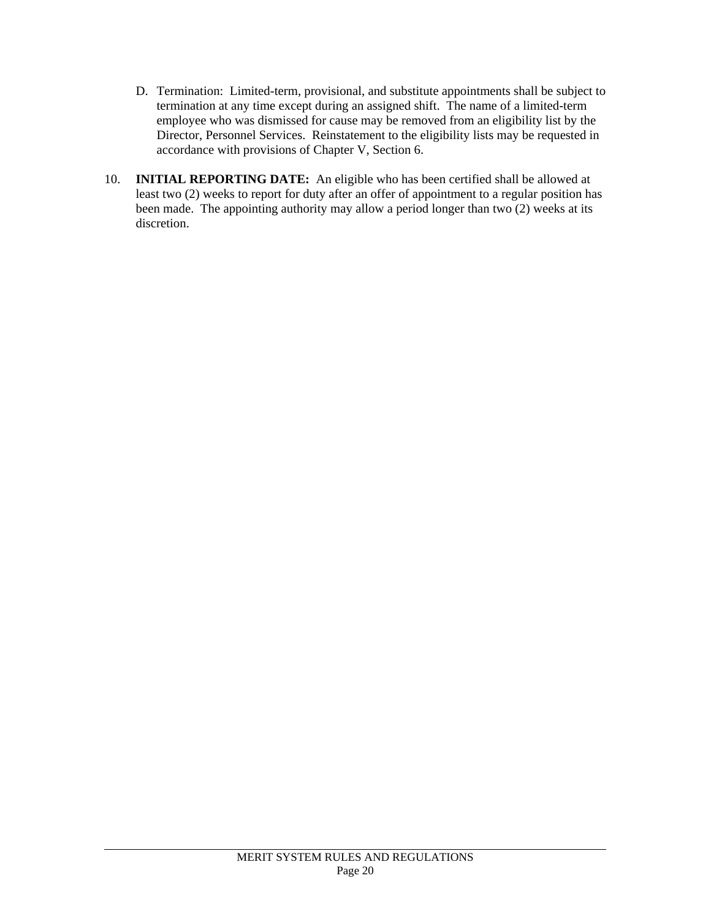D. Termination: Limited-term, provisional, and substitute appointments shall be subject to termination at any time except during an assigned shift. The name of a limited-term employee who was dismissed for cause may be removed from an eligibility list by the Director, Personnel Services. Reinstatement to the eligibility lists may be requested in accordance with provisions of Chapter V, Section 6.

10. **INITIAL REPORTING DATE:** An eligible who has been certified shall be allowed at least two (2) weeks to report for duty after an offer of appointment to a regular position has been made. The appointing authority may allow a period longer than two (2) weeks at its discretion.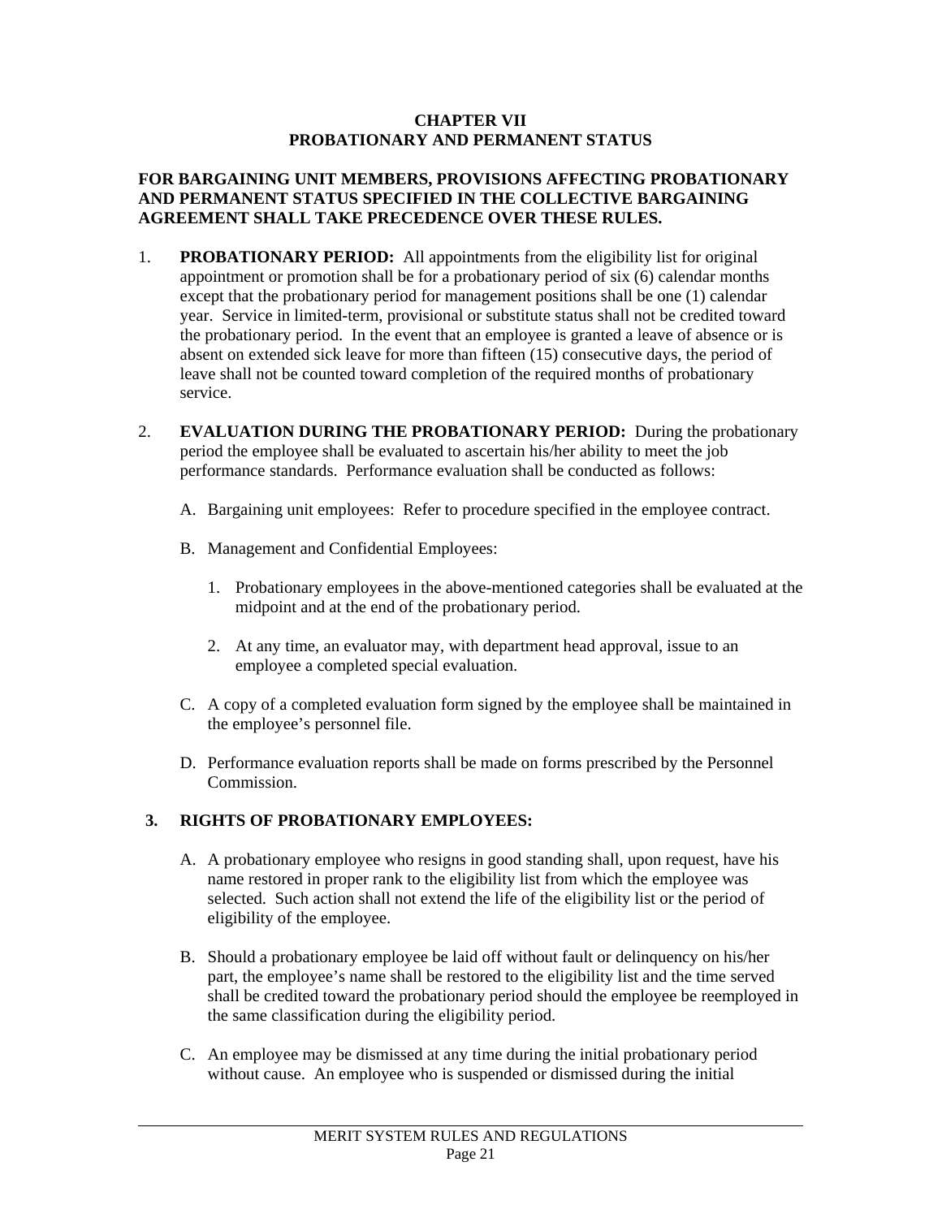# CHAPTER VII
# PROBATIONARY AND PERMANENT STATUS

**FOR BARGAINING UNIT MEMBERS, PROVISIONS AFFECTING PROBATIONARY AND PERMANENT STATUS SPECIFIED IN THE COLLECTIVE BARGAINING AGREEMENT SHALL TAKE PRECEDENCE OVER THESE RULES.**

1. **PROBATIONARY PERIOD:** All appointments from the eligibility list for original appointment or promotion shall be for a probationary period of six (6) calendar months except that the probationary period for management positions shall be one (1) calendar year. Service in limited-term, provisional or substitute status shall not be credited toward the probationary period. In the event that an employee is granted a leave of absence or is absent on extended sick leave for more than fifteen (15) consecutive days, the period of leave shall not be counted toward completion of the required months of probationary service.

2. **EVALUATION DURING THE PROBATIONARY PERIOD:** During the probationary period the employee shall be evaluated to ascertain his/her ability to meet the job performance standards. Performance evaluation shall be conducted as follows:

   A. Bargaining unit employees: Refer to procedure specified in the employee contract.

   B. Management and Confidential Employees:

      1. Probationary employees in the above-mentioned categories shall be evaluated at the midpoint and at the end of the probationary period.

      2. At any time, an evaluator may, with department head approval, issue to an employee a completed special evaluation.

   C. A copy of a completed evaluation form signed by the employee shall be maintained in the employee's personnel file.

   D. Performance evaluation reports shall be made on forms prescribed by the Personnel Commission.

3. **RIGHTS OF PROBATIONARY EMPLOYEES:**

   A. A probationary employee who resigns in good standing shall, upon request, have his name restored in proper rank to the eligibility list from which the employee was selected. Such action shall not extend the life of the eligibility list or the period of eligibility of the employee.

   B. Should a probationary employee be laid off without fault or delinquency on his/her part, the employee's name shall be restored to the eligibility list and the time served shall be credited toward the probationary period should the employee be reemployed in the same classification during the eligibility period.

   C. An employee may be dismissed at any time during the initial probationary period without cause. An employee who is suspended or dismissed during the initial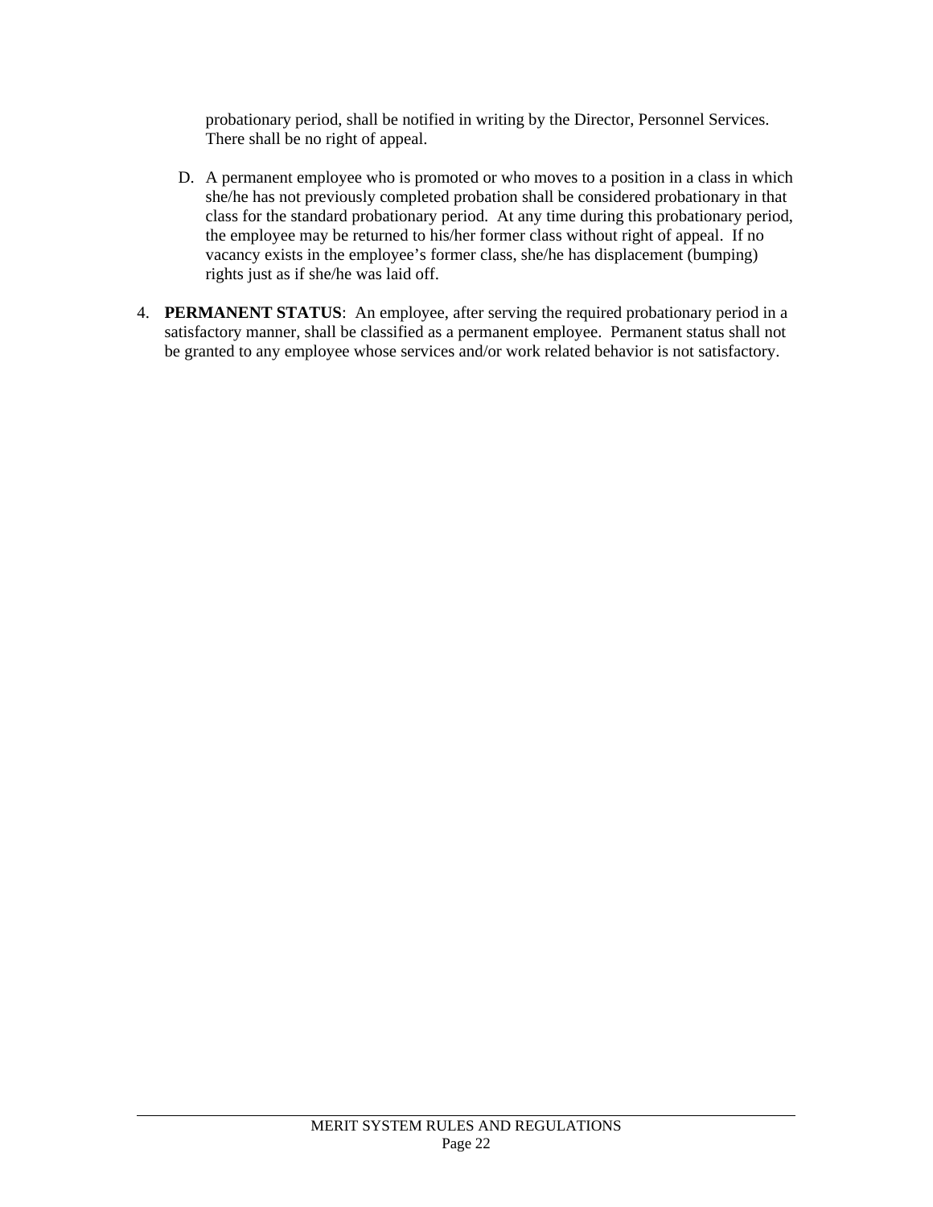probationary period, shall be notified in writing by the Director, Personnel Services. There shall be no right of appeal.

D. A permanent employee who is promoted or who moves to a position in a class in which she/he has not previously completed probation shall be considered probationary in that class for the standard probationary period. At any time during this probationary period, the employee may be returned to his/her former class without right of appeal. If no vacancy exists in the employee's former class, she/he has displacement (bumping) rights just as if she/he was laid off.

4. **PERMANENT STATUS**: An employee, after serving the required probationary period in a satisfactory manner, shall be classified as a permanent employee. Permanent status shall not be granted to any employee whose services and/or work related behavior is not satisfactory.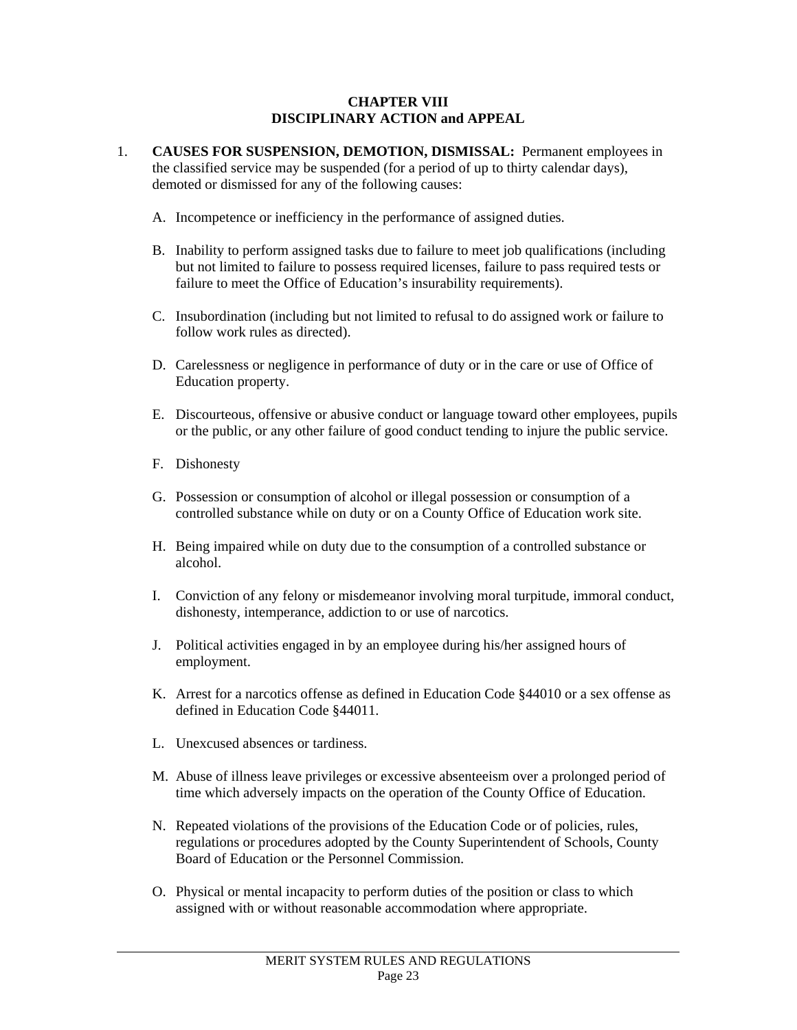# CHAPTER VIII
# DISCIPLINARY ACTION and APPEAL

1. **CAUSES FOR SUSPENSION, DEMOTION, DISMISSAL:** Permanent employees in the classified service may be suspended (for a period of up to thirty calendar days), demoted or dismissed for any of the following causes:

   A. Incompetence or inefficiency in the performance of assigned duties.

   B. Inability to perform assigned tasks due to failure to meet job qualifications (including but not limited to failure to possess required licenses, failure to pass required tests or failure to meet the Office of Education's insurability requirements).

   C. Insubordination (including but not limited to refusal to do assigned work or failure to follow work rules as directed).

   D. Carelessness or negligence in performance of duty or in the care or use of Office of Education property.

   E. Discourteous, offensive or abusive conduct or language toward other employees, pupils or the public, or any other failure of good conduct tending to injure the public service.

   F. Dishonesty

   G. Possession or consumption of alcohol or illegal possession or consumption of a controlled substance while on duty or on a County Office of Education work site.

   H. Being impaired while on duty due to the consumption of a controlled substance or alcohol.

   I. Conviction of any felony or misdemeanor involving moral turpitude, immoral conduct, dishonesty, intemperance, addiction to or use of narcotics.

   J. Political activities engaged in by an employee during his/her assigned hours of employment.

   K. Arrest for a narcotics offense as defined in Education Code §44010 or a sex offense as defined in Education Code §44011.

   L. Unexcused absences or tardiness.

   M. Abuse of illness leave privileges or excessive absenteeism over a prolonged period of time which adversely impacts on the operation of the County Office of Education.

   N. Repeated violations of the provisions of the Education Code or of policies, rules, regulations or procedures adopted by the County Superintendent of Schools, County Board of Education or the Personnel Commission.

   O. Physical or mental incapacity to perform duties of the position or class to which assigned with or without reasonable accommodation where appropriate.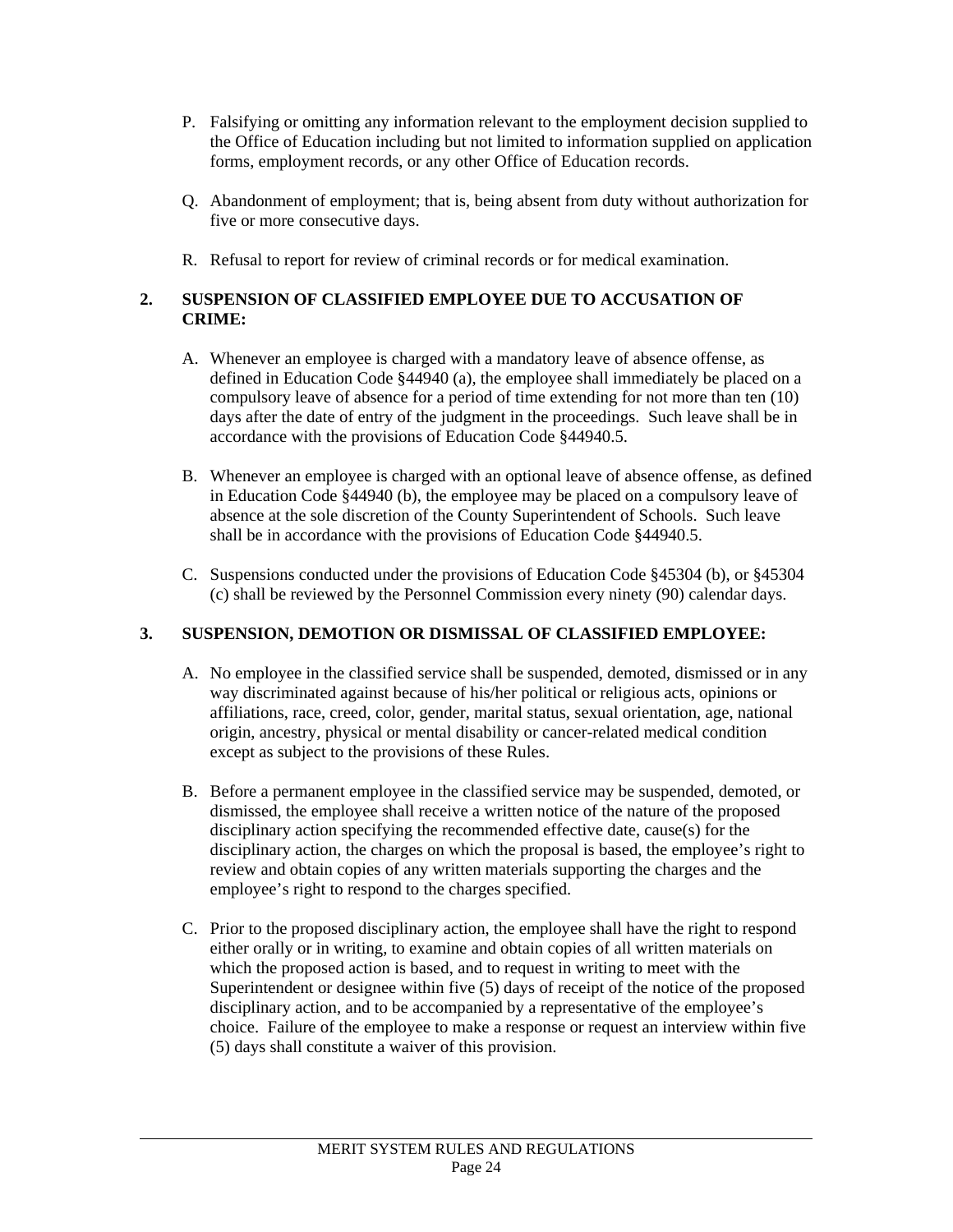P. Falsifying or omitting any information relevant to the employment decision supplied to the Office of Education including but not limited to information supplied on application forms, employment records, or any other Office of Education records.

Q. Abandonment of employment; that is, being absent from duty without authorization for five or more consecutive days.

R. Refusal to report for review of criminal records or for medical examination.

## 2. SUSPENSION OF CLASSIFIED EMPLOYEE DUE TO ACCUSATION OF CRIME:

A. Whenever an employee is charged with a mandatory leave of absence offense, as defined in Education Code §44940 (a), the employee shall immediately be placed on a compulsory leave of absence for a period of time extending for not more than ten (10) days after the date of entry of the judgment in the proceedings. Such leave shall be in accordance with the provisions of Education Code §44940.5.

B. Whenever an employee is charged with an optional leave of absence offense, as defined in Education Code §44940 (b), the employee may be placed on a compulsory leave of absence at the sole discretion of the County Superintendent of Schools. Such leave shall be in accordance with the provisions of Education Code §44940.5.

C. Suspensions conducted under the provisions of Education Code §45304 (b), or §45304 (c) shall be reviewed by the Personnel Commission every ninety (90) calendar days.

## 3. SUSPENSION, DEMOTION OR DISMISSAL OF CLASSIFIED EMPLOYEE:

A. No employee in the classified service shall be suspended, demoted, dismissed or in any way discriminated against because of his/her political or religious acts, opinions or affiliations, race, creed, color, gender, marital status, sexual orientation, age, national origin, ancestry, physical or mental disability or cancer-related medical condition except as subject to the provisions of these Rules.

B. Before a permanent employee in the classified service may be suspended, demoted, or dismissed, the employee shall receive a written notice of the nature of the proposed disciplinary action specifying the recommended effective date, cause(s) for the disciplinary action, the charges on which the proposal is based, the employee's right to review and obtain copies of any written materials supporting the charges and the employee's right to respond to the charges specified.

C. Prior to the proposed disciplinary action, the employee shall have the right to respond either orally or in writing, to examine and obtain copies of all written materials on which the proposed action is based, and to request in writing to meet with the Superintendent or designee within five (5) days of receipt of the notice of the proposed disciplinary action, and to be accompanied by a representative of the employee's choice. Failure of the employee to make a response or request an interview within five (5) days shall constitute a waiver of this provision.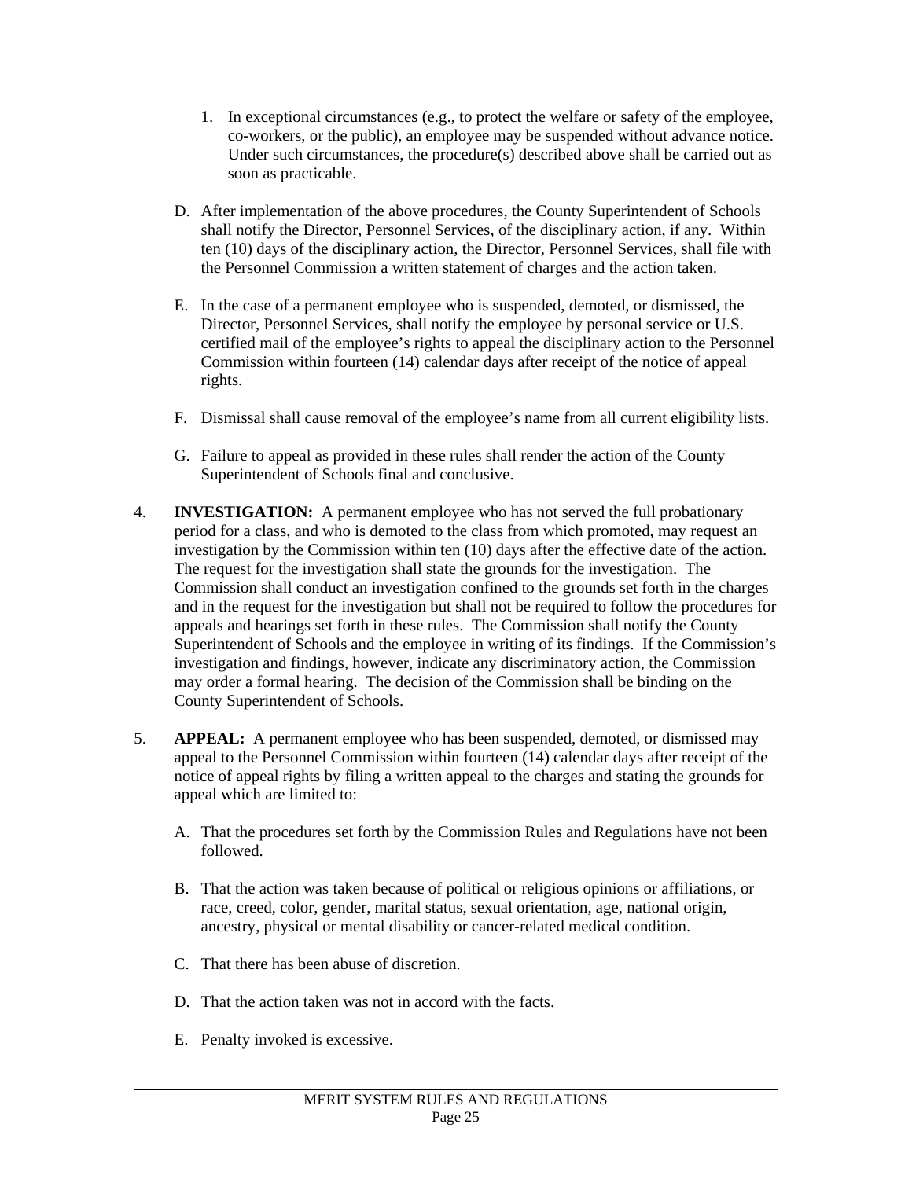1. In exceptional circumstances (e.g., to protect the welfare or safety of the employee, co-workers, or the public), an employee may be suspended without advance notice. Under such circumstances, the procedure(s) described above shall be carried out as soon as practicable.

D. After implementation of the above procedures, the County Superintendent of Schools shall notify the Director, Personnel Services, of the disciplinary action, if any. Within ten (10) days of the disciplinary action, the Director, Personnel Services, shall file with the Personnel Commission a written statement of charges and the action taken.

E. In the case of a permanent employee who is suspended, demoted, or dismissed, the Director, Personnel Services, shall notify the employee by personal service or U.S. certified mail of the employee's rights to appeal the disciplinary action to the Personnel Commission within fourteen (14) calendar days after receipt of the notice of appeal rights.

F. Dismissal shall cause removal of the employee's name from all current eligibility lists.

G. Failure to appeal as provided in these rules shall render the action of the County Superintendent of Schools final and conclusive.

4. **INVESTIGATION:** A permanent employee who has not served the full probationary period for a class, and who is demoted to the class from which promoted, may request an investigation by the Commission within ten (10) days after the effective date of the action. The request for the investigation shall state the grounds for the investigation. The Commission shall conduct an investigation confined to the grounds set forth in the charges and in the request for the investigation but shall not be required to follow the procedures for appeals and hearings set forth in these rules. The Commission shall notify the County Superintendent of Schools and the employee in writing of its findings. If the Commission's investigation and findings, however, indicate any discriminatory action, the Commission may order a formal hearing. The decision of the Commission shall be binding on the County Superintendent of Schools.

5. **APPEAL:** A permanent employee who has been suspended, demoted, or dismissed may appeal to the Personnel Commission within fourteen (14) calendar days after receipt of the notice of appeal rights by filing a written appeal to the charges and stating the grounds for appeal which are limited to:

   A. That the procedures set forth by the Commission Rules and Regulations have not been followed.

   B. That the action was taken because of political or religious opinions or affiliations, or race, creed, color, gender, marital status, sexual orientation, age, national origin, ancestry, physical or mental disability or cancer-related medical condition.

   C. That there has been abuse of discretion.

   D. That the action taken was not in accord with the facts.

   E. Penalty invoked is excessive.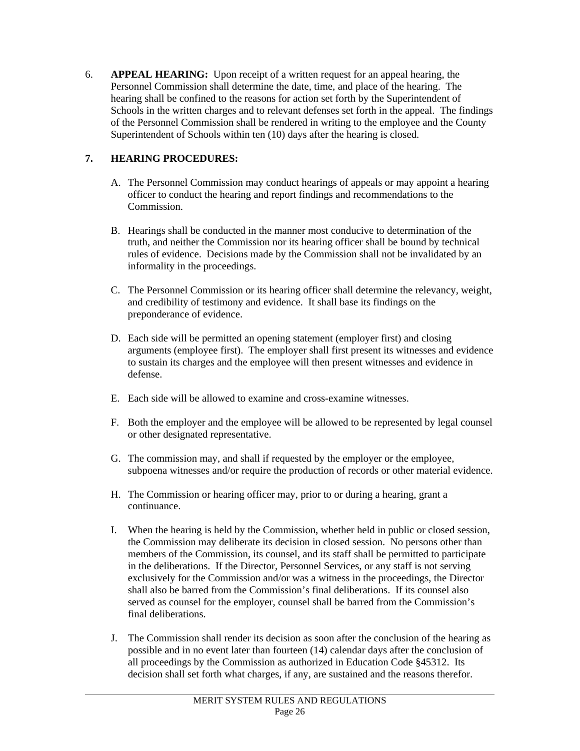6. **APPEAL HEARING:** Upon receipt of a written request for an appeal hearing, the Personnel Commission shall determine the date, time, and place of the hearing. The hearing shall be confined to the reasons for action set forth by the Superintendent of Schools in the written charges and to relevant defenses set forth in the appeal. The findings of the Personnel Commission shall be rendered in writing to the employee and the County Superintendent of Schools within ten (10) days after the hearing is closed.

**7. HEARING PROCEDURES:**

A. The Personnel Commission may conduct hearings of appeals or may appoint a hearing officer to conduct the hearing and report findings and recommendations to the Commission.

B. Hearings shall be conducted in the manner most conducive to determination of the truth, and neither the Commission nor its hearing officer shall be bound by technical rules of evidence. Decisions made by the Commission shall not be invalidated by an informality in the proceedings.

C. The Personnel Commission or its hearing officer shall determine the relevancy, weight, and credibility of testimony and evidence. It shall base its findings on the preponderance of evidence.

D. Each side will be permitted an opening statement (employer first) and closing arguments (employee first). The employer shall first present its witnesses and evidence to sustain its charges and the employee will then present witnesses and evidence in defense.

E. Each side will be allowed to examine and cross-examine witnesses.

F. Both the employer and the employee will be allowed to be represented by legal counsel or other designated representative.

G. The commission may, and shall if requested by the employer or the employee, subpoena witnesses and/or require the production of records or other material evidence.

H. The Commission or hearing officer may, prior to or during a hearing, grant a continuance.

I. When the hearing is held by the Commission, whether held in public or closed session, the Commission may deliberate its decision in closed session. No persons other than members of the Commission, its counsel, and its staff shall be permitted to participate in the deliberations. If the Director, Personnel Services, or any staff is not serving exclusively for the Commission and/or was a witness in the proceedings, the Director shall also be barred from the Commission's final deliberations. If its counsel also served as counsel for the employer, counsel shall be barred from the Commission's final deliberations.

J. The Commission shall render its decision as soon after the conclusion of the hearing as possible and in no event later than fourteen (14) calendar days after the conclusion of all proceedings by the Commission as authorized in Education Code §45312. Its decision shall set forth what charges, if any, are sustained and the reasons therefor.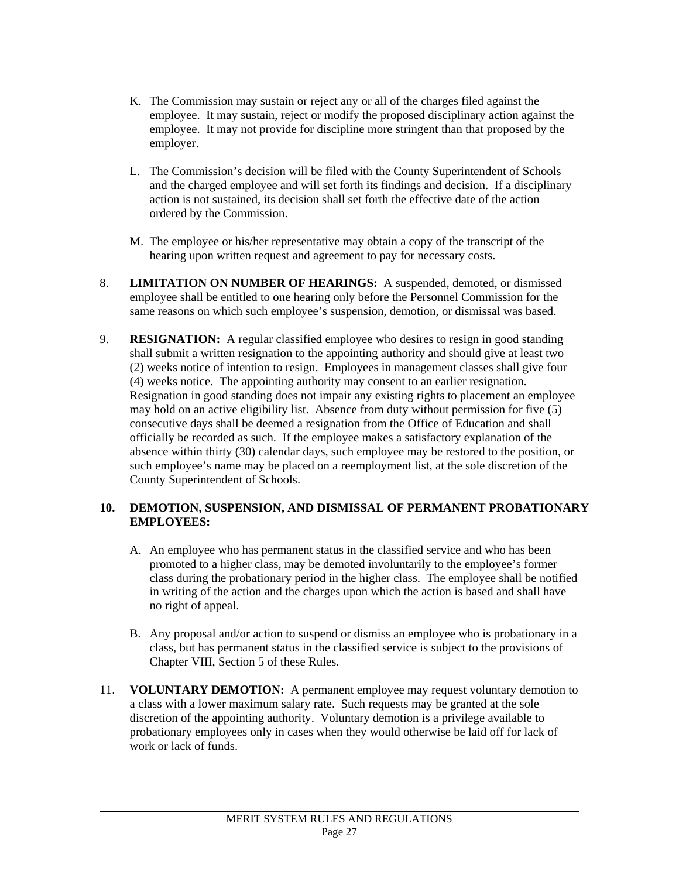K. The Commission may sustain or reject any or all of the charges filed against the employee. It may sustain, reject or modify the proposed disciplinary action against the employee. It may not provide for discipline more stringent than that proposed by the employer.

L. The Commission's decision will be filed with the County Superintendent of Schools and the charged employee and will set forth its findings and decision. If a disciplinary action is not sustained, its decision shall set forth the effective date of the action ordered by the Commission.

M. The employee or his/her representative may obtain a copy of the transcript of the hearing upon written request and agreement to pay for necessary costs.

8. **LIMITATION ON NUMBER OF HEARINGS:** A suspended, demoted, or dismissed employee shall be entitled to one hearing only before the Personnel Commission for the same reasons on which such employee's suspension, demotion, or dismissal was based.

9. **RESIGNATION:** A regular classified employee who desires to resign in good standing shall submit a written resignation to the appointing authority and should give at least two (2) weeks notice of intention to resign. Employees in management classes shall give four (4) weeks notice. The appointing authority may consent to an earlier resignation. Resignation in good standing does not impair any existing rights to placement an employee may hold on an active eligibility list. Absence from duty without permission for five (5) consecutive days shall be deemed a resignation from the Office of Education and shall officially be recorded as such. If the employee makes a satisfactory explanation of the absence within thirty (30) calendar days, such employee may be restored to the position, or such employee's name may be placed on a reemployment list, at the sole discretion of the County Superintendent of Schools.

**10. DEMOTION, SUSPENSION, AND DISMISSAL OF PERMANENT PROBATIONARY EMPLOYEES:**

A. An employee who has permanent status in the classified service and who has been promoted to a higher class, may be demoted involuntarily to the employee's former class during the probationary period in the higher class. The employee shall be notified in writing of the action and the charges upon which the action is based and shall have no right of appeal.

B. Any proposal and/or action to suspend or dismiss an employee who is probationary in a class, but has permanent status in the classified service is subject to the provisions of Chapter VIII, Section 5 of these Rules.

11. **VOLUNTARY DEMOTION:** A permanent employee may request voluntary demotion to a class with a lower maximum salary rate. Such requests may be granted at the sole discretion of the appointing authority. Voluntary demotion is a privilege available to probationary employees only in cases when they would otherwise be laid off for lack of work or lack of funds.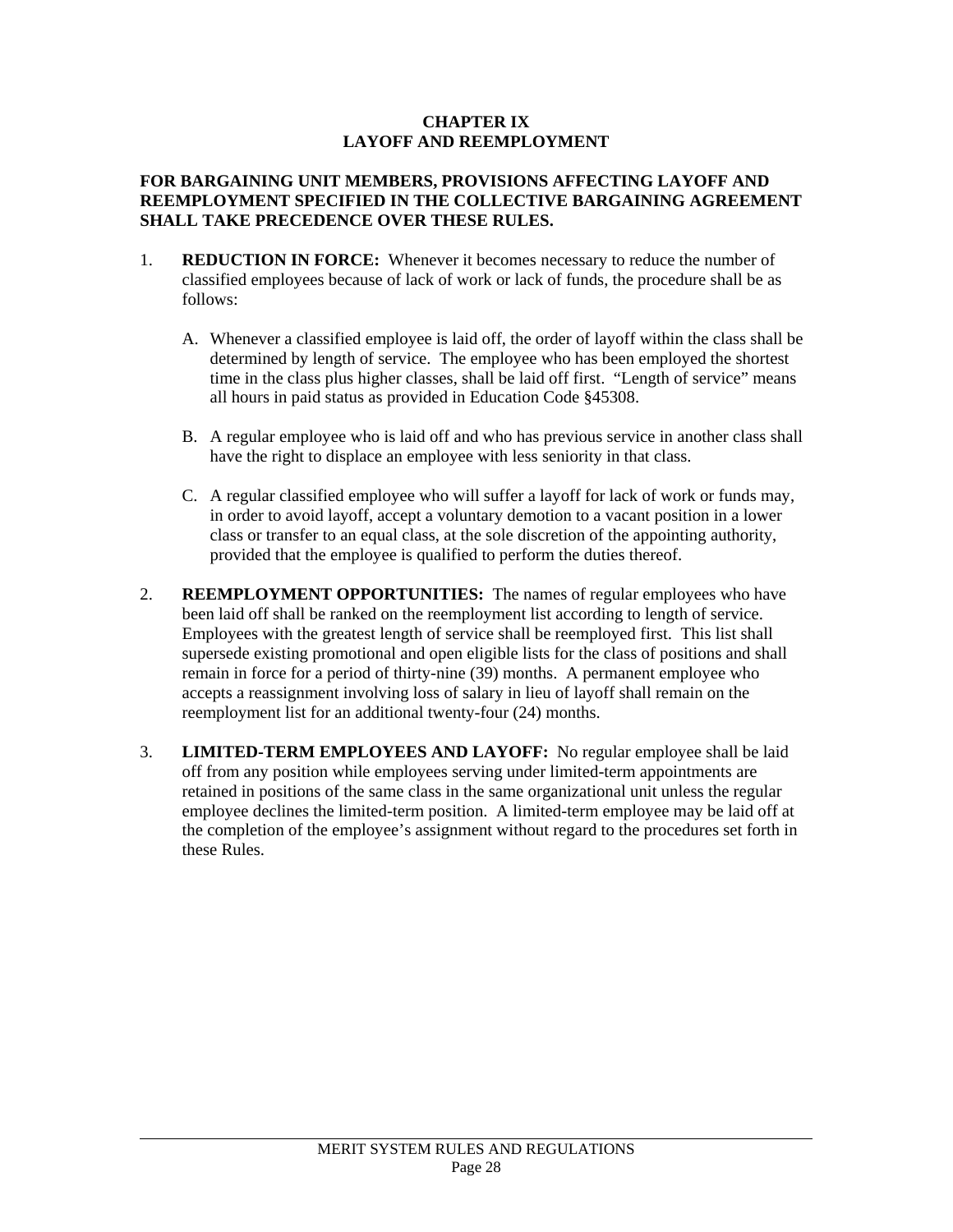# CHAPTER IX
# LAYOFF AND REEMPLOYMENT

**FOR BARGAINING UNIT MEMBERS, PROVISIONS AFFECTING LAYOFF AND REEMPLOYMENT SPECIFIED IN THE COLLECTIVE BARGAINING AGREEMENT SHALL TAKE PRECEDENCE OVER THESE RULES.**

1. **REDUCTION IN FORCE:** Whenever it becomes necessary to reduce the number of classified employees because of lack of work or lack of funds, the procedure shall be as follows:

   A. Whenever a classified employee is laid off, the order of layoff within the class shall be determined by length of service. The employee who has been employed the shortest time in the class plus higher classes, shall be laid off first. "Length of service" means all hours in paid status as provided in Education Code §45308.

   B. A regular employee who is laid off and who has previous service in another class shall have the right to displace an employee with less seniority in that class.

   C. A regular classified employee who will suffer a layoff for lack of work or funds may, in order to avoid layoff, accept a voluntary demotion to a vacant position in a lower class or transfer to an equal class, at the sole discretion of the appointing authority, provided that the employee is qualified to perform the duties thereof.

2. **REEMPLOYMENT OPPORTUNITIES:** The names of regular employees who have been laid off shall be ranked on the reemployment list according to length of service. Employees with the greatest length of service shall be reemployed first. This list shall supersede existing promotional and open eligible lists for the class of positions and shall remain in force for a period of thirty-nine (39) months. A permanent employee who accepts a reassignment involving loss of salary in lieu of layoff shall remain on the reemployment list for an additional twenty-four (24) months.

3. **LIMITED-TERM EMPLOYEES AND LAYOFF:** No regular employee shall be laid off from any position while employees serving under limited-term appointments are retained in positions of the same class in the same organizational unit unless the regular employee declines the limited-term position. A limited-term employee may be laid off at the completion of the employee's assignment without regard to the procedures set forth in these Rules.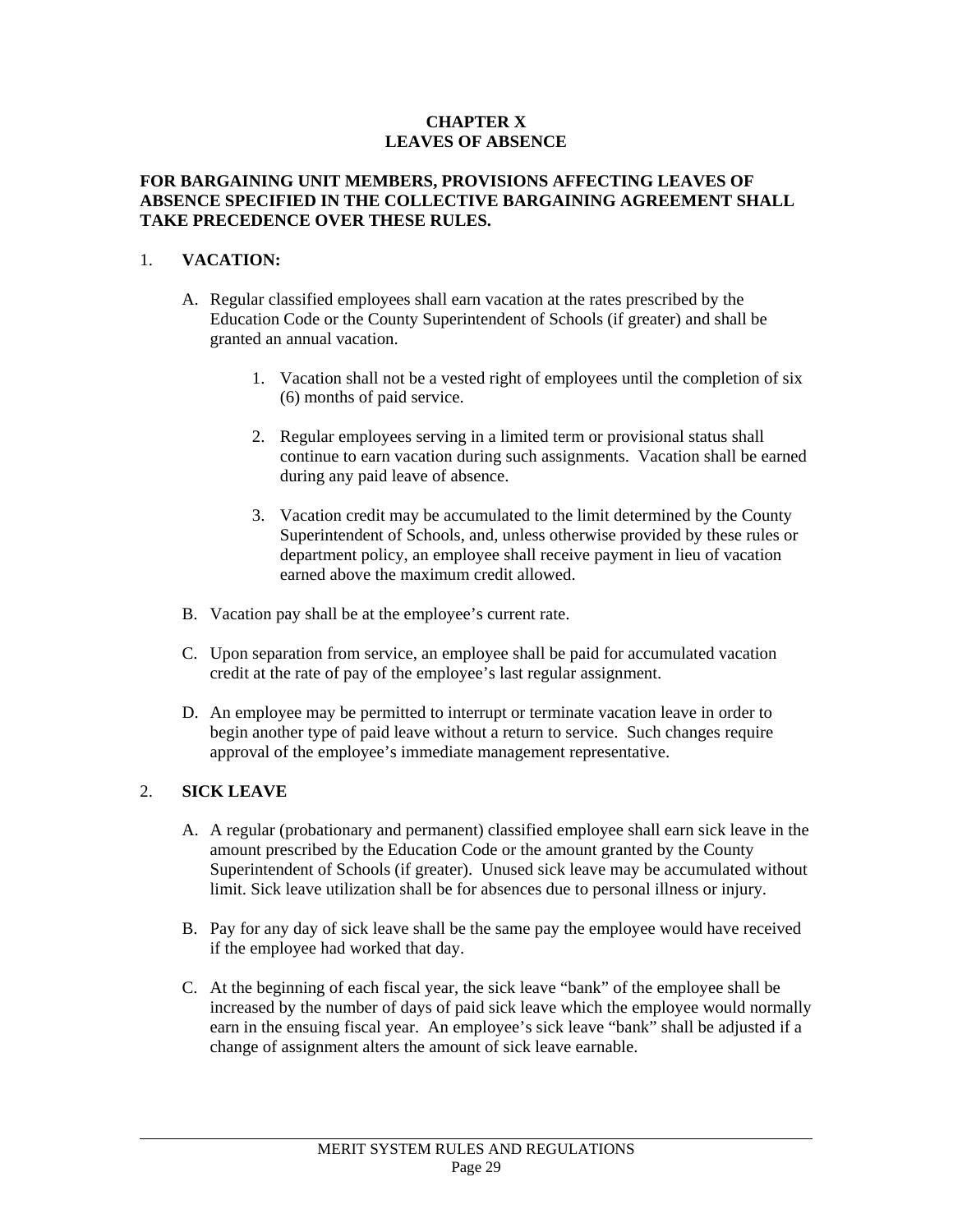# CHAPTER X
# LEAVES OF ABSENCE

**FOR BARGAINING UNIT MEMBERS, PROVISIONS AFFECTING LEAVES OF ABSENCE SPECIFIED IN THE COLLECTIVE BARGAINING AGREEMENT SHALL TAKE PRECEDENCE OVER THESE RULES.**

## 1. VACATION:

A. Regular classified employees shall earn vacation at the rates prescribed by the Education Code or the County Superintendent of Schools (if greater) and shall be granted an annual vacation.

   1. Vacation shall not be a vested right of employees until the completion of six (6) months of paid service.

   2. Regular employees serving in a limited term or provisional status shall continue to earn vacation during such assignments. Vacation shall be earned during any paid leave of absence.

   3. Vacation credit may be accumulated to the limit determined by the County Superintendent of Schools, and, unless otherwise provided by these rules or department policy, an employee shall receive payment in lieu of vacation earned above the maximum credit allowed.

B. Vacation pay shall be at the employee's current rate.

C. Upon separation from service, an employee shall be paid for accumulated vacation credit at the rate of pay of the employee's last regular assignment.

D. An employee may be permitted to interrupt or terminate vacation leave in order to begin another type of paid leave without a return to service. Such changes require approval of the employee's immediate management representative.

## 2. SICK LEAVE

A. A regular (probationary and permanent) classified employee shall earn sick leave in the amount prescribed by the Education Code or the amount granted by the County Superintendent of Schools (if greater). Unused sick leave may be accumulated without limit. Sick leave utilization shall be for absences due to personal illness or injury.

B. Pay for any day of sick leave shall be the same pay the employee would have received if the employee had worked that day.

C. At the beginning of each fiscal year, the sick leave "bank" of the employee shall be increased by the number of days of paid sick leave which the employee would normally earn in the ensuing fiscal year. An employee's sick leave "bank" shall be adjusted if a change of assignment alters the amount of sick leave earnable.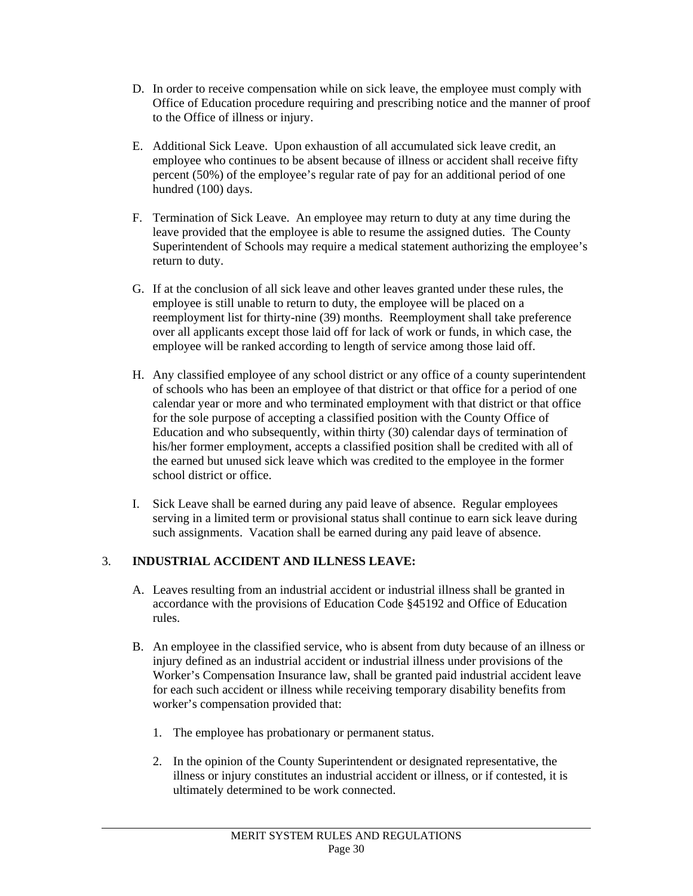D. In order to receive compensation while on sick leave, the employee must comply with Office of Education procedure requiring and prescribing notice and the manner of proof to the Office of illness or injury.

E. Additional Sick Leave. Upon exhaustion of all accumulated sick leave credit, an employee who continues to be absent because of illness or accident shall receive fifty percent (50%) of the employee's regular rate of pay for an additional period of one hundred (100) days.

F. Termination of Sick Leave. An employee may return to duty at any time during the leave provided that the employee is able to resume the assigned duties. The County Superintendent of Schools may require a medical statement authorizing the employee's return to duty.

G. If at the conclusion of all sick leave and other leaves granted under these rules, the employee is still unable to return to duty, the employee will be placed on a reemployment list for thirty-nine (39) months. Reemployment shall take preference over all applicants except those laid off for lack of work or funds, in which case, the employee will be ranked according to length of service among those laid off.

H. Any classified employee of any school district or any office of a county superintendent of schools who has been an employee of that district or that office for a period of one calendar year or more and who terminated employment with that district or that office for the sole purpose of accepting a classified position with the County Office of Education and who subsequently, within thirty (30) calendar days of termination of his/her former employment, accepts a classified position shall be credited with all of the earned but unused sick leave which was credited to the employee in the former school district or office.

I. Sick Leave shall be earned during any paid leave of absence. Regular employees serving in a limited term or provisional status shall continue to earn sick leave during such assignments. Vacation shall be earned during any paid leave of absence.

3. **INDUSTRIAL ACCIDENT AND ILLNESS LEAVE:**

A. Leaves resulting from an industrial accident or industrial illness shall be granted in accordance with the provisions of Education Code §45192 and Office of Education rules.

B. An employee in the classified service, who is absent from duty because of an illness or injury defined as an industrial accident or industrial illness under provisions of the Worker's Compensation Insurance law, shall be granted paid industrial accident leave for each such accident or illness while receiving temporary disability benefits from worker's compensation provided that:

   1. The employee has probationary or permanent status.

   2. In the opinion of the County Superintendent or designated representative, the illness or injury constitutes an industrial accident or illness, or if contested, it is ultimately determined to be work connected.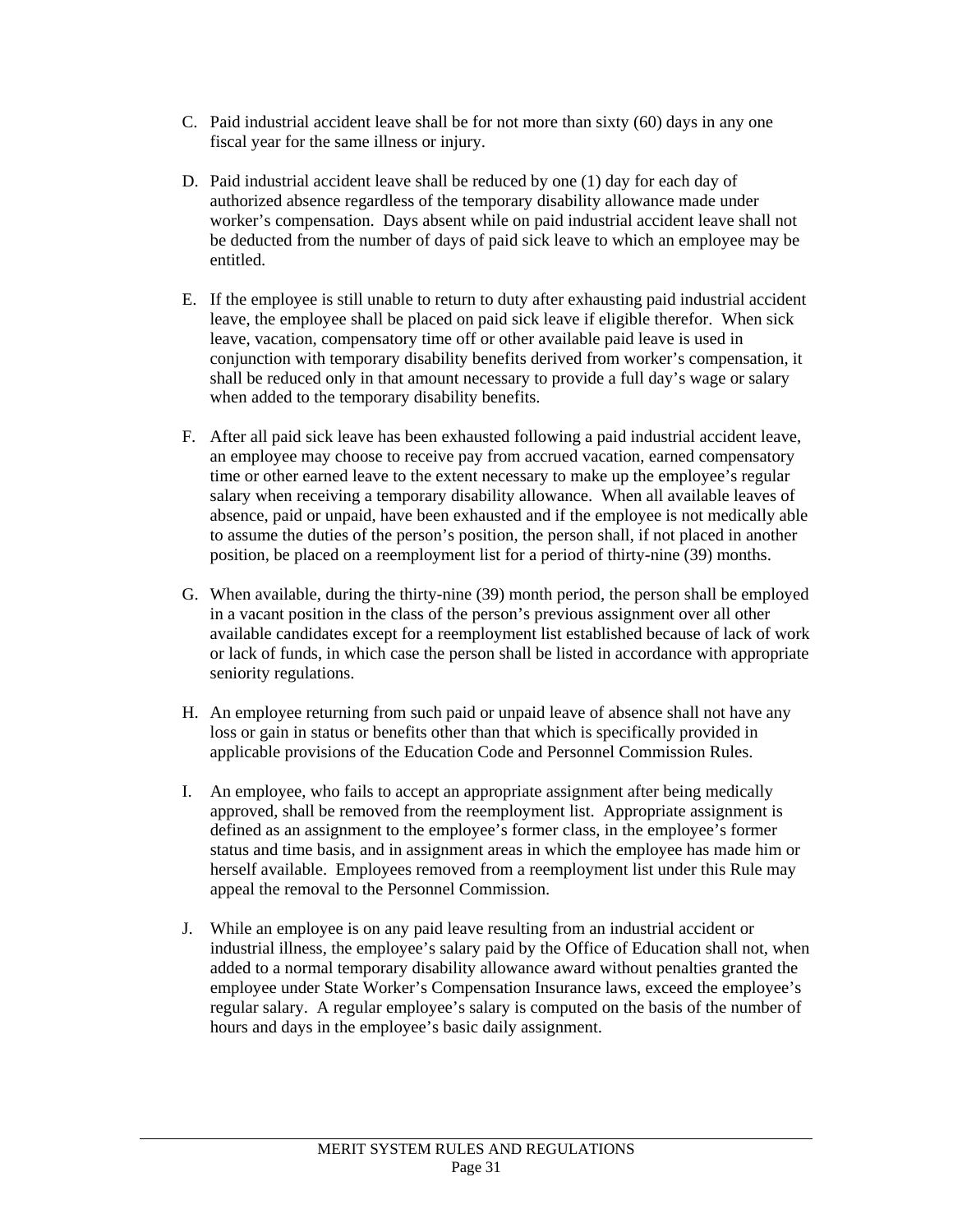C. Paid industrial accident leave shall be for not more than sixty (60) days in any one fiscal year for the same illness or injury.

D. Paid industrial accident leave shall be reduced by one (1) day for each day of authorized absence regardless of the temporary disability allowance made under worker's compensation. Days absent while on paid industrial accident leave shall not be deducted from the number of days of paid sick leave to which an employee may be entitled.

E. If the employee is still unable to return to duty after exhausting paid industrial accident leave, the employee shall be placed on paid sick leave if eligible therefor. When sick leave, vacation, compensatory time off or other available paid leave is used in conjunction with temporary disability benefits derived from worker's compensation, it shall be reduced only in that amount necessary to provide a full day's wage or salary when added to the temporary disability benefits.

F. After all paid sick leave has been exhausted following a paid industrial accident leave, an employee may choose to receive pay from accrued vacation, earned compensatory time or other earned leave to the extent necessary to make up the employee's regular salary when receiving a temporary disability allowance. When all available leaves of absence, paid or unpaid, have been exhausted and if the employee is not medically able to assume the duties of the person's position, the person shall, if not placed in another position, be placed on a reemployment list for a period of thirty-nine (39) months.

G. When available, during the thirty-nine (39) month period, the person shall be employed in a vacant position in the class of the person's previous assignment over all other available candidates except for a reemployment list established because of lack of work or lack of funds, in which case the person shall be listed in accordance with appropriate seniority regulations.

H. An employee returning from such paid or unpaid leave of absence shall not have any loss or gain in status or benefits other than that which is specifically provided in applicable provisions of the Education Code and Personnel Commission Rules.

I. An employee, who fails to accept an appropriate assignment after being medically approved, shall be removed from the reemployment list. Appropriate assignment is defined as an assignment to the employee's former class, in the employee's former status and time basis, and in assignment areas in which the employee has made him or herself available. Employees removed from a reemployment list under this Rule may appeal the removal to the Personnel Commission.

J. While an employee is on any paid leave resulting from an industrial accident or industrial illness, the employee's salary paid by the Office of Education shall not, when added to a normal temporary disability allowance award without penalties granted the employee under State Worker's Compensation Insurance laws, exceed the employee's regular salary. A regular employee's salary is computed on the basis of the number of hours and days in the employee's basic daily assignment.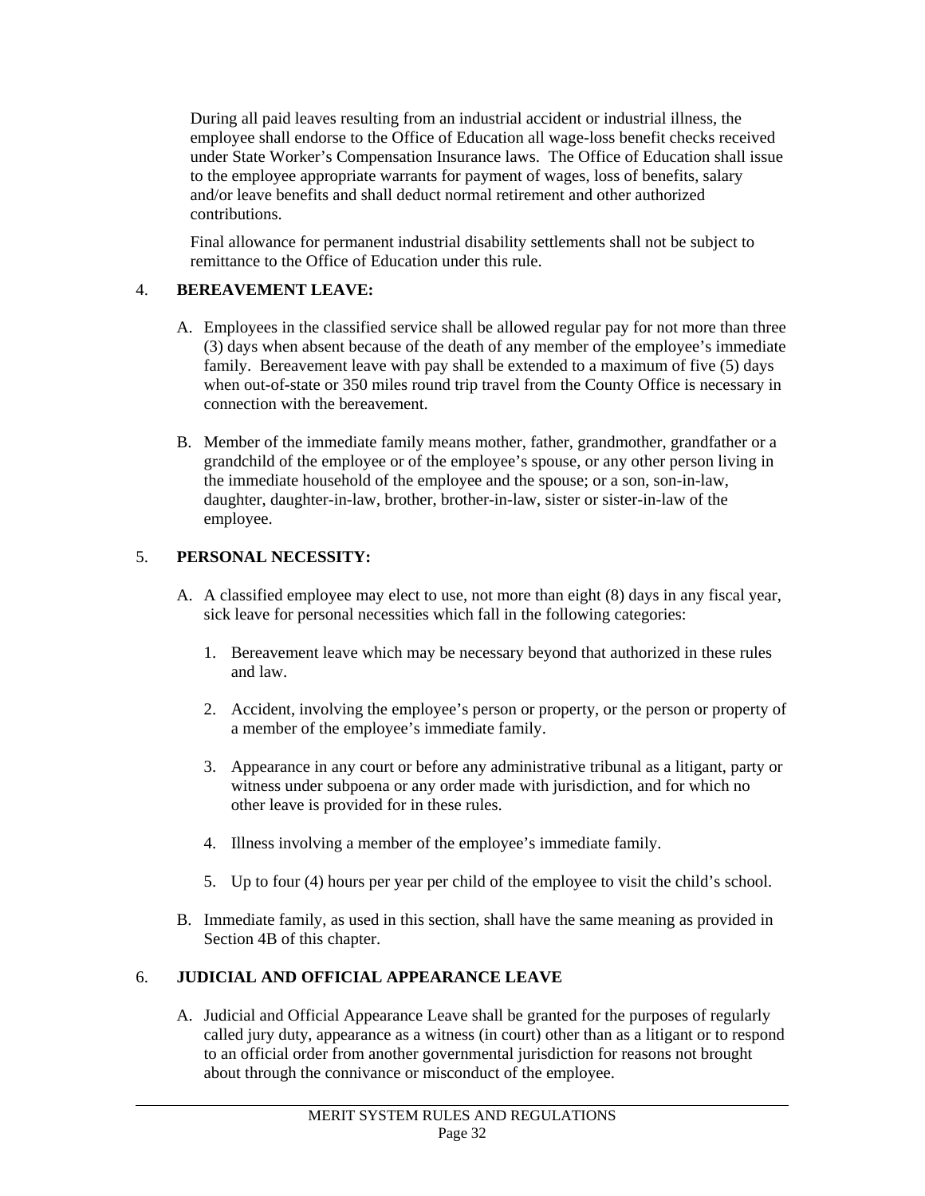During all paid leaves resulting from an industrial accident or industrial illness, the employee shall endorse to the Office of Education all wage-loss benefit checks received under State Worker's Compensation Insurance laws. The Office of Education shall issue to the employee appropriate warrants for payment of wages, loss of benefits, salary and/or leave benefits and shall deduct normal retirement and other authorized contributions.

Final allowance for permanent industrial disability settlements shall not be subject to remittance to the Office of Education under this rule.

4. **BEREAVEMENT LEAVE:**

   A. Employees in the classified service shall be allowed regular pay for not more than three (3) days when absent because of the death of any member of the employee's immediate family. Bereavement leave with pay shall be extended to a maximum of five (5) days when out-of-state or 350 miles round trip travel from the County Office is necessary in connection with the bereavement.

   B. Member of the immediate family means mother, father, grandmother, grandfather or a grandchild of the employee or of the employee's spouse, or any other person living in the immediate household of the employee and the spouse; or a son, son-in-law, daughter, daughter-in-law, brother, brother-in-law, sister or sister-in-law of the employee.

5. **PERSONAL NECESSITY:**

   A. A classified employee may elect to use, not more than eight (8) days in any fiscal year, sick leave for personal necessities which fall in the following categories:

      1. Bereavement leave which may be necessary beyond that authorized in these rules and law.

      2. Accident, involving the employee's person or property, or the person or property of a member of the employee's immediate family.

      3. Appearance in any court or before any administrative tribunal as a litigant, party or witness under subpoena or any order made with jurisdiction, and for which no other leave is provided for in these rules.

      4. Illness involving a member of the employee's immediate family.

      5. Up to four (4) hours per year per child of the employee to visit the child's school.

   B. Immediate family, as used in this section, shall have the same meaning as provided in Section 4B of this chapter.

6. **JUDICIAL AND OFFICIAL APPEARANCE LEAVE**

   A. Judicial and Official Appearance Leave shall be granted for the purposes of regularly called jury duty, appearance as a witness (in court) other than as a litigant or to respond to an official order from another governmental jurisdiction for reasons not brought about through the connivance or misconduct of the employee.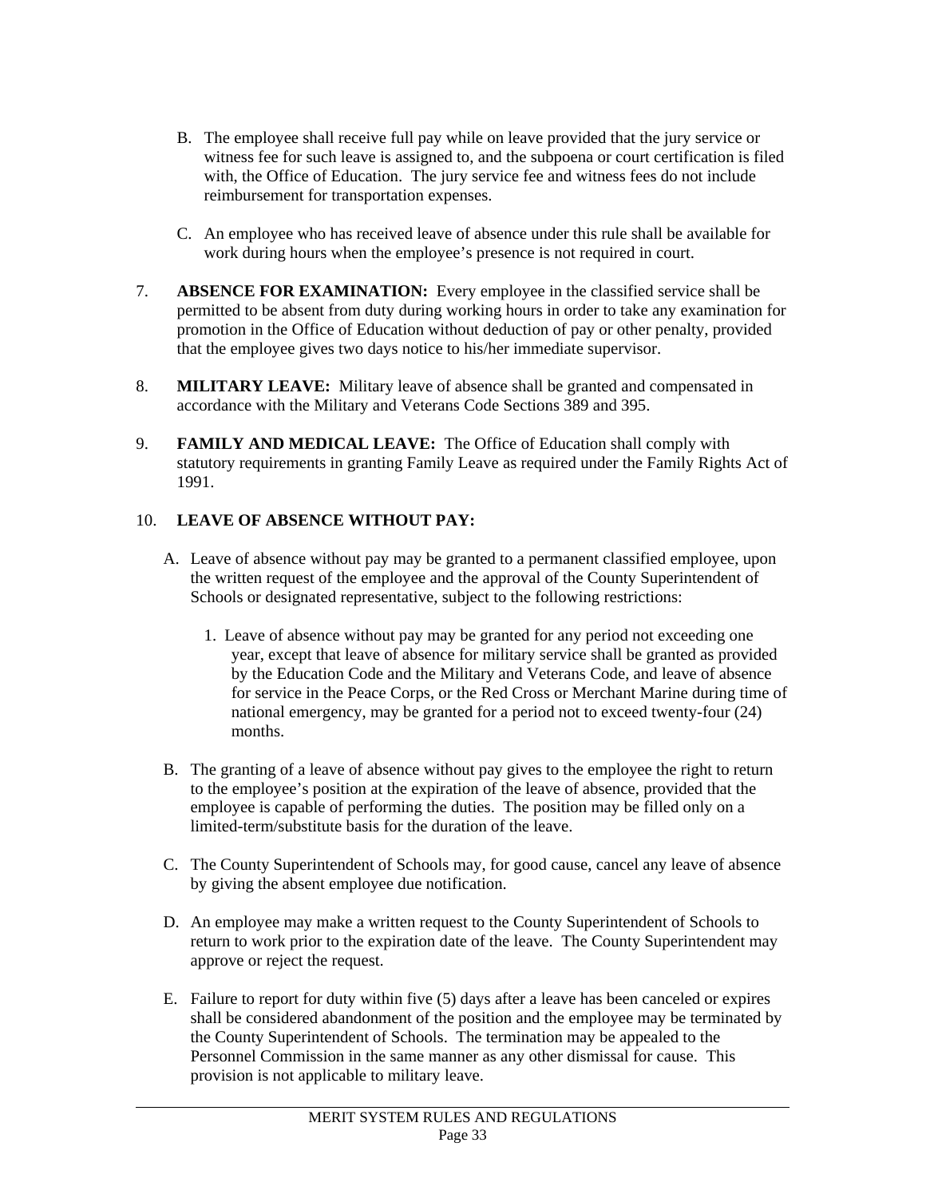B. The employee shall receive full pay while on leave provided that the jury service or witness fee for such leave is assigned to, and the subpoena or court certification is filed with, the Office of Education. The jury service fee and witness fees do not include reimbursement for transportation expenses.

C. An employee who has received leave of absence under this rule shall be available for work during hours when the employee's presence is not required in court.

7. **ABSENCE FOR EXAMINATION:** Every employee in the classified service shall be permitted to be absent from duty during working hours in order to take any examination for promotion in the Office of Education without deduction of pay or other penalty, provided that the employee gives two days notice to his/her immediate supervisor.

8. **MILITARY LEAVE:** Military leave of absence shall be granted and compensated in accordance with the Military and Veterans Code Sections 389 and 395.

9. **FAMILY AND MEDICAL LEAVE:** The Office of Education shall comply with statutory requirements in granting Family Leave as required under the Family Rights Act of 1991.

10. **LEAVE OF ABSENCE WITHOUT PAY:**

A. Leave of absence without pay may be granted to a permanent classified employee, upon the written request of the employee and the approval of the County Superintendent of Schools or designated representative, subject to the following restrictions:

1. Leave of absence without pay may be granted for any period not exceeding one year, except that leave of absence for military service shall be granted as provided by the Education Code and the Military and Veterans Code, and leave of absence for service in the Peace Corps, or the Red Cross or Merchant Marine during time of national emergency, may be granted for a period not to exceed twenty-four (24) months.

B. The granting of a leave of absence without pay gives to the employee the right to return to the employee's position at the expiration of the leave of absence, provided that the employee is capable of performing the duties. The position may be filled only on a limited-term/substitute basis for the duration of the leave.

C. The County Superintendent of Schools may, for good cause, cancel any leave of absence by giving the absent employee due notification.

D. An employee may make a written request to the County Superintendent of Schools to return to work prior to the expiration date of the leave. The County Superintendent may approve or reject the request.

E. Failure to report for duty within five (5) days after a leave has been canceled or expires shall be considered abandonment of the position and the employee may be terminated by the County Superintendent of Schools. The termination may be appealed to the Personnel Commission in the same manner as any other dismissal for cause. This provision is not applicable to military leave.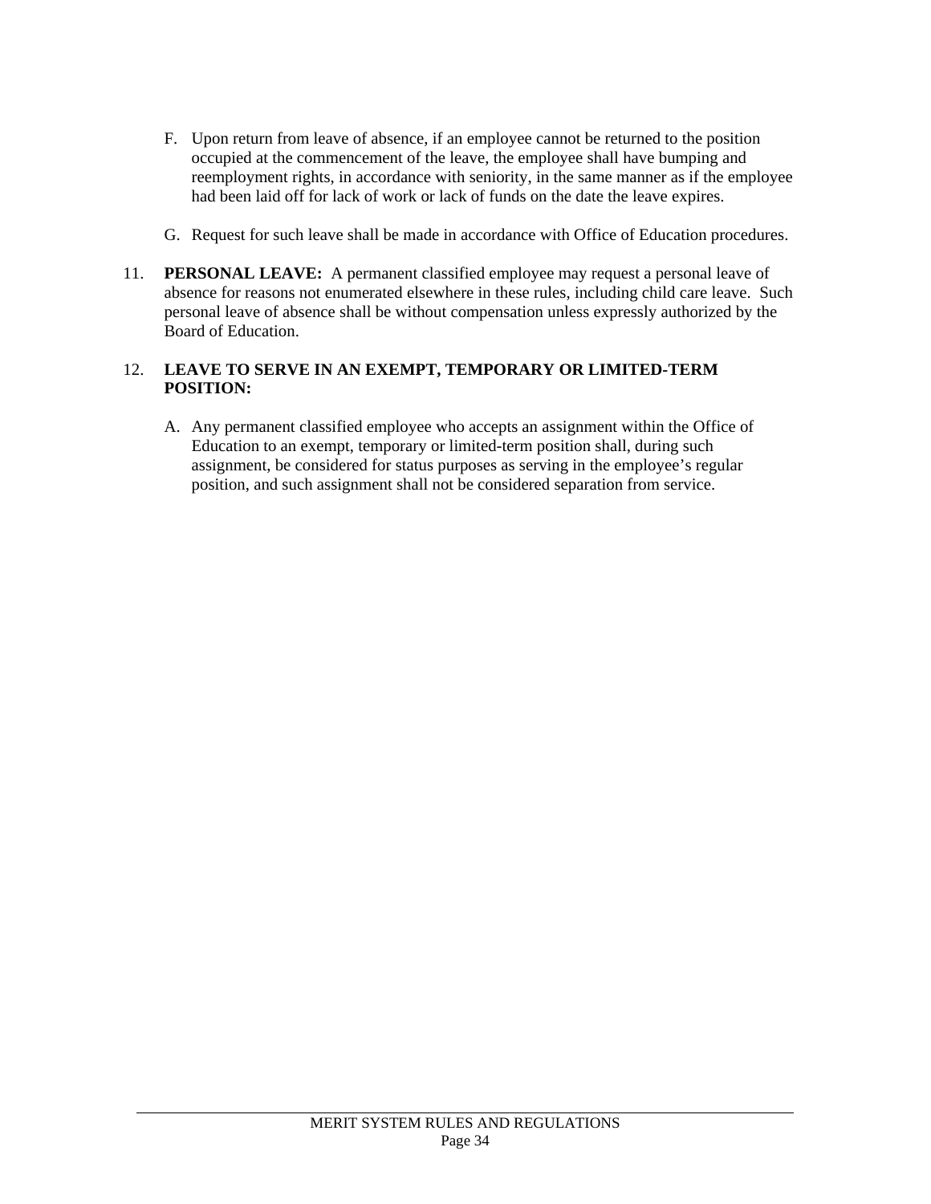F. Upon return from leave of absence, if an employee cannot be returned to the position occupied at the commencement of the leave, the employee shall have bumping and reemployment rights, in accordance with seniority, in the same manner as if the employee had been laid off for lack of work or lack of funds on the date the leave expires.

G. Request for such leave shall be made in accordance with Office of Education procedures.

11. **PERSONAL LEAVE:** A permanent classified employee may request a personal leave of absence for reasons not enumerated elsewhere in these rules, including child care leave. Such personal leave of absence shall be without compensation unless expressly authorized by the Board of Education.

12. **LEAVE TO SERVE IN AN EXEMPT, TEMPORARY OR LIMITED-TERM POSITION:**

A. Any permanent classified employee who accepts an assignment within the Office of Education to an exempt, temporary or limited-term position shall, during such assignment, be considered for status purposes as serving in the employee's regular position, and such assignment shall not be considered separation from service.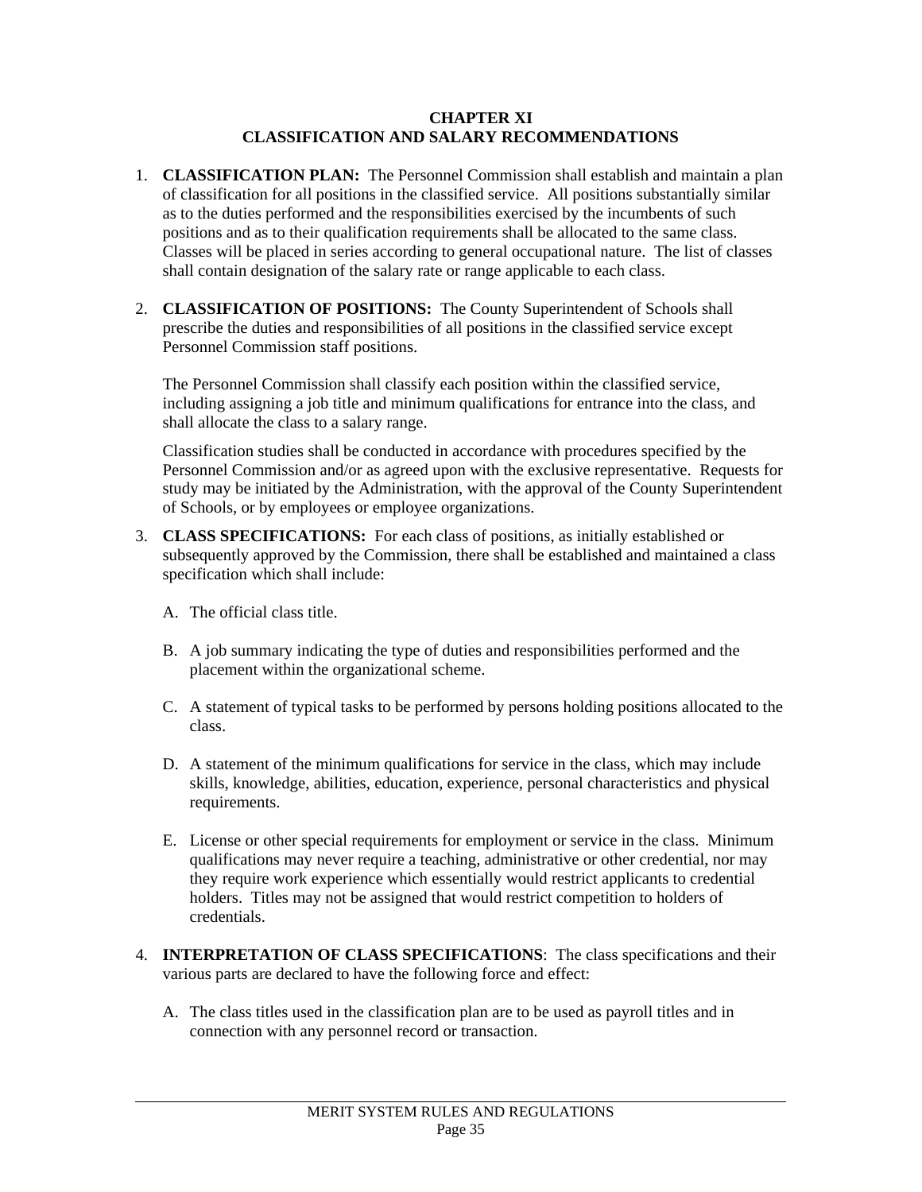# CHAPTER XI
# CLASSIFICATION AND SALARY RECOMMENDATIONS

1. **CLASSIFICATION PLAN:** The Personnel Commission shall establish and maintain a plan of classification for all positions in the classified service. All positions substantially similar as to the duties performed and the responsibilities exercised by the incumbents of such positions and as to their qualification requirements shall be allocated to the same class. Classes will be placed in series according to general occupational nature. The list of classes shall contain designation of the salary rate or range applicable to each class.

2. **CLASSIFICATION OF POSITIONS:** The County Superintendent of Schools shall prescribe the duties and responsibilities of all positions in the classified service except Personnel Commission staff positions.

   The Personnel Commission shall classify each position within the classified service, including assigning a job title and minimum qualifications for entrance into the class, and shall allocate the class to a salary range.

   Classification studies shall be conducted in accordance with procedures specified by the Personnel Commission and/or as agreed upon with the exclusive representative. Requests for study may be initiated by the Administration, with the approval of the County Superintendent of Schools, or by employees or employee organizations.

3. **CLASS SPECIFICATIONS:** For each class of positions, as initially established or subsequently approved by the Commission, there shall be established and maintained a class specification which shall include:

   A. The official class title.

   B. A job summary indicating the type of duties and responsibilities performed and the placement within the organizational scheme.

   C. A statement of typical tasks to be performed by persons holding positions allocated to the class.

   D. A statement of the minimum qualifications for service in the class, which may include skills, knowledge, abilities, education, experience, personal characteristics and physical requirements.

   E. License or other special requirements for employment or service in the class. Minimum qualifications may never require a teaching, administrative or other credential, nor may they require work experience which essentially would restrict applicants to credential holders. Titles may not be assigned that would restrict competition to holders of credentials.

4. **INTERPRETATION OF CLASS SPECIFICATIONS**: The class specifications and their various parts are declared to have the following force and effect:

   A. The class titles used in the classification plan are to be used as payroll titles and in connection with any personnel record or transaction.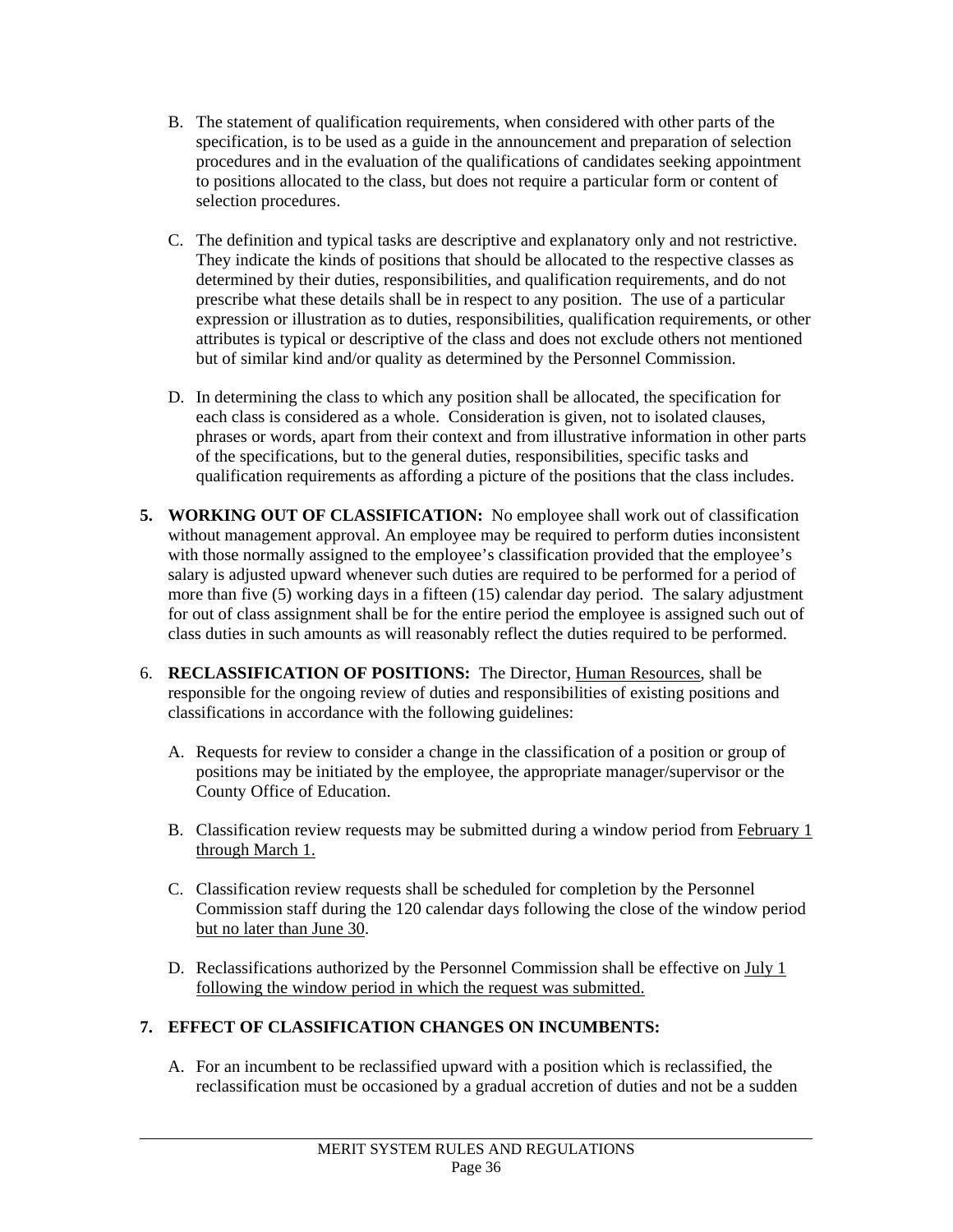B. The statement of qualification requirements, when considered with other parts of the specification, is to be used as a guide in the announcement and preparation of selection procedures and in the evaluation of the qualifications of candidates seeking appointment to positions allocated to the class, but does not require a particular form or content of selection procedures.

C. The definition and typical tasks are descriptive and explanatory only and not restrictive. They indicate the kinds of positions that should be allocated to the respective classes as determined by their duties, responsibilities, and qualification requirements, and do not prescribe what these details shall be in respect to any position. The use of a particular expression or illustration as to duties, responsibilities, qualification requirements, or other attributes is typical or descriptive of the class and does not exclude others not mentioned but of similar kind and/or quality as determined by the Personnel Commission.

D. In determining the class to which any position shall be allocated, the specification for each class is considered as a whole. Consideration is given, not to isolated clauses, phrases or words, apart from their context and from illustrative information in other parts of the specifications, but to the general duties, responsibilities, specific tasks and qualification requirements as affording a picture of the positions that the class includes.

**5. WORKING OUT OF CLASSIFICATION:** No employee shall work out of classification without management approval. An employee may be required to perform duties inconsistent with those normally assigned to the employee's classification provided that the employee's salary is adjusted upward whenever such duties are required to be performed for a period of more than five (5) working days in a fifteen (15) calendar day period. The salary adjustment for out of class assignment shall be for the entire period the employee is assigned such out of class duties in such amounts as will reasonably reflect the duties required to be performed.

6. **RECLASSIFICATION OF POSITIONS:** The Director, <u>Human Resources</u>, shall be responsible for the ongoing review of duties and responsibilities of existing positions and classifications in accordance with the following guidelines:

A. Requests for review to consider a change in the classification of a position or group of positions may be initiated by the employee, the appropriate manager/supervisor or the County Office of Education.

B. Classification review requests may be submitted during a window period from <u>February 1 through March 1.</u>

C. Classification review requests shall be scheduled for completion by the Personnel Commission staff during the 120 calendar days following the close of the window period <u>but no later than June 30</u>.

D. Reclassifications authorized by the Personnel Commission shall be effective on <u>July 1 following the window period in which the request was submitted.</u>

**7. EFFECT OF CLASSIFICATION CHANGES ON INCUMBENTS:**

A. For an incumbent to be reclassified upward with a position which is reclassified, the reclassification must be occasioned by a gradual accretion of duties and not be a sudden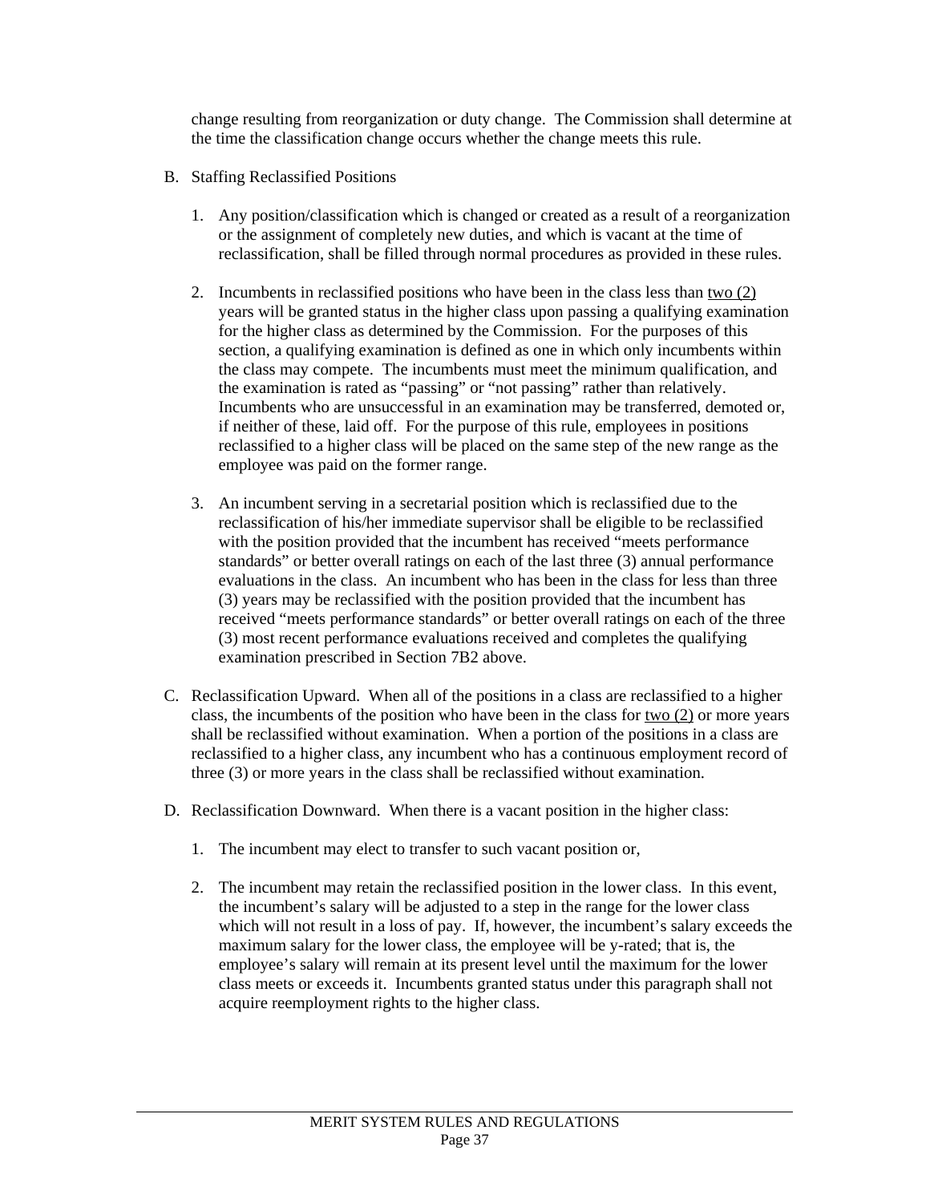change resulting from reorganization or duty change. The Commission shall determine at the time the classification change occurs whether the change meets this rule.

B. Staffing Reclassified Positions

1. Any position/classification which is changed or created as a result of a reorganization or the assignment of completely new duties, and which is vacant at the time of reclassification, shall be filled through normal procedures as provided in these rules.

2. Incumbents in reclassified positions who have been in the class less than two (2) years will be granted status in the higher class upon passing a qualifying examination for the higher class as determined by the Commission. For the purposes of this section, a qualifying examination is defined as one in which only incumbents within the class may compete. The incumbents must meet the minimum qualification, and the examination is rated as "passing" or "not passing" rather than relatively. Incumbents who are unsuccessful in an examination may be transferred, demoted or, if neither of these, laid off. For the purpose of this rule, employees in positions reclassified to a higher class will be placed on the same step of the new range as the employee was paid on the former range.

3. An incumbent serving in a secretarial position which is reclassified due to the reclassification of his/her immediate supervisor shall be eligible to be reclassified with the position provided that the incumbent has received "meets performance standards" or better overall ratings on each of the last three (3) annual performance evaluations in the class. An incumbent who has been in the class for less than three (3) years may be reclassified with the position provided that the incumbent has received "meets performance standards" or better overall ratings on each of the three (3) most recent performance evaluations received and completes the qualifying examination prescribed in Section 7B2 above.

C. Reclassification Upward. When all of the positions in a class are reclassified to a higher class, the incumbents of the position who have been in the class for two (2) or more years shall be reclassified without examination. When a portion of the positions in a class are reclassified to a higher class, any incumbent who has a continuous employment record of three (3) or more years in the class shall be reclassified without examination.

D. Reclassification Downward. When there is a vacant position in the higher class:

1. The incumbent may elect to transfer to such vacant position or,

2. The incumbent may retain the reclassified position in the lower class. In this event, the incumbent's salary will be adjusted to a step in the range for the lower class which will not result in a loss of pay. If, however, the incumbent's salary exceeds the maximum salary for the lower class, the employee will be y-rated; that is, the employee's salary will remain at its present level until the maximum for the lower class meets or exceeds it. Incumbents granted status under this paragraph shall not acquire reemployment rights to the higher class.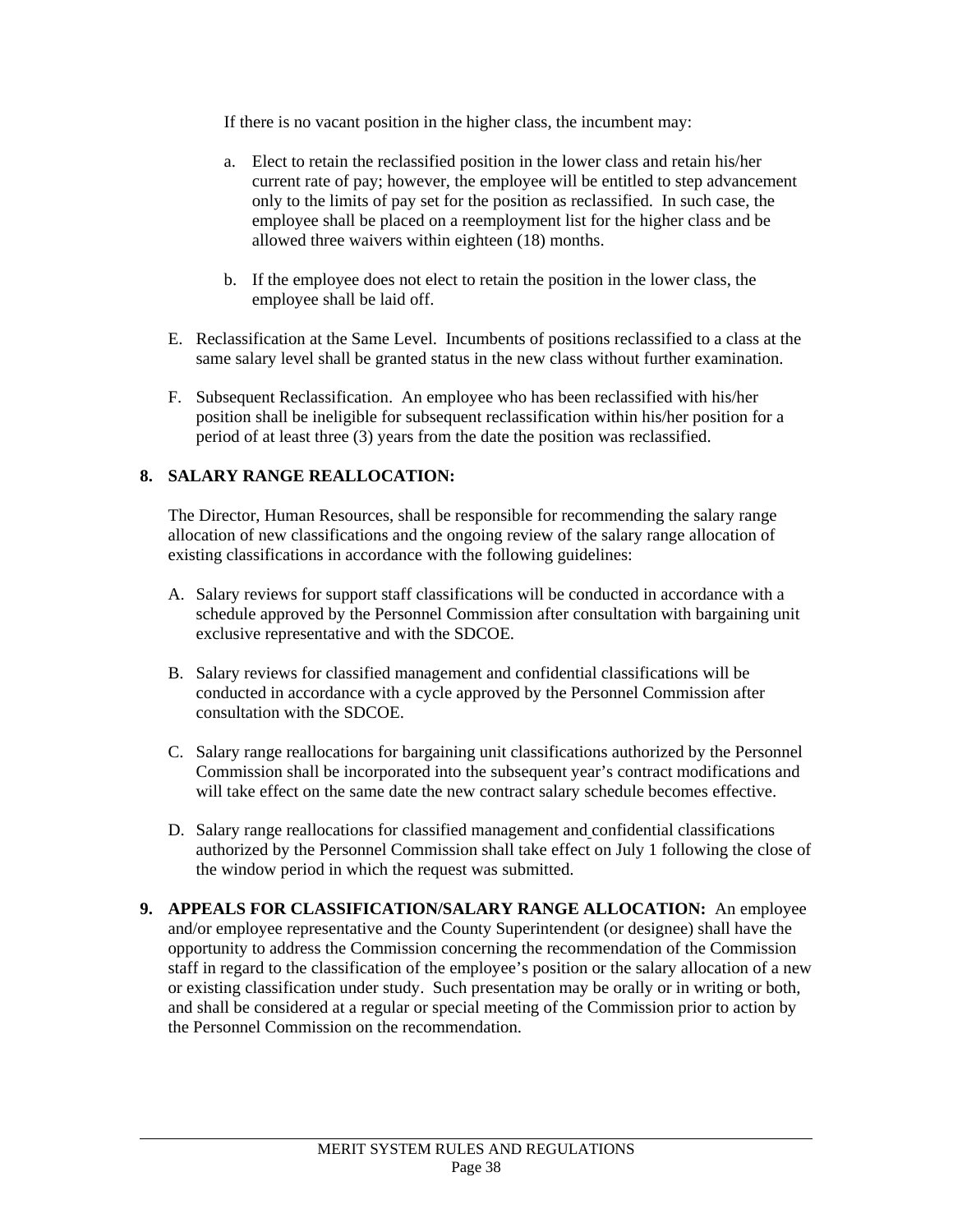If there is no vacant position in the higher class, the incumbent may:

a. Elect to retain the reclassified position in the lower class and retain his/her current rate of pay; however, the employee will be entitled to step advancement only to the limits of pay set for the position as reclassified. In such case, the employee shall be placed on a reemployment list for the higher class and be allowed three waivers within eighteen (18) months.

b. If the employee does not elect to retain the position in the lower class, the employee shall be laid off.

E. Reclassification at the Same Level. Incumbents of positions reclassified to a class at the same salary level shall be granted status in the new class without further examination.

F. Subsequent Reclassification. An employee who has been reclassified with his/her position shall be ineligible for subsequent reclassification within his/her position for a period of at least three (3) years from the date the position was reclassified.

**8. SALARY RANGE REALLOCATION:**

The Director, Human Resources, shall be responsible for recommending the salary range allocation of new classifications and the ongoing review of the salary range allocation of existing classifications in accordance with the following guidelines:

A. Salary reviews for support staff classifications will be conducted in accordance with a schedule approved by the Personnel Commission after consultation with bargaining unit exclusive representative and with the SDCOE.

B. Salary reviews for classified management and confidential classifications will be conducted in accordance with a cycle approved by the Personnel Commission after consultation with the SDCOE.

C. Salary range reallocations for bargaining unit classifications authorized by the Personnel Commission shall be incorporated into the subsequent year's contract modifications and will take effect on the same date the new contract salary schedule becomes effective.

D. Salary range reallocations for classified management and confidential classifications authorized by the Personnel Commission shall take effect on July 1 following the close of the window period in which the request was submitted.

**9. APPEALS FOR CLASSIFICATION/SALARY RANGE ALLOCATION:** An employee and/or employee representative and the County Superintendent (or designee) shall have the opportunity to address the Commission concerning the recommendation of the Commission staff in regard to the classification of the employee's position or the salary allocation of a new or existing classification under study. Such presentation may be orally or in writing or both, and shall be considered at a regular or special meeting of the Commission prior to action by the Personnel Commission on the recommendation.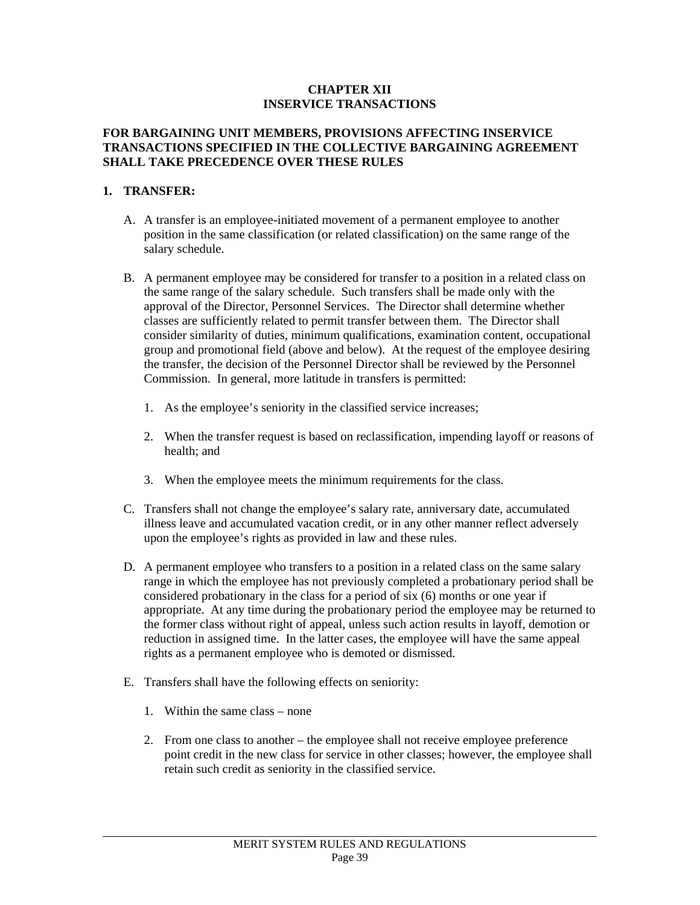# CHAPTER XII
# INSERVICE TRANSACTIONS

**FOR BARGAINING UNIT MEMBERS, PROVISIONS AFFECTING INSERVICE TRANSACTIONS SPECIFIED IN THE COLLECTIVE BARGAINING AGREEMENT SHALL TAKE PRECEDENCE OVER THESE RULES**

## 1. TRANSFER:

A. A transfer is an employee-initiated movement of a permanent employee to another position in the same classification (or related classification) on the same range of the salary schedule.

B. A permanent employee may be considered for transfer to a position in a related class on the same range of the salary schedule. Such transfers shall be made only with the approval of the Director, Personnel Services. The Director shall determine whether classes are sufficiently related to permit transfer between them. The Director shall consider similarity of duties, minimum qualifications, examination content, occupational group and promotional field (above and below). At the request of the employee desiring the transfer, the decision of the Personnel Director shall be reviewed by the Personnel Commission. In general, more latitude in transfers is permitted:

   1. As the employee's seniority in the classified service increases;

   2. When the transfer request is based on reclassification, impending layoff or reasons of health; and

   3. When the employee meets the minimum requirements for the class.

C. Transfers shall not change the employee's salary rate, anniversary date, accumulated illness leave and accumulated vacation credit, or in any other manner reflect adversely upon the employee's rights as provided in law and these rules.

D. A permanent employee who transfers to a position in a related class on the same salary range in which the employee has not previously completed a probationary period shall be considered probationary in the class for a period of six (6) months or one year if appropriate. At any time during the probationary period the employee may be returned to the former class without right of appeal, unless such action results in layoff, demotion or reduction in assigned time. In the latter cases, the employee will have the same appeal rights as a permanent employee who is demoted or dismissed.

E. Transfers shall have the following effects on seniority:

   1. Within the same class – none

   2. From one class to another – the employee shall not receive employee preference point credit in the new class for service in other classes; however, the employee shall retain such credit as seniority in the classified service.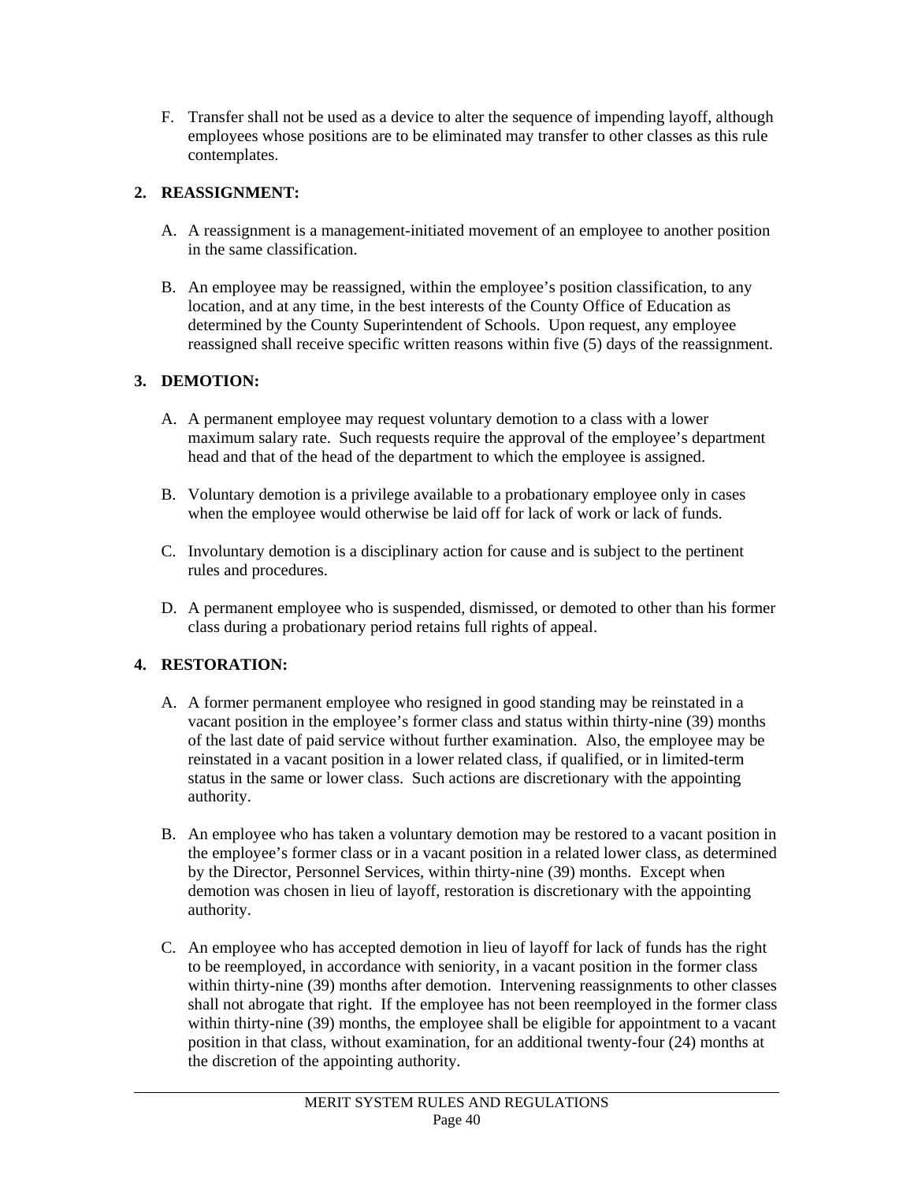F. Transfer shall not be used as a device to alter the sequence of impending layoff, although employees whose positions are to be eliminated may transfer to other classes as this rule contemplates.

**2. REASSIGNMENT:**

A. A reassignment is a management-initiated movement of an employee to another position in the same classification.

B. An employee may be reassigned, within the employee's position classification, to any location, and at any time, in the best interests of the County Office of Education as determined by the County Superintendent of Schools. Upon request, any employee reassigned shall receive specific written reasons within five (5) days of the reassignment.

**3. DEMOTION:**

A. A permanent employee may request voluntary demotion to a class with a lower maximum salary rate. Such requests require the approval of the employee's department head and that of the head of the department to which the employee is assigned.

B. Voluntary demotion is a privilege available to a probationary employee only in cases when the employee would otherwise be laid off for lack of work or lack of funds.

C. Involuntary demotion is a disciplinary action for cause and is subject to the pertinent rules and procedures.

D. A permanent employee who is suspended, dismissed, or demoted to other than his former class during a probationary period retains full rights of appeal.

**4. RESTORATION:**

A. A former permanent employee who resigned in good standing may be reinstated in a vacant position in the employee's former class and status within thirty-nine (39) months of the last date of paid service without further examination. Also, the employee may be reinstated in a vacant position in a lower related class, if qualified, or in limited-term status in the same or lower class. Such actions are discretionary with the appointing authority.

B. An employee who has taken a voluntary demotion may be restored to a vacant position in the employee's former class or in a vacant position in a related lower class, as determined by the Director, Personnel Services, within thirty-nine (39) months. Except when demotion was chosen in lieu of layoff, restoration is discretionary with the appointing authority.

C. An employee who has accepted demotion in lieu of layoff for lack of funds has the right to be reemployed, in accordance with seniority, in a vacant position in the former class within thirty-nine (39) months after demotion. Intervening reassignments to other classes shall not abrogate that right. If the employee has not been reemployed in the former class within thirty-nine (39) months, the employee shall be eligible for appointment to a vacant position in that class, without examination, for an additional twenty-four (24) months at the discretion of the appointing authority.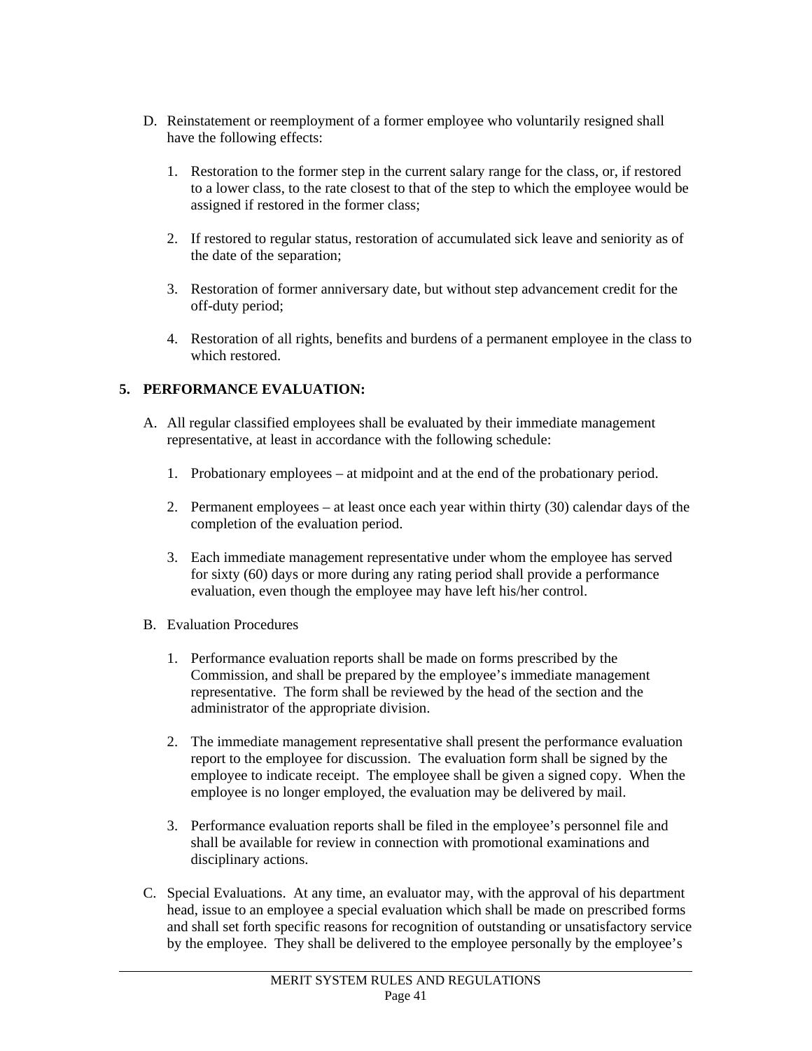D. Reinstatement or reemployment of a former employee who voluntarily resigned shall have the following effects:

   1. Restoration to the former step in the current salary range for the class, or, if restored to a lower class, to the rate closest to that of the step to which the employee would be assigned if restored in the former class;

   2. If restored to regular status, restoration of accumulated sick leave and seniority as of the date of the separation;

   3. Restoration of former anniversary date, but without step advancement credit for the off-duty period;

   4. Restoration of all rights, benefits and burdens of a permanent employee in the class to which restored.

## 5. PERFORMANCE EVALUATION:

A. All regular classified employees shall be evaluated by their immediate management representative, at least in accordance with the following schedule:

   1. Probationary employees – at midpoint and at the end of the probationary period.

   2. Permanent employees – at least once each year within thirty (30) calendar days of the completion of the evaluation period.

   3. Each immediate management representative under whom the employee has served for sixty (60) days or more during any rating period shall provide a performance evaluation, even though the employee may have left his/her control.

B. Evaluation Procedures

   1. Performance evaluation reports shall be made on forms prescribed by the Commission, and shall be prepared by the employee's immediate management representative. The form shall be reviewed by the head of the section and the administrator of the appropriate division.

   2. The immediate management representative shall present the performance evaluation report to the employee for discussion. The evaluation form shall be signed by the employee to indicate receipt. The employee shall be given a signed copy. When the employee is no longer employed, the evaluation may be delivered by mail.

   3. Performance evaluation reports shall be filed in the employee's personnel file and shall be available for review in connection with promotional examinations and disciplinary actions.

C. Special Evaluations. At any time, an evaluator may, with the approval of his department head, issue to an employee a special evaluation which shall be made on prescribed forms and shall set forth specific reasons for recognition of outstanding or unsatisfactory service by the employee. They shall be delivered to the employee personally by the employee's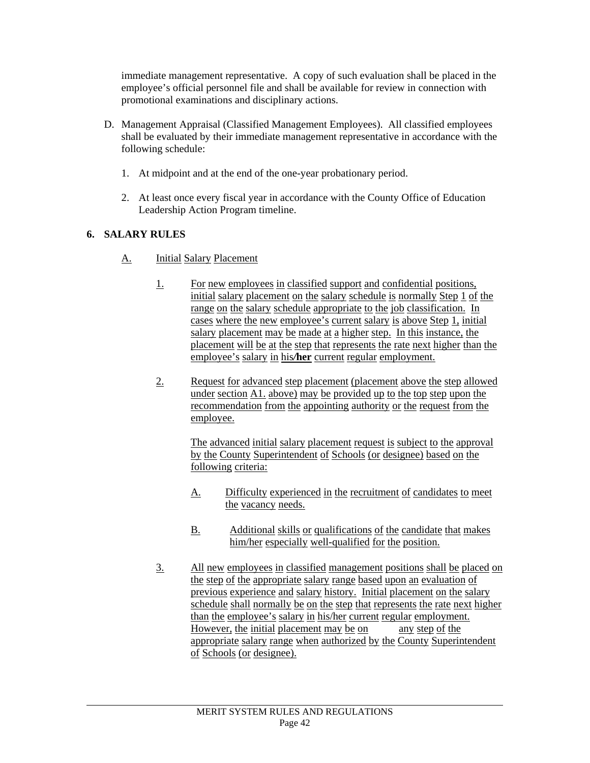immediate management representative. A copy of such evaluation shall be placed in the employee's official personnel file and shall be available for review in connection with promotional examinations and disciplinary actions.

D. Management Appraisal (Classified Management Employees). All classified employees shall be evaluated by their immediate management representative in accordance with the following schedule:

   1. At midpoint and at the end of the one-year probationary period.

   2. At least once every fiscal year in accordance with the County Office of Education Leadership Action Program timeline.

## 6. SALARY RULES

A. Initial Salary Placement

   1. For new employees in classified support and confidential positions, initial salary placement on the salary schedule is normally Step 1 of the range on the salary schedule appropriate to the job classification. In cases where the new employee's current salary is above Step 1, initial salary placement may be made at a higher step. In this instance, the placement will be at the step that represents the rate next higher than the employee's salary in his/**her** current regular employment.

   2. Request for advanced step placement (placement above the step allowed under section A1. above) may be provided up to the top step upon the recommendation from the appointing authority or the request from the employee.

      The advanced initial salary placement request is subject to the approval by the County Superintendent of Schools (or designee) based on the following criteria:

      A. Difficulty experienced in the recruitment of candidates to meet the vacancy needs.

      B. Additional skills or qualifications of the candidate that makes him/her especially well-qualified for the position.

   3. All new employees in classified management positions shall be placed on the step of the appropriate salary range based upon an evaluation of previous experience and salary history. Initial placement on the salary schedule shall normally be on the step that represents the rate next higher than the employee's salary in his/her current regular employment. However, the initial placement may be on any step of the appropriate salary range when authorized by the County Superintendent of Schools (or designee).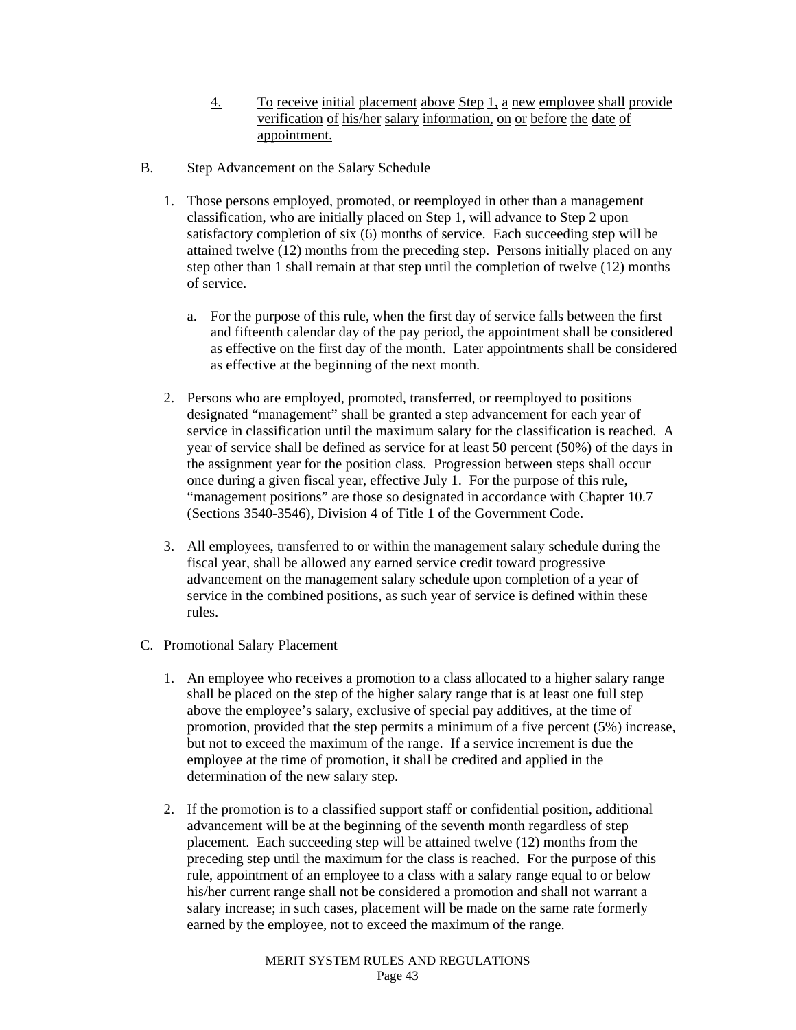4. To receive initial placement above Step 1, a new employee shall provide verification of his/her salary information, on or before the date of appointment.

B. Step Advancement on the Salary Schedule

1. Those persons employed, promoted, or reemployed in other than a management classification, who are initially placed on Step 1, will advance to Step 2 upon satisfactory completion of six (6) months of service. Each succeeding step will be attained twelve (12) months from the preceding step. Persons initially placed on any step other than 1 shall remain at that step until the completion of twelve (12) months of service.

   a. For the purpose of this rule, when the first day of service falls between the first and fifteenth calendar day of the pay period, the appointment shall be considered as effective on the first day of the month. Later appointments shall be considered as effective at the beginning of the next month.

2. Persons who are employed, promoted, transferred, or reemployed to positions designated "management" shall be granted a step advancement for each year of service in classification until the maximum salary for the classification is reached. A year of service shall be defined as service for at least 50 percent (50%) of the days in the assignment year for the position class. Progression between steps shall occur once during a given fiscal year, effective July 1. For the purpose of this rule, "management positions" are those so designated in accordance with Chapter 10.7 (Sections 3540-3546), Division 4 of Title 1 of the Government Code.

3. All employees, transferred to or within the management salary schedule during the fiscal year, shall be allowed any earned service credit toward progressive advancement on the management salary schedule upon completion of a year of service in the combined positions, as such year of service is defined within these rules.

C. Promotional Salary Placement

1. An employee who receives a promotion to a class allocated to a higher salary range shall be placed on the step of the higher salary range that is at least one full step above the employee's salary, exclusive of special pay additives, at the time of promotion, provided that the step permits a minimum of a five percent (5%) increase, but not to exceed the maximum of the range. If a service increment is due the employee at the time of promotion, it shall be credited and applied in the determination of the new salary step.

2. If the promotion is to a classified support staff or confidential position, additional advancement will be at the beginning of the seventh month regardless of step placement. Each succeeding step will be attained twelve (12) months from the preceding step until the maximum for the class is reached. For the purpose of this rule, appointment of an employee to a class with a salary range equal to or below his/her current range shall not be considered a promotion and shall not warrant a salary increase; in such cases, placement will be made on the same rate formerly earned by the employee, not to exceed the maximum of the range.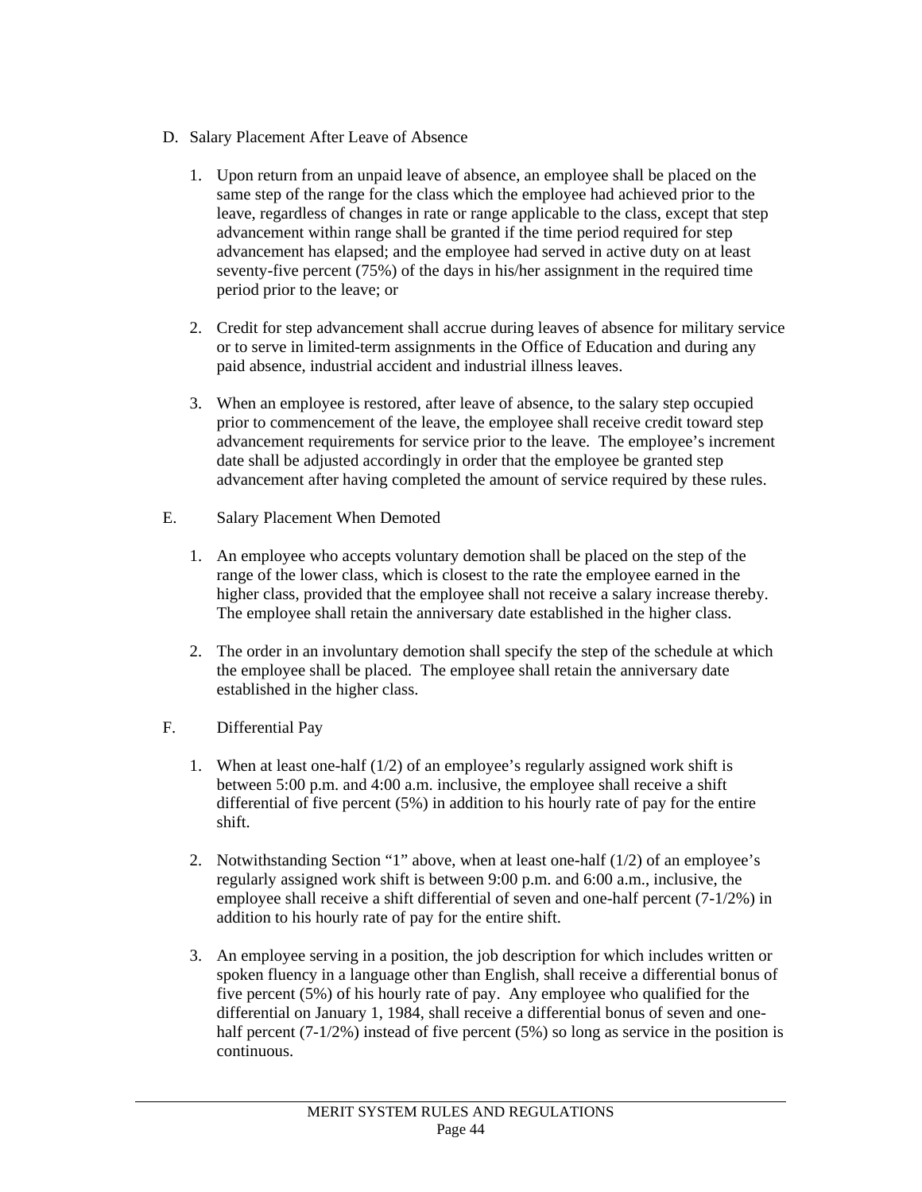D. Salary Placement After Leave of Absence

1. Upon return from an unpaid leave of absence, an employee shall be placed on the same step of the range for the class which the employee had achieved prior to the leave, regardless of changes in rate or range applicable to the class, except that step advancement within range shall be granted if the time period required for step advancement has elapsed; and the employee had served in active duty on at least seventy-five percent (75%) of the days in his/her assignment in the required time period prior to the leave; or

2. Credit for step advancement shall accrue during leaves of absence for military service or to serve in limited-term assignments in the Office of Education and during any paid absence, industrial accident and industrial illness leaves.

3. When an employee is restored, after leave of absence, to the salary step occupied prior to commencement of the leave, the employee shall receive credit toward step advancement requirements for service prior to the leave. The employee's increment date shall be adjusted accordingly in order that the employee be granted step advancement after having completed the amount of service required by these rules.

E. Salary Placement When Demoted

1. An employee who accepts voluntary demotion shall be placed on the step of the range of the lower class, which is closest to the rate the employee earned in the higher class, provided that the employee shall not receive a salary increase thereby. The employee shall retain the anniversary date established in the higher class.

2. The order in an involuntary demotion shall specify the step of the schedule at which the employee shall be placed. The employee shall retain the anniversary date established in the higher class.

F. Differential Pay

1. When at least one-half (1/2) of an employee's regularly assigned work shift is between 5:00 p.m. and 4:00 a.m. inclusive, the employee shall receive a shift differential of five percent (5%) in addition to his hourly rate of pay for the entire shift.

2. Notwithstanding Section "1" above, when at least one-half (1/2) of an employee's regularly assigned work shift is between 9:00 p.m. and 6:00 a.m., inclusive, the employee shall receive a shift differential of seven and one-half percent (7-1/2%) in addition to his hourly rate of pay for the entire shift.

3. An employee serving in a position, the job description for which includes written or spoken fluency in a language other than English, shall receive a differential bonus of five percent (5%) of his hourly rate of pay. Any employee who qualified for the differential on January 1, 1984, shall receive a differential bonus of seven and one-half percent (7-1/2%) instead of five percent (5%) so long as service in the position is continuous.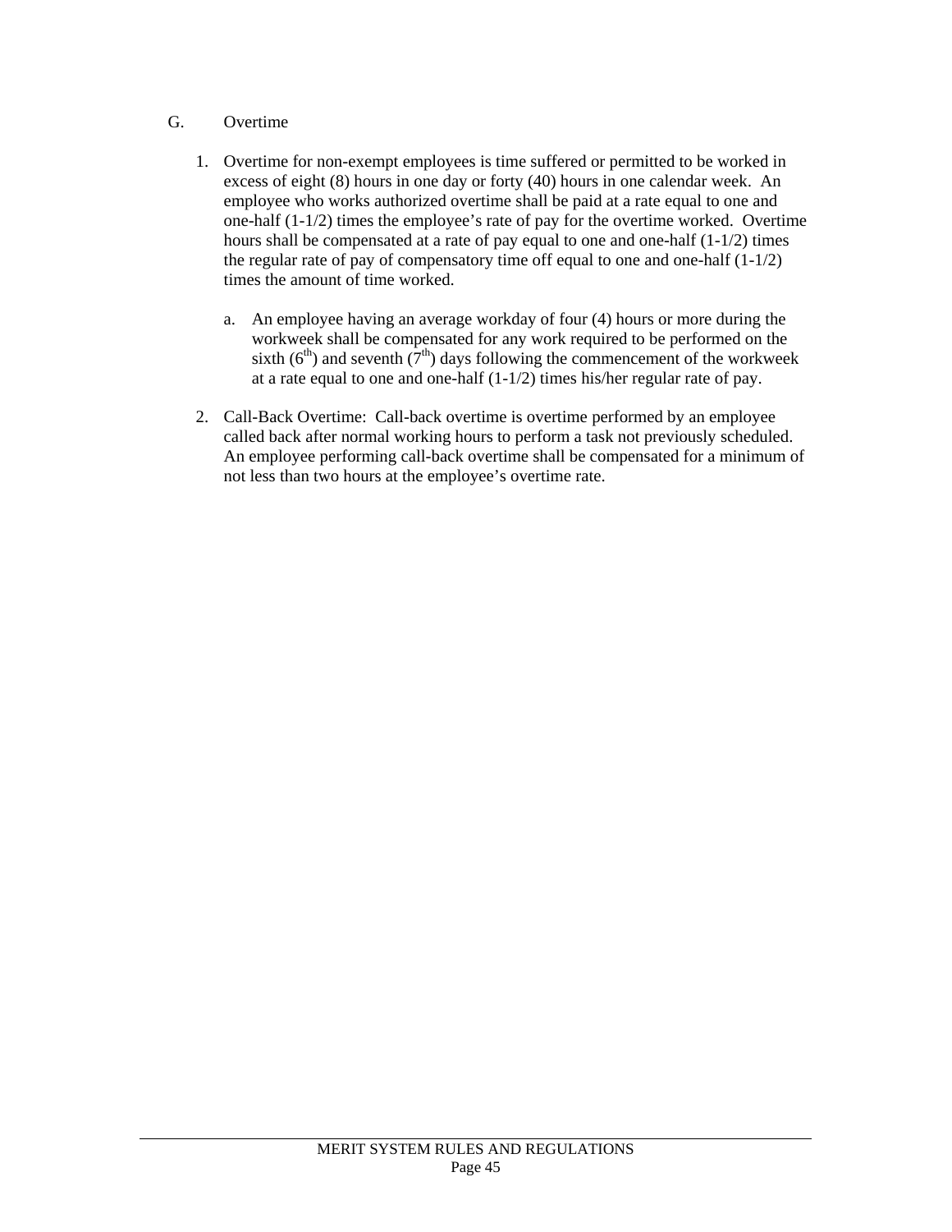G. Overtime

1. Overtime for non-exempt employees is time suffered or permitted to be worked in excess of eight (8) hours in one day or forty (40) hours in one calendar week. An employee who works authorized overtime shall be paid at a rate equal to one and one-half (1-1/2) times the employee's rate of pay for the overtime worked. Overtime hours shall be compensated at a rate of pay equal to one and one-half (1-1/2) times the regular rate of pay of compensatory time off equal to one and one-half (1-1/2) times the amount of time worked.

   a. An employee having an average workday of four (4) hours or more during the workweek shall be compensated for any work required to be performed on the sixth (6th) and seventh (7th) days following the commencement of the workweek at a rate equal to one and one-half (1-1/2) times his/her regular rate of pay.

2. Call-Back Overtime: Call-back overtime is overtime performed by an employee called back after normal working hours to perform a task not previously scheduled. An employee performing call-back overtime shall be compensated for a minimum of not less than two hours at the employee's overtime rate.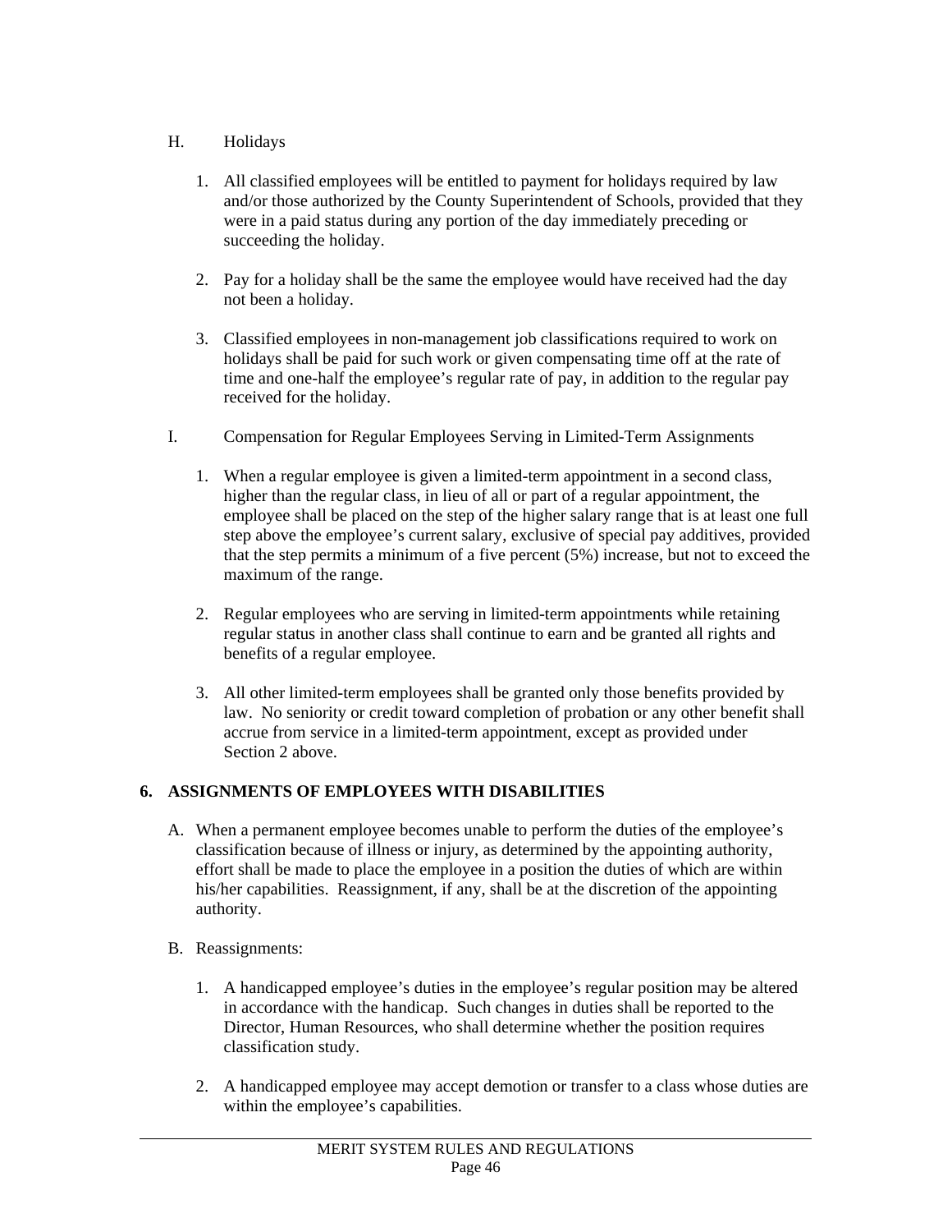H. Holidays

1. All classified employees will be entitled to payment for holidays required by law and/or those authorized by the County Superintendent of Schools, provided that they were in a paid status during any portion of the day immediately preceding or succeeding the holiday.

2. Pay for a holiday shall be the same the employee would have received had the day not been a holiday.

3. Classified employees in non-management job classifications required to work on holidays shall be paid for such work or given compensating time off at the rate of time and one-half the employee's regular rate of pay, in addition to the regular pay received for the holiday.

I. Compensation for Regular Employees Serving in Limited-Term Assignments

1. When a regular employee is given a limited-term appointment in a second class, higher than the regular class, in lieu of all or part of a regular appointment, the employee shall be placed on the step of the higher salary range that is at least one full step above the employee's current salary, exclusive of special pay additives, provided that the step permits a minimum of a five percent (5%) increase, but not to exceed the maximum of the range.

2. Regular employees who are serving in limited-term appointments while retaining regular status in another class shall continue to earn and be granted all rights and benefits of a regular employee.

3. All other limited-term employees shall be granted only those benefits provided by law. No seniority or credit toward completion of probation or any other benefit shall accrue from service in a limited-term appointment, except as provided under Section 2 above.

## 6. ASSIGNMENTS OF EMPLOYEES WITH DISABILITIES

A. When a permanent employee becomes unable to perform the duties of the employee's classification because of illness or injury, as determined by the appointing authority, effort shall be made to place the employee in a position the duties of which are within his/her capabilities. Reassignment, if any, shall be at the discretion of the appointing authority.

B. Reassignments:

1. A handicapped employee's duties in the employee's regular position may be altered in accordance with the handicap. Such changes in duties shall be reported to the Director, Human Resources, who shall determine whether the position requires classification study.

2. A handicapped employee may accept demotion or transfer to a class whose duties are within the employee's capabilities.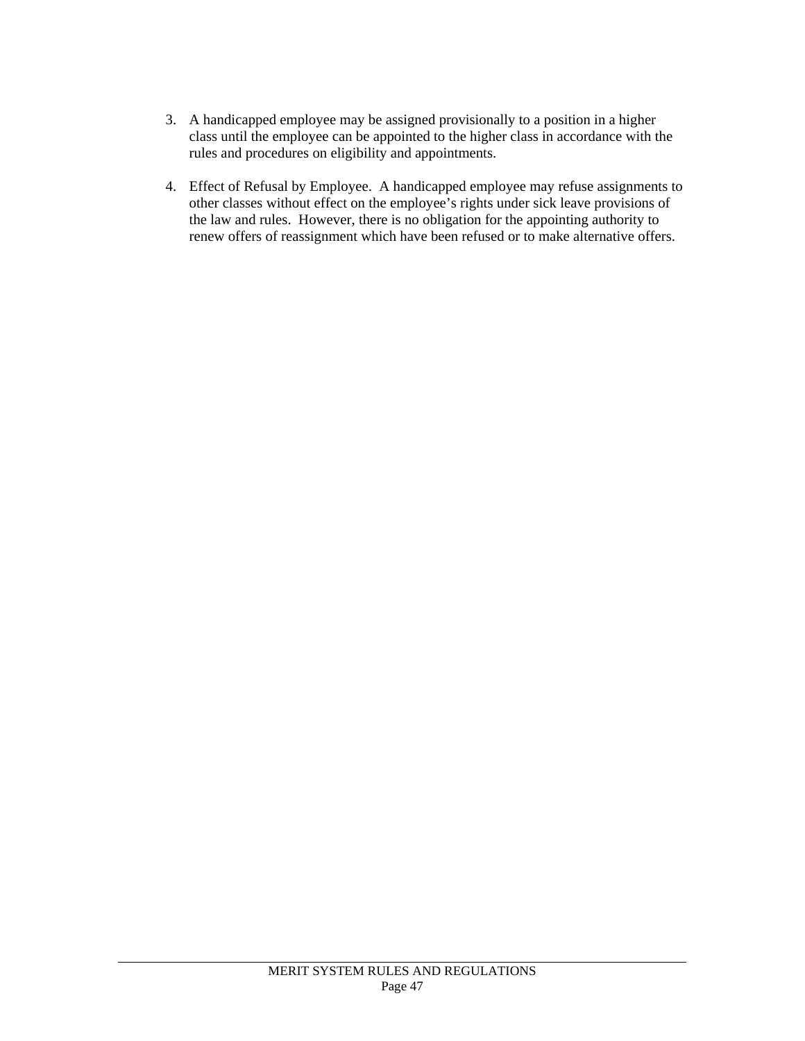3. A handicapped employee may be assigned provisionally to a position in a higher class until the employee can be appointed to the higher class in accordance with the rules and procedures on eligibility and appointments.

4. Effect of Refusal by Employee. A handicapped employee may refuse assignments to other classes without effect on the employee's rights under sick leave provisions of the law and rules. However, there is no obligation for the appointing authority to renew offers of reassignment which have been refused or to make alternative offers.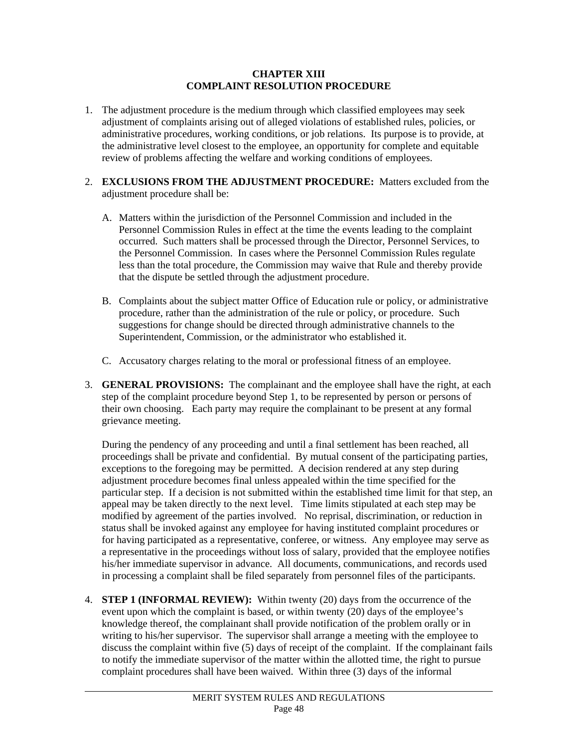# CHAPTER XIII
# COMPLAINT RESOLUTION PROCEDURE

1. The adjustment procedure is the medium through which classified employees may seek adjustment of complaints arising out of alleged violations of established rules, policies, or administrative procedures, working conditions, or job relations. Its purpose is to provide, at the administrative level closest to the employee, an opportunity for complete and equitable review of problems affecting the welfare and working conditions of employees.

2. **EXCLUSIONS FROM THE ADJUSTMENT PROCEDURE:** Matters excluded from the adjustment procedure shall be:

   A. Matters within the jurisdiction of the Personnel Commission and included in the Personnel Commission Rules in effect at the time the events leading to the complaint occurred. Such matters shall be processed through the Director, Personnel Services, to the Personnel Commission. In cases where the Personnel Commission Rules regulate less than the total procedure, the Commission may waive that Rule and thereby provide that the dispute be settled through the adjustment procedure.

   B. Complaints about the subject matter Office of Education rule or policy, or administrative procedure, rather than the administration of the rule or policy, or procedure. Such suggestions for change should be directed through administrative channels to the Superintendent, Commission, or the administrator who established it.

   C. Accusatory charges relating to the moral or professional fitness of an employee.

3. **GENERAL PROVISIONS:** The complainant and the employee shall have the right, at each step of the complaint procedure beyond Step 1, to be represented by person or persons of their own choosing. Each party may require the complainant to be present at any formal grievance meeting.

   During the pendency of any proceeding and until a final settlement has been reached, all proceedings shall be private and confidential. By mutual consent of the participating parties, exceptions to the foregoing may be permitted. A decision rendered at any step during adjustment procedure becomes final unless appealed within the time specified for the particular step. If a decision is not submitted within the established time limit for that step, an appeal may be taken directly to the next level. Time limits stipulated at each step may be modified by agreement of the parties involved. No reprisal, discrimination, or reduction in status shall be invoked against any employee for having instituted complaint procedures or for having participated as a representative, conferee, or witness. Any employee may serve as a representative in the proceedings without loss of salary, provided that the employee notifies his/her immediate supervisor in advance. All documents, communications, and records used in processing a complaint shall be filed separately from personnel files of the participants.

4. **STEP 1 (INFORMAL REVIEW):** Within twenty (20) days from the occurrence of the event upon which the complaint is based, or within twenty (20) days of the employee's knowledge thereof, the complainant shall provide notification of the problem orally or in writing to his/her supervisor. The supervisor shall arrange a meeting with the employee to discuss the complaint within five (5) days of receipt of the complaint. If the complainant fails to notify the immediate supervisor of the matter within the allotted time, the right to pursue complaint procedures shall have been waived. Within three (3) days of the informal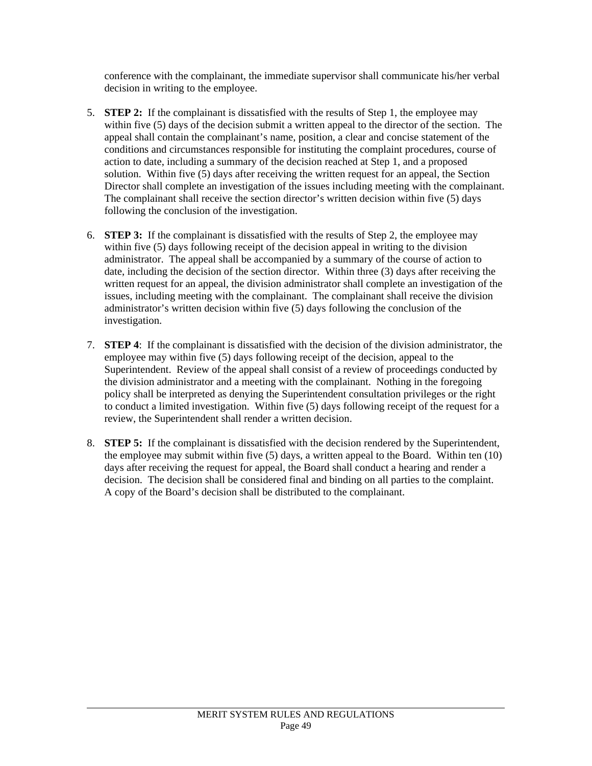conference with the complainant, the immediate supervisor shall communicate his/her verbal decision in writing to the employee.

5. **STEP 2:** If the complainant is dissatisfied with the results of Step 1, the employee may within five (5) days of the decision submit a written appeal to the director of the section. The appeal shall contain the complainant's name, position, a clear and concise statement of the conditions and circumstances responsible for instituting the complaint procedures, course of action to date, including a summary of the decision reached at Step 1, and a proposed solution. Within five (5) days after receiving the written request for an appeal, the Section Director shall complete an investigation of the issues including meeting with the complainant. The complainant shall receive the section director's written decision within five (5) days following the conclusion of the investigation.

6. **STEP 3:** If the complainant is dissatisfied with the results of Step 2, the employee may within five (5) days following receipt of the decision appeal in writing to the division administrator. The appeal shall be accompanied by a summary of the course of action to date, including the decision of the section director. Within three (3) days after receiving the written request for an appeal, the division administrator shall complete an investigation of the issues, including meeting with the complainant. The complainant shall receive the division administrator's written decision within five (5) days following the conclusion of the investigation.

7. **STEP 4**: If the complainant is dissatisfied with the decision of the division administrator, the employee may within five (5) days following receipt of the decision, appeal to the Superintendent. Review of the appeal shall consist of a review of proceedings conducted by the division administrator and a meeting with the complainant. Nothing in the foregoing policy shall be interpreted as denying the Superintendent consultation privileges or the right to conduct a limited investigation. Within five (5) days following receipt of the request for a review, the Superintendent shall render a written decision.

8. **STEP 5:** If the complainant is dissatisfied with the decision rendered by the Superintendent, the employee may submit within five (5) days, a written appeal to the Board. Within ten (10) days after receiving the request for appeal, the Board shall conduct a hearing and render a decision. The decision shall be considered final and binding on all parties to the complaint. A copy of the Board's decision shall be distributed to the complainant.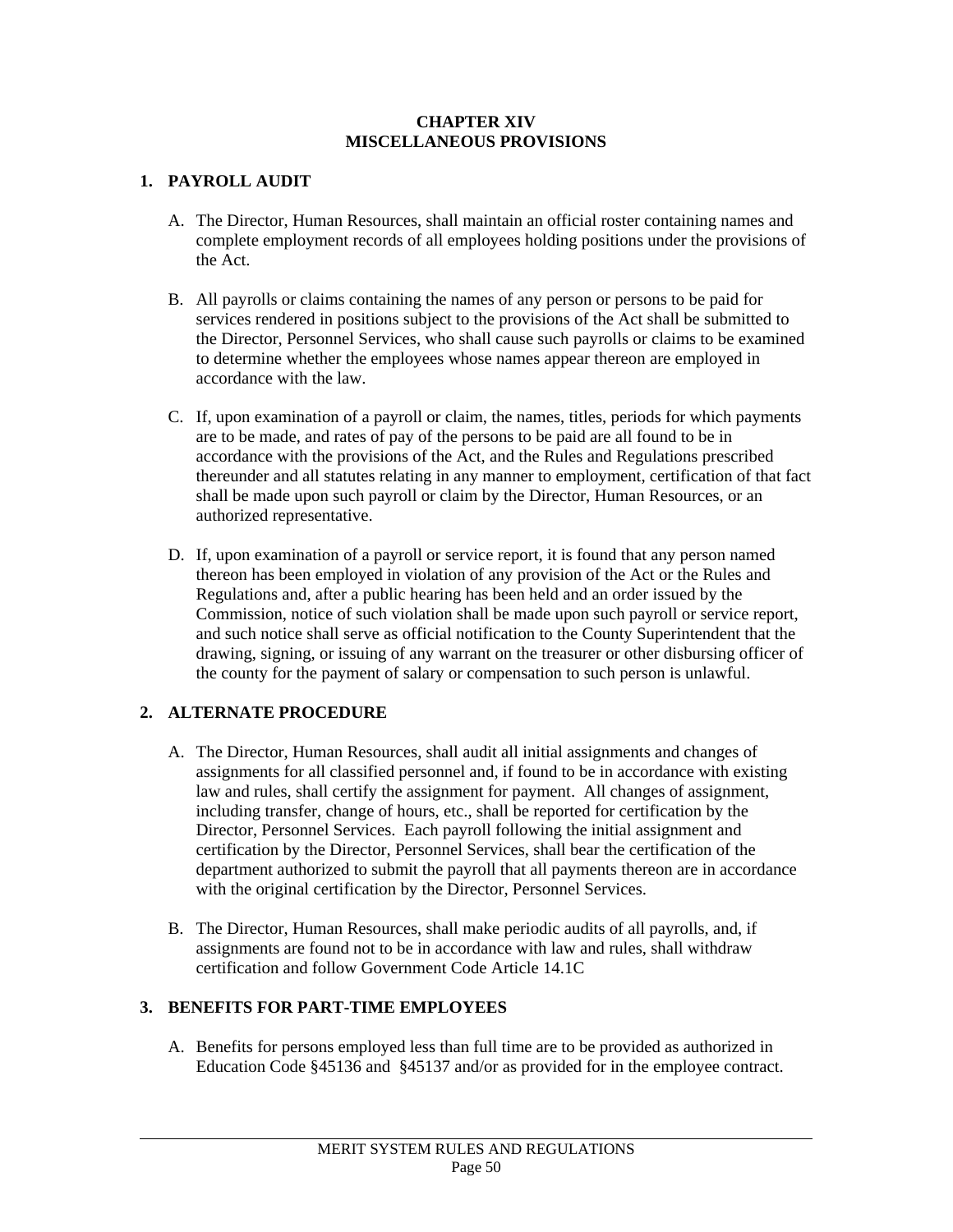# CHAPTER XIV
# MISCELLANEOUS PROVISIONS

## 1. PAYROLL AUDIT

A. The Director, Human Resources, shall maintain an official roster containing names and complete employment records of all employees holding positions under the provisions of the Act.

B. All payrolls or claims containing the names of any person or persons to be paid for services rendered in positions subject to the provisions of the Act shall be submitted to the Director, Personnel Services, who shall cause such payrolls or claims to be examined to determine whether the employees whose names appear thereon are employed in accordance with the law.

C. If, upon examination of a payroll or claim, the names, titles, periods for which payments are to be made, and rates of pay of the persons to be paid are all found to be in accordance with the provisions of the Act, and the Rules and Regulations prescribed thereunder and all statutes relating in any manner to employment, certification of that fact shall be made upon such payroll or claim by the Director, Human Resources, or an authorized representative.

D. If, upon examination of a payroll or service report, it is found that any person named thereon has been employed in violation of any provision of the Act or the Rules and Regulations and, after a public hearing has been held and an order issued by the Commission, notice of such violation shall be made upon such payroll or service report, and such notice shall serve as official notification to the County Superintendent that the drawing, signing, or issuing of any warrant on the treasurer or other disbursing officer of the county for the payment of salary or compensation to such person is unlawful.

## 2. ALTERNATE PROCEDURE

A. The Director, Human Resources, shall audit all initial assignments and changes of assignments for all classified personnel and, if found to be in accordance with existing law and rules, shall certify the assignment for payment. All changes of assignment, including transfer, change of hours, etc., shall be reported for certification by the Director, Personnel Services. Each payroll following the initial assignment and certification by the Director, Personnel Services, shall bear the certification of the department authorized to submit the payroll that all payments thereon are in accordance with the original certification by the Director, Personnel Services.

B. The Director, Human Resources, shall make periodic audits of all payrolls, and, if assignments are found not to be in accordance with law and rules, shall withdraw certification and follow Government Code Article 14.1C

## 3. BENEFITS FOR PART-TIME EMPLOYEES

A. Benefits for persons employed less than full time are to be provided as authorized in Education Code §45136 and §45137 and/or as provided for in the employee contract.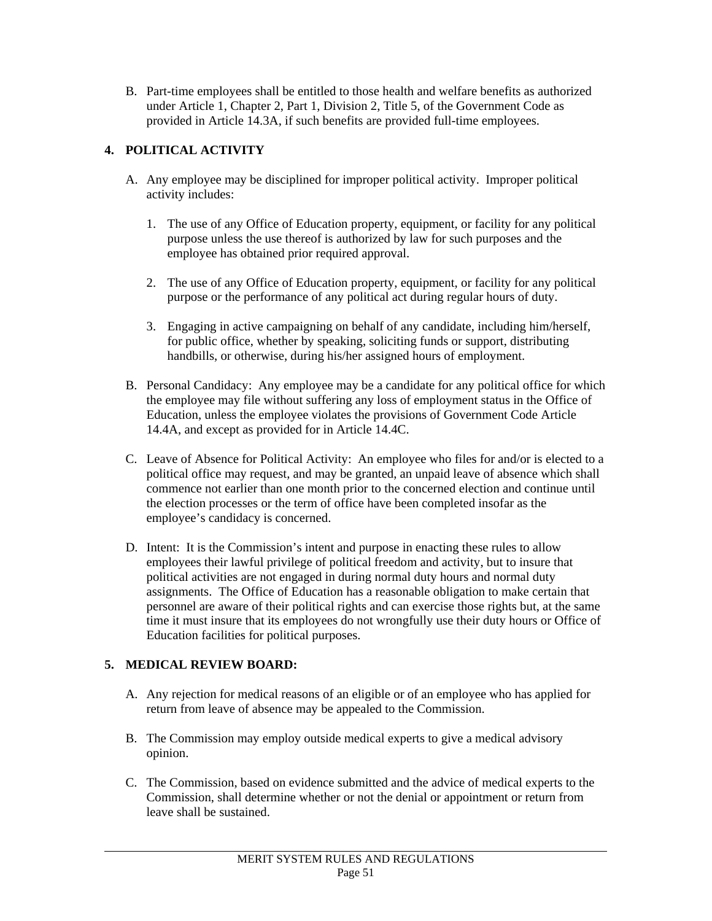B. Part-time employees shall be entitled to those health and welfare benefits as authorized under Article 1, Chapter 2, Part 1, Division 2, Title 5, of the Government Code as provided in Article 14.3A, if such benefits are provided full-time employees.

## 4. POLITICAL ACTIVITY

A. Any employee may be disciplined for improper political activity. Improper political activity includes:

   1. The use of any Office of Education property, equipment, or facility for any political purpose unless the use thereof is authorized by law for such purposes and the employee has obtained prior required approval.

   2. The use of any Office of Education property, equipment, or facility for any political purpose or the performance of any political act during regular hours of duty.

   3. Engaging in active campaigning on behalf of any candidate, including him/herself, for public office, whether by speaking, soliciting funds or support, distributing handbills, or otherwise, during his/her assigned hours of employment.

B. Personal Candidacy: Any employee may be a candidate for any political office for which the employee may file without suffering any loss of employment status in the Office of Education, unless the employee violates the provisions of Government Code Article 14.4A, and except as provided for in Article 14.4C.

C. Leave of Absence for Political Activity: An employee who files for and/or is elected to a political office may request, and may be granted, an unpaid leave of absence which shall commence not earlier than one month prior to the concerned election and continue until the election processes or the term of office have been completed insofar as the employee's candidacy is concerned.

D. Intent: It is the Commission's intent and purpose in enacting these rules to allow employees their lawful privilege of political freedom and activity, but to insure that political activities are not engaged in during normal duty hours and normal duty assignments. The Office of Education has a reasonable obligation to make certain that personnel are aware of their political rights and can exercise those rights but, at the same time it must insure that its employees do not wrongfully use their duty hours or Office of Education facilities for political purposes.

## 5. MEDICAL REVIEW BOARD:

A. Any rejection for medical reasons of an eligible or of an employee who has applied for return from leave of absence may be appealed to the Commission.

B. The Commission may employ outside medical experts to give a medical advisory opinion.

C. The Commission, based on evidence submitted and the advice of medical experts to the Commission, shall determine whether or not the denial or appointment or return from leave shall be sustained.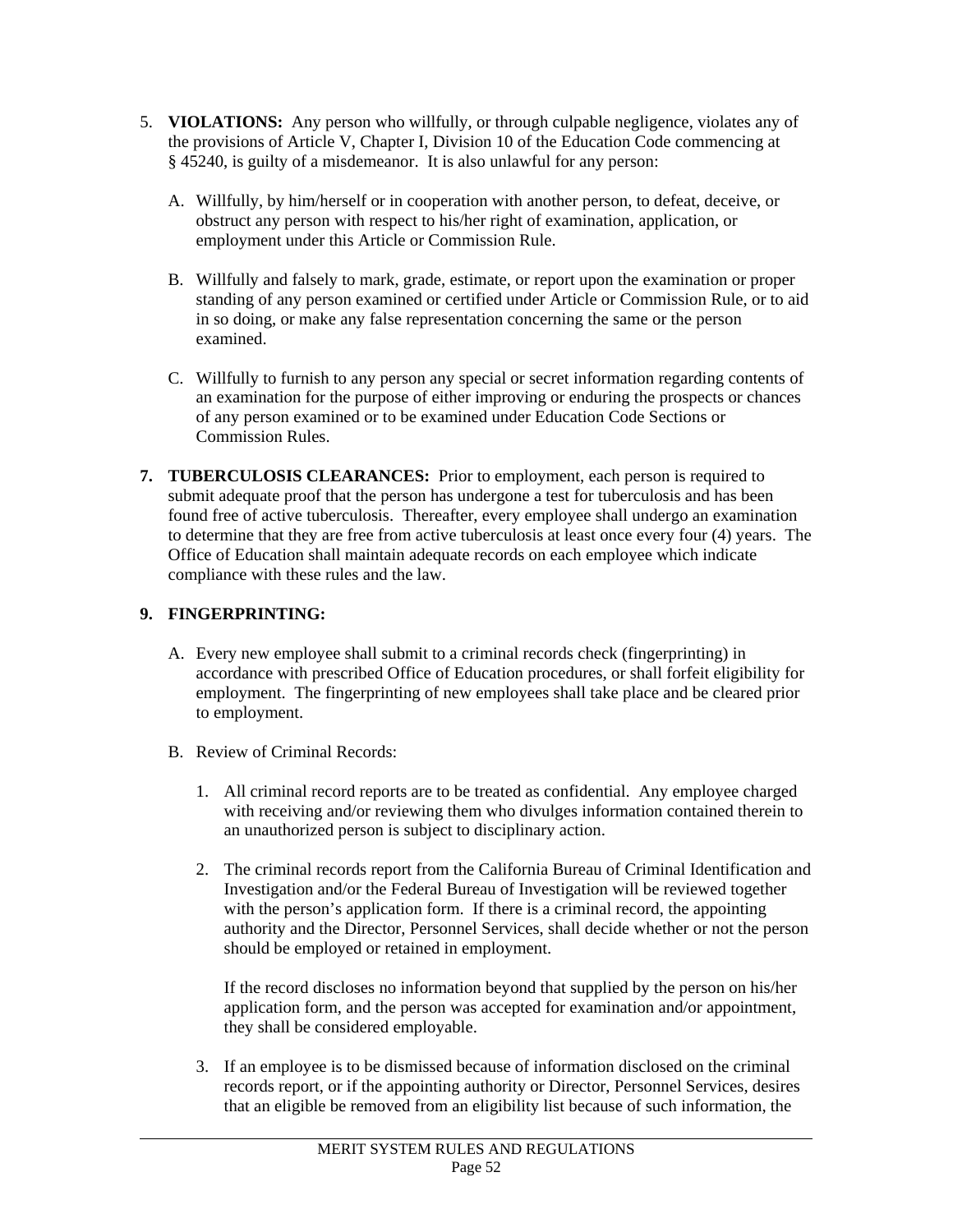5. **VIOLATIONS:** Any person who willfully, or through culpable negligence, violates any of the provisions of Article V, Chapter I, Division 10 of the Education Code commencing at § 45240, is guilty of a misdemeanor. It is also unlawful for any person:

   A. Willfully, by him/herself or in cooperation with another person, to defeat, deceive, or obstruct any person with respect to his/her right of examination, application, or employment under this Article or Commission Rule.

   B. Willfully and falsely to mark, grade, estimate, or report upon the examination or proper standing of any person examined or certified under Article or Commission Rule, or to aid in so doing, or make any false representation concerning the same or the person examined.

   C. Willfully to furnish to any person any special or secret information regarding contents of an examination for the purpose of either improving or enduring the prospects or chances of any person examined or to be examined under Education Code Sections or Commission Rules.

**7. TUBERCULOSIS CLEARANCES:** Prior to employment, each person is required to submit adequate proof that the person has undergone a test for tuberculosis and has been found free of active tuberculosis. Thereafter, every employee shall undergo an examination to determine that they are free from active tuberculosis at least once every four (4) years. The Office of Education shall maintain adequate records on each employee which indicate compliance with these rules and the law.

**9. FINGERPRINTING:**

   A. Every new employee shall submit to a criminal records check (fingerprinting) in accordance with prescribed Office of Education procedures, or shall forfeit eligibility for employment. The fingerprinting of new employees shall take place and be cleared prior to employment.

   B. Review of Criminal Records:

      1. All criminal record reports are to be treated as confidential. Any employee charged with receiving and/or reviewing them who divulges information contained therein to an unauthorized person is subject to disciplinary action.

      2. The criminal records report from the California Bureau of Criminal Identification and Investigation and/or the Federal Bureau of Investigation will be reviewed together with the person's application form. If there is a criminal record, the appointing authority and the Director, Personnel Services, shall decide whether or not the person should be employed or retained in employment.

         If the record discloses no information beyond that supplied by the person on his/her application form, and the person was accepted for examination and/or appointment, they shall be considered employable.

      3. If an employee is to be dismissed because of information disclosed on the criminal records report, or if the appointing authority or Director, Personnel Services, desires that an eligible be removed from an eligibility list because of such information, the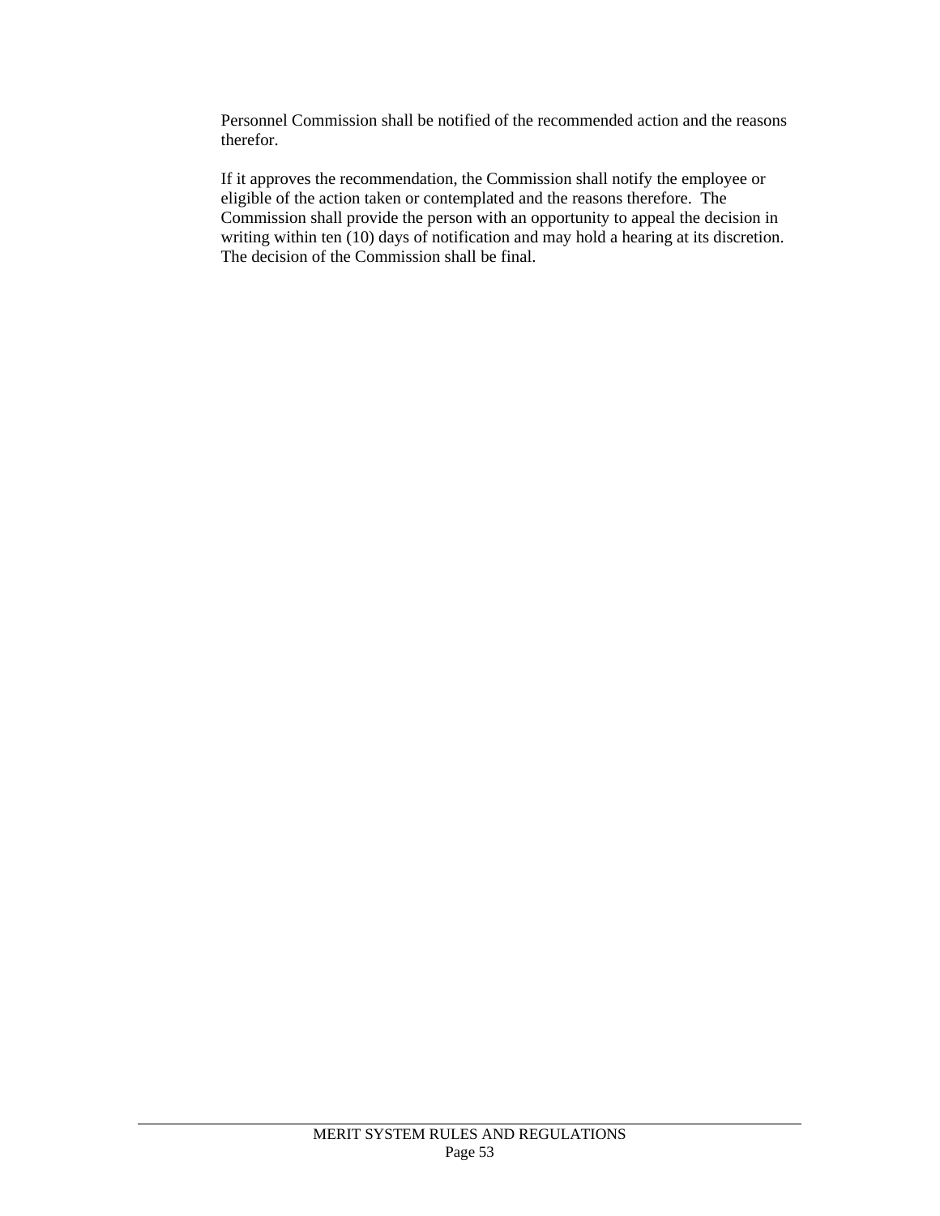Personnel Commission shall be notified of the recommended action and the reasons therefor.

If it approves the recommendation, the Commission shall notify the employee or eligible of the action taken or contemplated and the reasons therefore. The Commission shall provide the person with an opportunity to appeal the decision in writing within ten (10) days of notification and may hold a hearing at its discretion. The decision of the Commission shall be final.